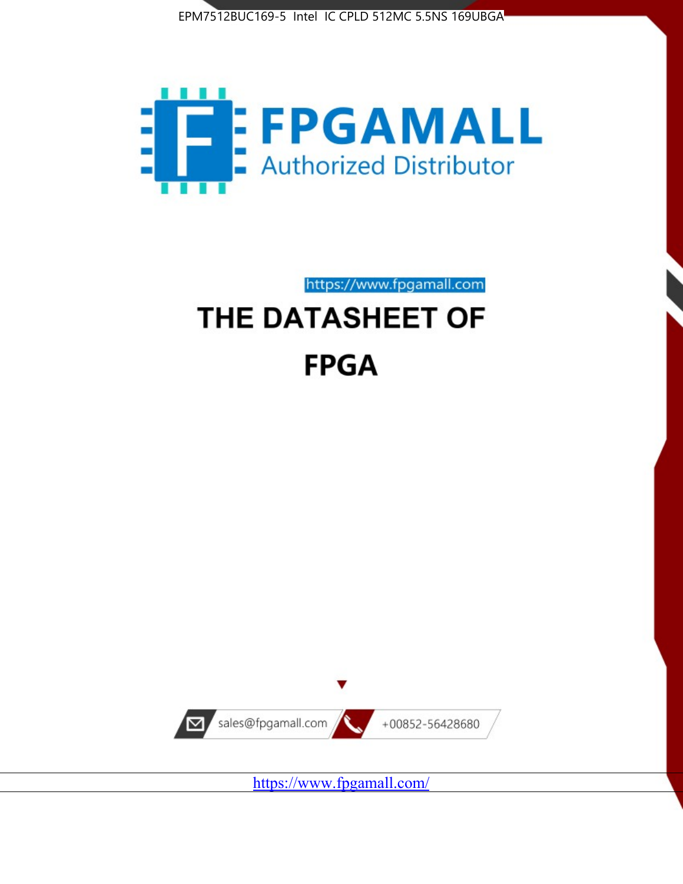EPM7512BUC169-5 Intel IC CPLD 512MC 5.5NS 169UBGA

FPGAMALL

Authorized Distributor

https://www.fpgamall.com

# THE DATASHEET OF

# FPGA

sales@fpgamall.com

+00852-56428680

https://www.fpgamall.com/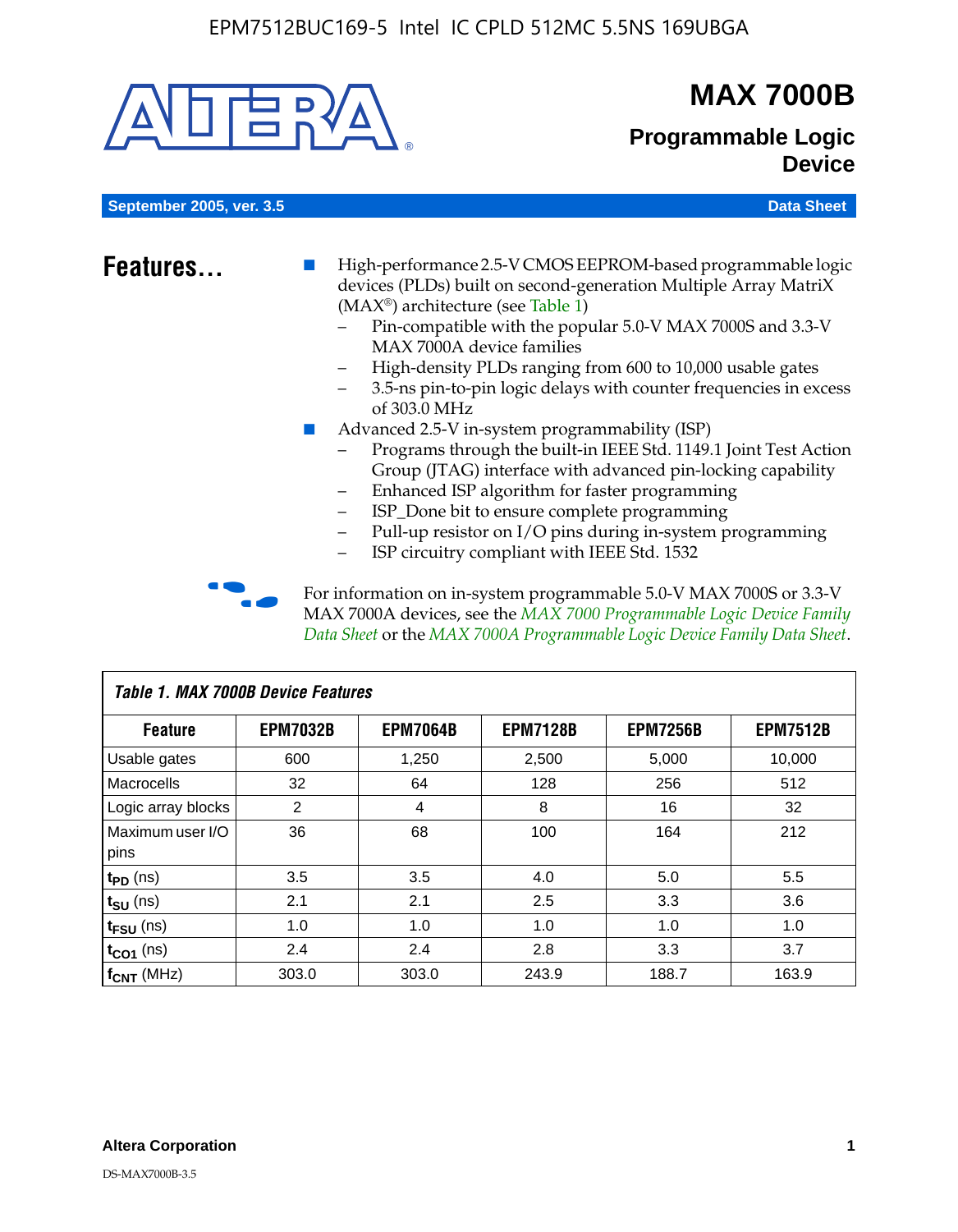# MAX 7000B

## Programmable Logic Device

September 2005, ver. 3.5 — Data Sheet

## Features...

- High-performance 2.5-V CMOS EEPROM-based programmable logic devices (PLDs) built on second-generation Multiple Array MatriX (MAX®) architecture (see Table 1)
  - Pin-compatible with the popular 5.0-V MAX 7000S and 3.3-V MAX 7000A device families
  - High-density PLDs ranging from 600 to 10,000 usable gates
  - 3.5-ns pin-to-pin logic delays with counter frequencies in excess of 303.0 MHz
- Advanced 2.5-V in-system programmability (ISP)
  - Programs through the built-in IEEE Std. 1149.1 Joint Test Action Group (JTAG) interface with advanced pin-locking capability
  - Enhanced ISP algorithm for faster programming
  - ISP_Done bit to ensure complete programming
  - Pull-up resistor on I/O pins during in-system programming
  - ISP circuitry compliant with IEEE Std. 1532

For information on in-system programmable 5.0-V MAX 7000S or 3.3-V MAX 7000A devices, see the *MAX 7000 Programmable Logic Device Family Data Sheet* or the *MAX 7000A Programmable Logic Device Family Data Sheet*.

**Table 1. MAX 7000B Device Features**

| Feature | EPM7032B | EPM7064B | EPM7128B | EPM7256B | EPM7512B |
|---|---|---|---|---|---|
| Usable gates | 600 | 1,250 | 2,500 | 5,000 | 10,000 |
| Macrocells | 32 | 64 | 128 | 256 | 512 |
| Logic array blocks | 2 | 4 | 8 | 16 | 32 |
| Maximum user I/O pins | 36 | 68 | 100 | 164 | 212 |
| $t_{PD}$ (ns) | 3.5 | 3.5 | 4.0 | 5.0 | 5.5 |
| $t_{SU}$ (ns) | 2.1 | 2.1 | 2.5 | 3.3 | 3.6 |
| $t_{FSU}$ (ns) | 1.0 | 1.0 | 1.0 | 1.0 | 1.0 |
| $t_{CO1}$ (ns) | 2.4 | 2.4 | 2.8 | 3.3 | 3.7 |
| $f_{CNT}$ (MHz) | 303.0 | 303.0 | 243.9 | 188.7 | 163.9 |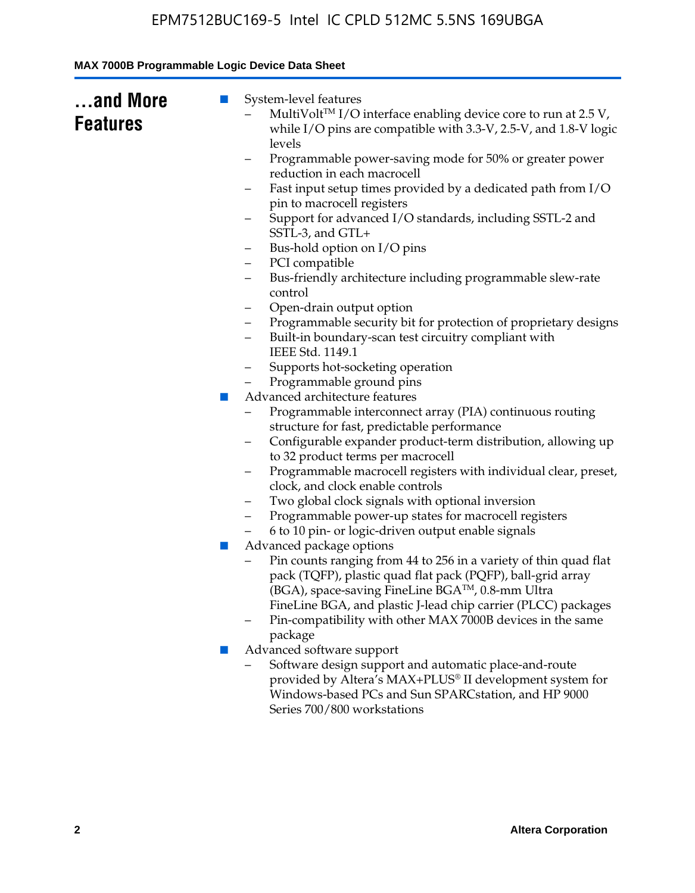## ...and More Features

- System-level features
  - MultiVolt™ I/O interface enabling device core to run at 2.5 V, while I/O pins are compatible with 3.3-V, 2.5-V, and 1.8-V logic levels
  - Programmable power-saving mode for 50% or greater power reduction in each macrocell
  - Fast input setup times provided by a dedicated path from I/O pin to macrocell registers
  - Support for advanced I/O standards, including SSTL-2 and SSTL-3, and GTL+
  - Bus-hold option on I/O pins
  - PCI compatible
  - Bus-friendly architecture including programmable slew-rate control
  - Open-drain output option
  - Programmable security bit for protection of proprietary designs
  - Built-in boundary-scan test circuitry compliant with IEEE Std. 1149.1
  - Supports hot-socketing operation
  - Programmable ground pins
- Advanced architecture features
  - Programmable interconnect array (PIA) continuous routing structure for fast, predictable performance
  - Configurable expander product-term distribution, allowing up to 32 product terms per macrocell
  - Programmable macrocell registers with individual clear, preset, clock, and clock enable controls
  - Two global clock signals with optional inversion
  - Programmable power-up states for macrocell registers
  - 6 to 10 pin- or logic-driven output enable signals
- Advanced package options
  - Pin counts ranging from 44 to 256 in a variety of thin quad flat pack (TQFP), plastic quad flat pack (PQFP), ball-grid array (BGA), space-saving FineLine BGA™, 0.8-mm Ultra FineLine BGA, and plastic J-lead chip carrier (PLCC) packages
  - Pin-compatibility with other MAX 7000B devices in the same package
- Advanced software support
  - Software design support and automatic place-and-route provided by Altera's MAX+PLUS® II development system for Windows-based PCs and Sun SPARCstation, and HP 9000 Series 700/800 workstations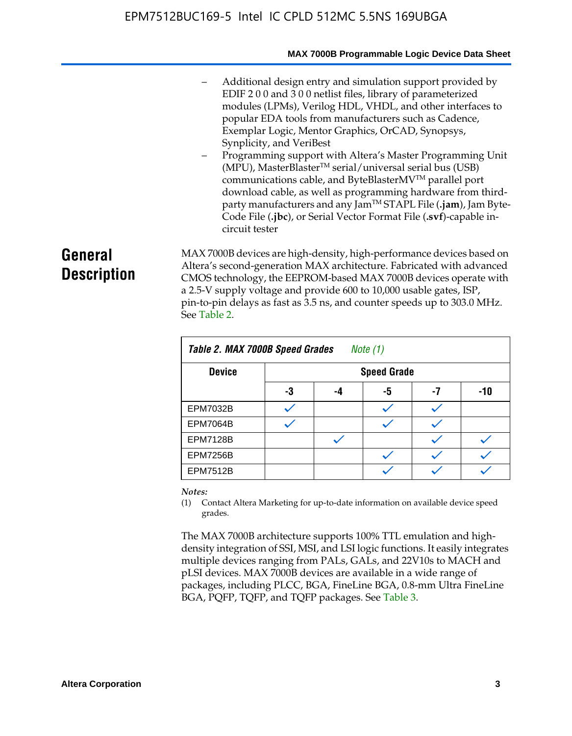– Additional design entry and simulation support provided by EDIF 2 0 0 and 3 0 0 netlist files, library of parameterized modules (LPMs), Verilog HDL, VHDL, and other interfaces to popular EDA tools from manufacturers such as Cadence, Exemplar Logic, Mentor Graphics, OrCAD, Synopsys, Synplicity, and VeriBest

– Programming support with Altera's Master Programming Unit (MPU), MasterBlaster™ serial/universal serial bus (USB) communications cable, and ByteBlasterMV™ parallel port download cable, as well as programming hardware from third-party manufacturers and any Jam™ STAPL File (**.jam**), Jam Byte-Code File (**.jbc**), or Serial Vector Format File (**.svf**)-capable in-circuit tester

## General Description

MAX 7000B devices are high-density, high-performance devices based on Altera's second-generation MAX architecture. Fabricated with advanced CMOS technology, the EEPROM-based MAX 7000B devices operate with a 2.5-V supply voltage and provide 600 to 10,000 usable gates, ISP, pin-to-pin delays as fast as 3.5 ns, and counter speeds up to 303.0 MHz. See Table 2.

**Table 2. MAX 7000B Speed Grades** *Note (1)*

| Device | Speed Grade | | | | |
|---|---|---|---|---|---|
| | -3 | -4 | -5 | -7 | -10 |
| EPM7032B | ✓ | | ✓ | ✓ | |
| EPM7064B | ✓ | | ✓ | ✓ | |
| EPM7128B | | ✓ | | ✓ | ✓ |
| EPM7256B | | | ✓ | ✓ | ✓ |
| EPM7512B | | | ✓ | ✓ | ✓ |

*Notes:*

(1) Contact Altera Marketing for up-to-date information on available device speed grades.

The MAX 7000B architecture supports 100% TTL emulation and high-density integration of SSI, MSI, and LSI logic functions. It easily integrates multiple devices ranging from PALs, GALs, and 22V10s to MACH and pLSI devices. MAX 7000B devices are available in a wide range of packages, including PLCC, BGA, FineLine BGA, 0.8-mm Ultra FineLine BGA, PQFP, TQFP, and TQFP packages. See Table 3.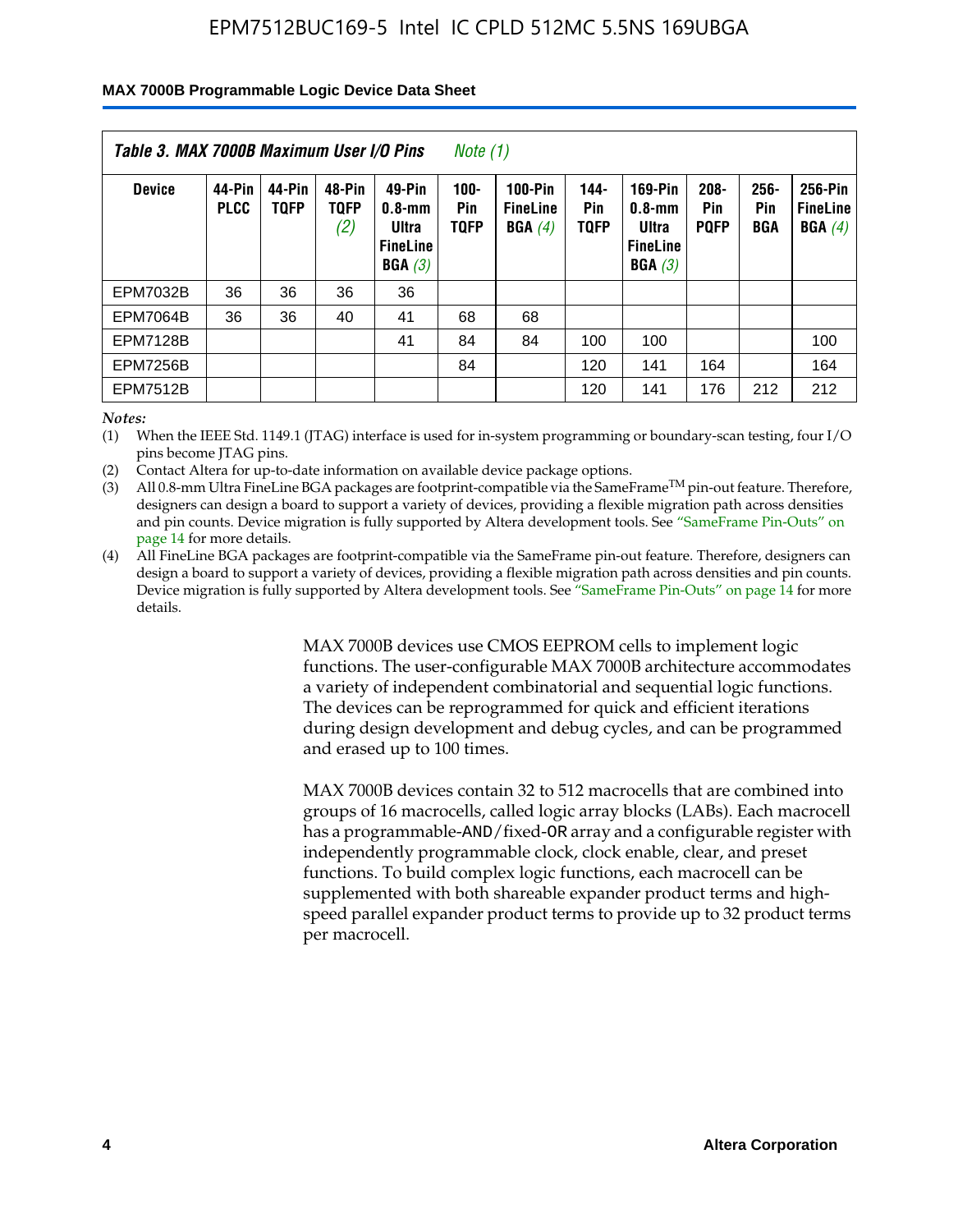*Table 3. MAX 7000B Maximum User I/O Pins* *Note (1)*

| Device | 44-Pin PLCC | 44-Pin TQFP | 48-Pin TQFP *(2)* | 49-Pin 0.8-mm Ultra FineLine BGA *(3)* | 100-Pin TQFP | 100-Pin FineLine BGA *(4)* | 144-Pin TQFP | 169-Pin 0.8-mm Ultra FineLine BGA *(3)* | 208-Pin PQFP | 256-Pin BGA | 256-Pin FineLine BGA *(4)* |
|---|---|---|---|---|---|---|---|---|---|---|---|
| EPM7032B | 36 | 36 | 36 | 36 | | | | | | | |
| EPM7064B | 36 | 36 | 40 | 41 | 68 | 68 | | | | | |
| EPM7128B | | | | 41 | 84 | 84 | 100 | 100 | | | 100 |
| EPM7256B | | | | | 84 | | 120 | 141 | 164 | | 164 |
| EPM7512B | | | | | | | 120 | 141 | 176 | 212 | 212 |

*Notes:*

(1) When the IEEE Std. 1149.1 (JTAG) interface is used for in-system programming or boundary-scan testing, four I/O pins become JTAG pins.

(2) Contact Altera for up-to-date information on available device package options.

(3) All 0.8-mm Ultra FineLine BGA packages are footprint-compatible via the SameFrame™ pin-out feature. Therefore, designers can design a board to support a variety of devices, providing a flexible migration path across densities and pin counts. Device migration is fully supported by Altera development tools. See "SameFrame Pin-Outs" on page 14 for more details.

(4) All FineLine BGA packages are footprint-compatible via the SameFrame pin-out feature. Therefore, designers can design a board to support a variety of devices, providing a flexible migration path across densities and pin counts. Device migration is fully supported by Altera development tools. See "SameFrame Pin-Outs" on page 14 for more details.

MAX 7000B devices use CMOS EEPROM cells to implement logic functions. The user-configurable MAX 7000B architecture accommodates a variety of independent combinatorial and sequential logic functions. The devices can be reprogrammed for quick and efficient iterations during design development and debug cycles, and can be programmed and erased up to 100 times.

MAX 7000B devices contain 32 to 512 macrocells that are combined into groups of 16 macrocells, called logic array blocks (LABs). Each macrocell has a programmable-AND/fixed-OR array and a configurable register with independently programmable clock, clock enable, clear, and preset functions. To build complex logic functions, each macrocell can be supplemented with both shareable expander product terms and high-speed parallel expander product terms to provide up to 32 product terms per macrocell.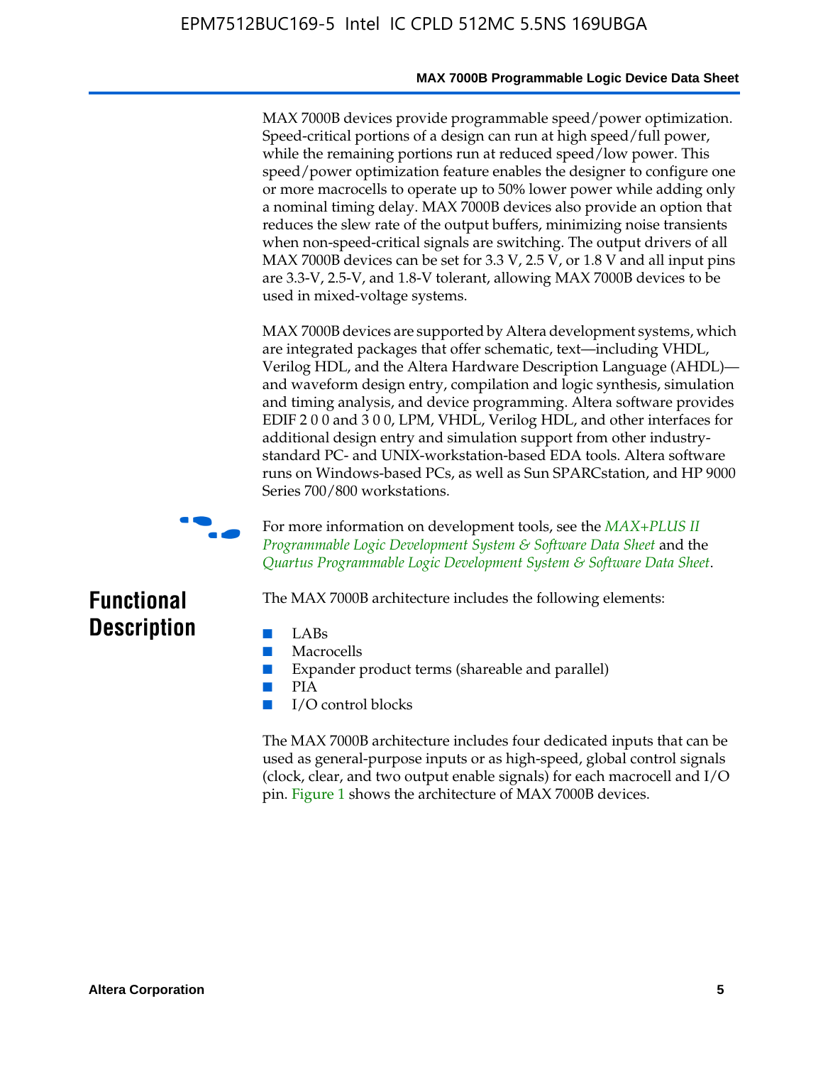MAX 7000B devices provide programmable speed/power optimization. Speed-critical portions of a design can run at high speed/full power, while the remaining portions run at reduced speed/low power. This speed/power optimization feature enables the designer to configure one or more macrocells to operate up to 50% lower power while adding only a nominal timing delay. MAX 7000B devices also provide an option that reduces the slew rate of the output buffers, minimizing noise transients when non-speed-critical signals are switching. The output drivers of all MAX 7000B devices can be set for 3.3 V, 2.5 V, or 1.8 V and all input pins are 3.3-V, 2.5-V, and 1.8-V tolerant, allowing MAX 7000B devices to be used in mixed-voltage systems.

MAX 7000B devices are supported by Altera development systems, which are integrated packages that offer schematic, text—including VHDL, Verilog HDL, and the Altera Hardware Description Language (AHDL)—and waveform design entry, compilation and logic synthesis, simulation and timing analysis, and device programming. Altera software provides EDIF 2 0 0 and 3 0 0, LPM, VHDL, Verilog HDL, and other interfaces for additional design entry and simulation support from other industry-standard PC- and UNIX-workstation-based EDA tools. Altera software runs on Windows-based PCs, as well as Sun SPARCstation, and HP 9000 Series 700/800 workstations.

For more information on development tools, see the *MAX+PLUS II Programmable Logic Development System & Software Data Sheet* and the *Quartus Programmable Logic Development System & Software Data Sheet*.

## Functional Description

The MAX 7000B architecture includes the following elements:

- LABs
- Macrocells
- Expander product terms (shareable and parallel)
- PIA
- I/O control blocks

The MAX 7000B architecture includes four dedicated inputs that can be used as general-purpose inputs or as high-speed, global control signals (clock, clear, and two output enable signals) for each macrocell and I/O pin. Figure 1 shows the architecture of MAX 7000B devices.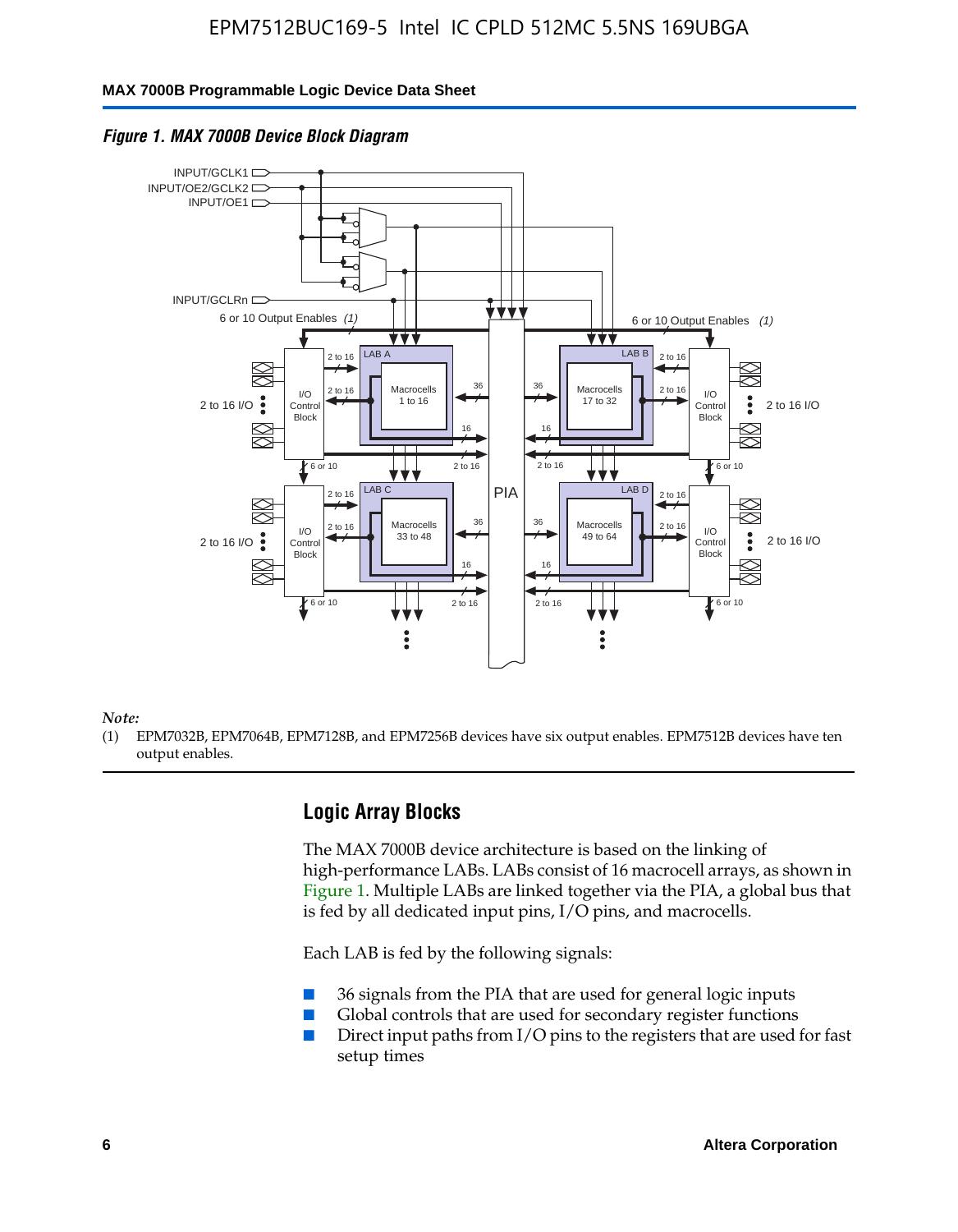*Figure 1. MAX 7000B Device Block Diagram*

*Note:*

(1) EPM7032B, EPM7064B, EPM7128B, and EPM7256B devices have six output enables. EPM7512B devices have ten output enables.

## Logic Array Blocks

The MAX 7000B device architecture is based on the linking of high-performance LABs. LABs consist of 16 macrocell arrays, as shown in Figure 1. Multiple LABs are linked together via the PIA, a global bus that is fed by all dedicated input pins, I/O pins, and macrocells.

Each LAB is fed by the following signals:

- 36 signals from the PIA that are used for general logic inputs
- Global controls that are used for secondary register functions
- Direct input paths from I/O pins to the registers that are used for fast setup times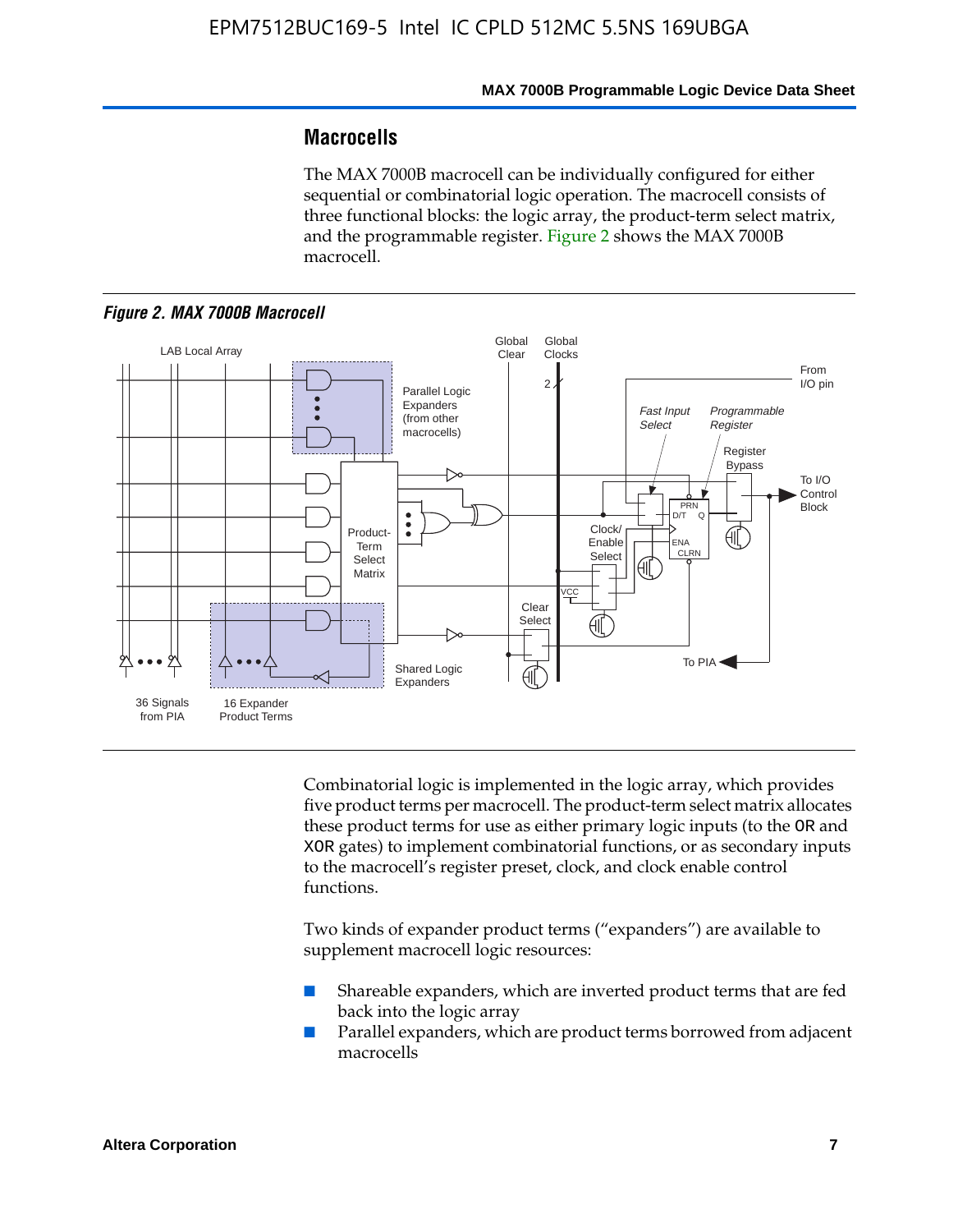## Macrocells

The MAX 7000B macrocell can be individually configured for either sequential or combinatorial logic operation. The macrocell consists of three functional blocks: the logic array, the product-term select matrix, and the programmable register. Figure 2 shows the MAX 7000B macrocell.

*Figure 2. MAX 7000B Macrocell*

Combinatorial logic is implemented in the logic array, which provides five product terms per macrocell. The product-term select matrix allocates these product terms for use as either primary logic inputs (to the OR and XOR gates) to implement combinatorial functions, or as secondary inputs to the macrocell's register preset, clock, and clock enable control functions.

Two kinds of expander product terms ("expanders") are available to supplement macrocell logic resources:

- Shareable expanders, which are inverted product terms that are fed back into the logic array
- Parallel expanders, which are product terms borrowed from adjacent macrocells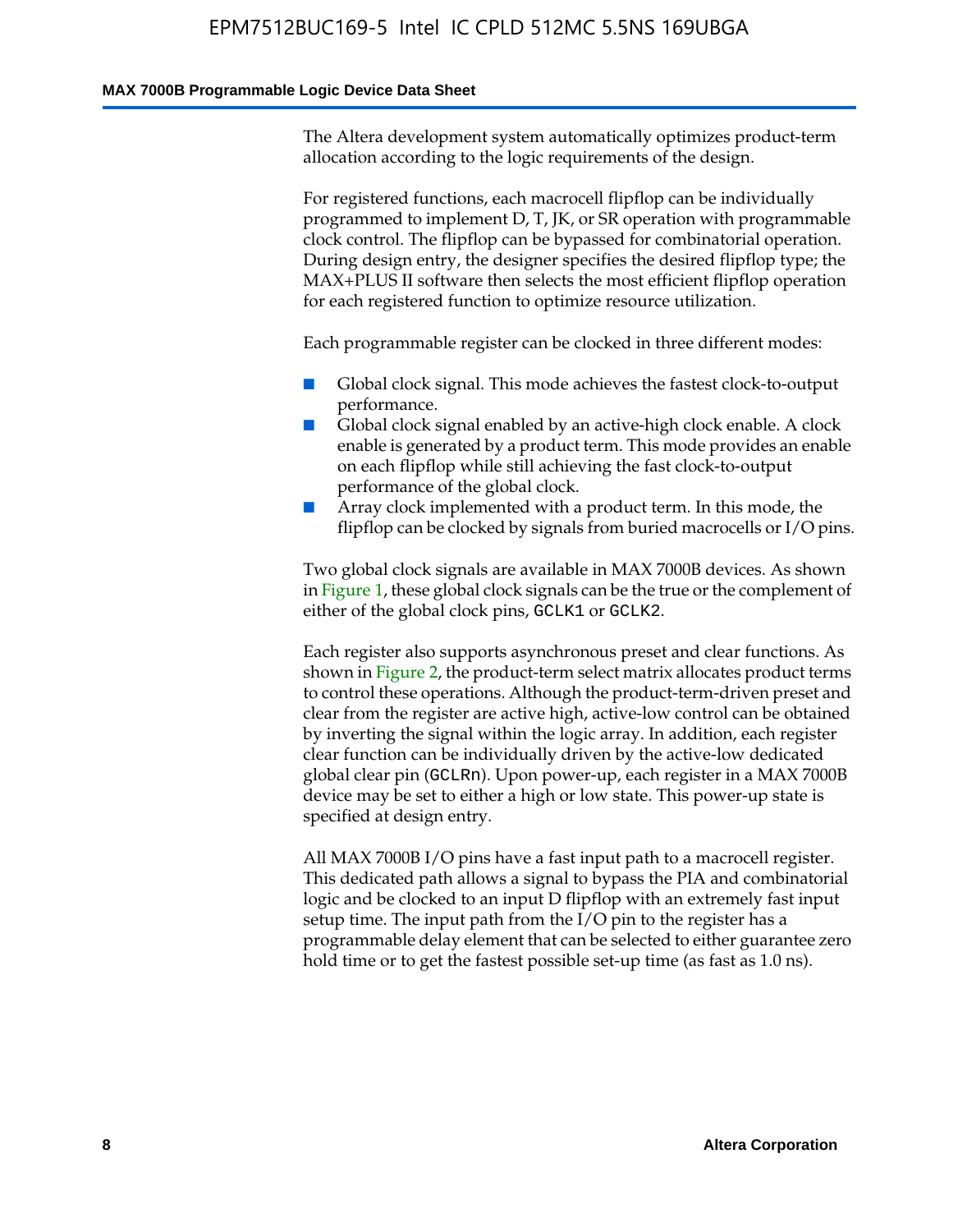The Altera development system automatically optimizes product-term allocation according to the logic requirements of the design.

For registered functions, each macrocell flipflop can be individually programmed to implement D, T, JK, or SR operation with programmable clock control. The flipflop can be bypassed for combinatorial operation. During design entry, the designer specifies the desired flipflop type; the MAX+PLUS II software then selects the most efficient flipflop operation for each registered function to optimize resource utilization.

Each programmable register can be clocked in three different modes:

- Global clock signal. This mode achieves the fastest clock-to-output performance.
- Global clock signal enabled by an active-high clock enable. A clock enable is generated by a product term. This mode provides an enable on each flipflop while still achieving the fast clock-to-output performance of the global clock.
- Array clock implemented with a product term. In this mode, the flipflop can be clocked by signals from buried macrocells or I/O pins.

Two global clock signals are available in MAX 7000B devices. As shown in Figure 1, these global clock signals can be the true or the complement of either of the global clock pins, `GCLK1` or `GCLK2`.

Each register also supports asynchronous preset and clear functions. As shown in Figure 2, the product-term select matrix allocates product terms to control these operations. Although the product-term-driven preset and clear from the register are active high, active-low control can be obtained by inverting the signal within the logic array. In addition, each register clear function can be individually driven by the active-low dedicated global clear pin (`GCLRn`). Upon power-up, each register in a MAX 7000B device may be set to either a high or low state. This power-up state is specified at design entry.

All MAX 7000B I/O pins have a fast input path to a macrocell register. This dedicated path allows a signal to bypass the PIA and combinatorial logic and be clocked to an input D flipflop with an extremely fast input setup time. The input path from the I/O pin to the register has a programmable delay element that can be selected to either guarantee zero hold time or to get the fastest possible set-up time (as fast as 1.0 ns).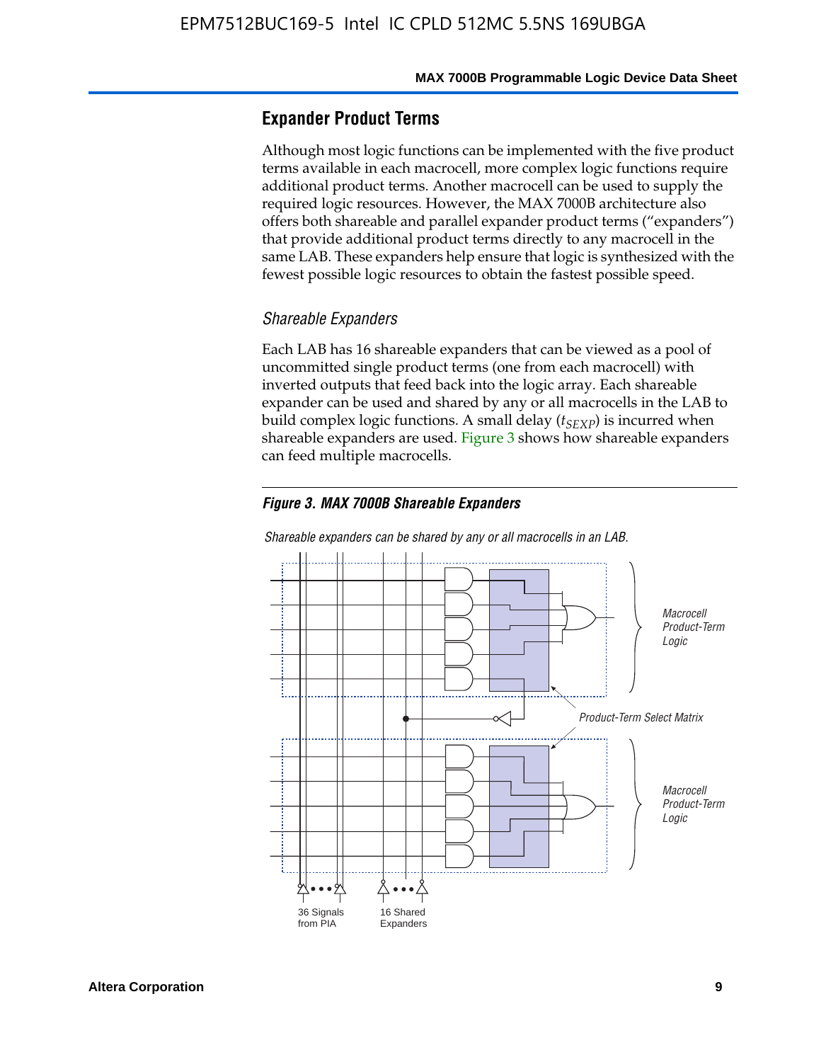## Expander Product Terms

Although most logic functions can be implemented with the five product terms available in each macrocell, more complex logic functions require additional product terms. Another macrocell can be used to supply the required logic resources. However, the MAX 7000B architecture also offers both shareable and parallel expander product terms ("expanders") that provide additional product terms directly to any macrocell in the same LAB. These expanders help ensure that logic is synthesized with the fewest possible logic resources to obtain the fastest possible speed.

### *Shareable Expanders*

Each LAB has 16 shareable expanders that can be viewed as a pool of uncommitted single product terms (one from each macrocell) with inverted outputs that feed back into the logic array. Each shareable expander can be used and shared by any or all macrocells in the LAB to build complex logic functions. A small delay ($t_{SEXP}$) is incurred when shareable expanders are used. Figure 3 shows how shareable expanders can feed multiple macrocells.

**Figure 3. MAX 7000B Shareable Expanders**

*Shareable expanders can be shared by any or all macrocells in an LAB.*

Macrocell Product-Term Logic

Product-Term Select Matrix

Macrocell Product-Term Logic

36 Signals from PIA

16 Shared Expanders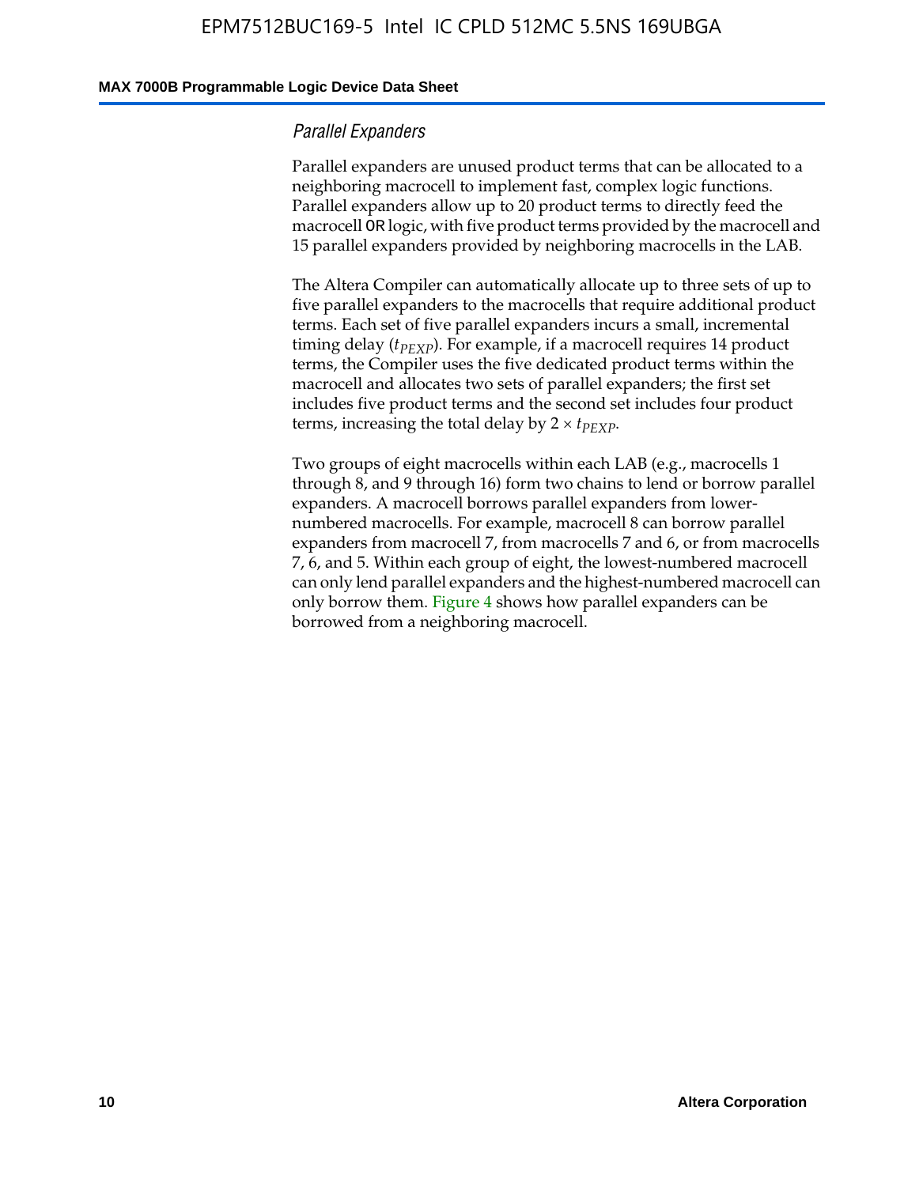### *Parallel Expanders*

Parallel expanders are unused product terms that can be allocated to a neighboring macrocell to implement fast, complex logic functions. Parallel expanders allow up to 20 product terms to directly feed the macrocell `OR` logic, with five product terms provided by the macrocell and 15 parallel expanders provided by neighboring macrocells in the LAB.

The Altera Compiler can automatically allocate up to three sets of up to five parallel expanders to the macrocells that require additional product terms. Each set of five parallel expanders incurs a small, incremental timing delay ($t_{PEXP}$). For example, if a macrocell requires 14 product terms, the Compiler uses the five dedicated product terms within the macrocell and allocates two sets of parallel expanders; the first set includes five product terms and the second set includes four product terms, increasing the total delay by $2 \times t_{PEXP}$.

Two groups of eight macrocells within each LAB (e.g., macrocells 1 through 8, and 9 through 16) form two chains to lend or borrow parallel expanders. A macrocell borrows parallel expanders from lower-numbered macrocells. For example, macrocell 8 can borrow parallel expanders from macrocell 7, from macrocells 7 and 6, or from macrocells 7, 6, and 5. Within each group of eight, the lowest-numbered macrocell can only lend parallel expanders and the highest-numbered macrocell can only borrow them. Figure 4 shows how parallel expanders can be borrowed from a neighboring macrocell.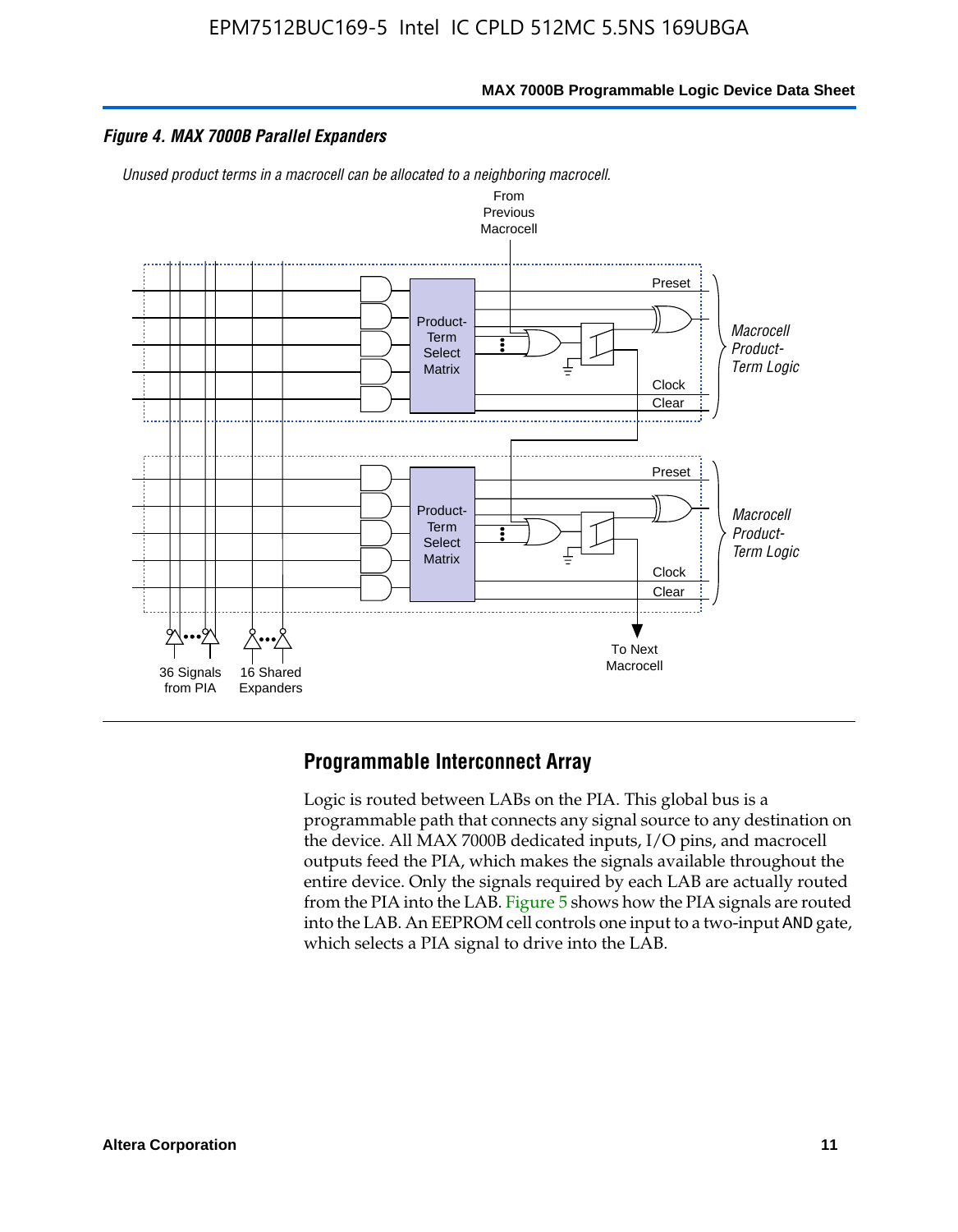*Figure 4. MAX 7000B Parallel Expanders*

*Unused product terms in a macrocell can be allocated to a neighboring macrocell.*

## Programmable Interconnect Array

Logic is routed between LABs on the PIA. This global bus is a programmable path that connects any signal source to any destination on the device. All MAX 7000B dedicated inputs, I/O pins, and macrocell outputs feed the PIA, which makes the signals available throughout the entire device. Only the signals required by each LAB are actually routed from the PIA into the LAB. Figure 5 shows how the PIA signals are routed into the LAB. An EEPROM cell controls one input to a two-input AND gate, which selects a PIA signal to drive into the LAB.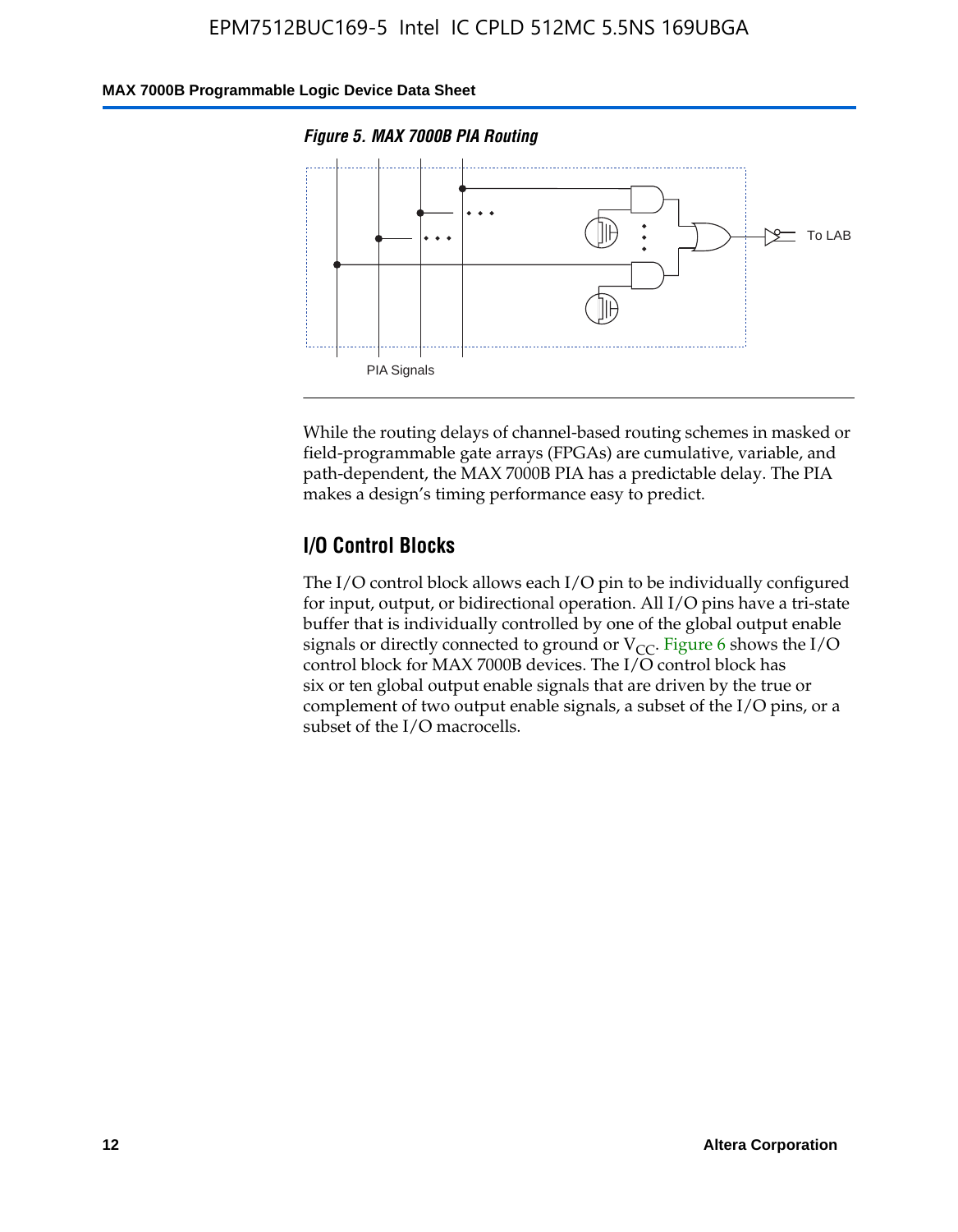*Figure 5. MAX 7000B PIA Routing*

To LAB

PIA Signals

While the routing delays of channel-based routing schemes in masked or field-programmable gate arrays (FPGAs) are cumulative, variable, and path-dependent, the MAX 7000B PIA has a predictable delay. The PIA makes a design's timing performance easy to predict.

## I/O Control Blocks

The I/O control block allows each I/O pin to be individually configured for input, output, or bidirectional operation. All I/O pins have a tri-state buffer that is individually controlled by one of the global output enable signals or directly connected to ground or $V_{CC}$. Figure 6 shows the I/O control block for MAX 7000B devices. The I/O control block has six or ten global output enable signals that are driven by the true or complement of two output enable signals, a subset of the I/O pins, or a subset of the I/O macrocells.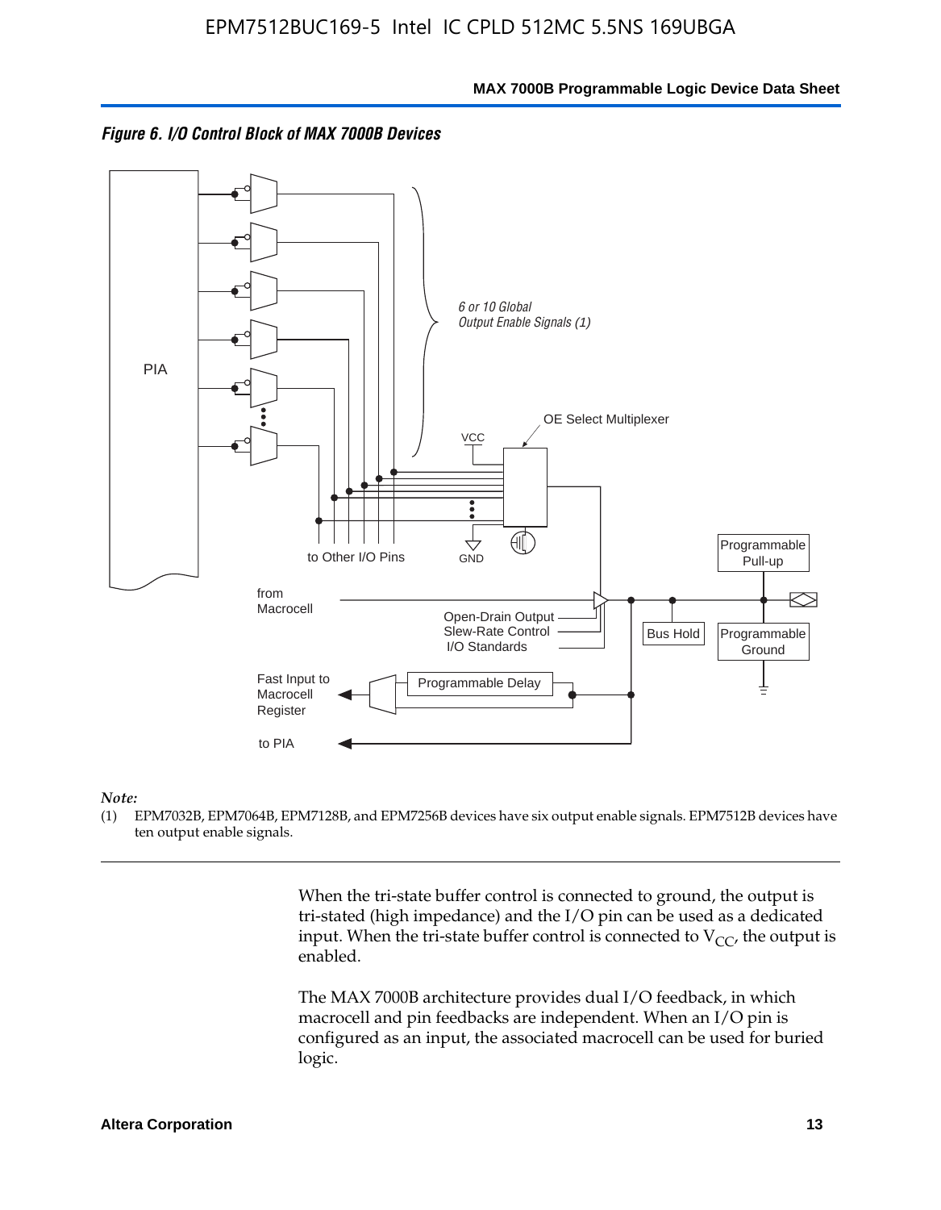*Figure 6. I/O Control Block of MAX 7000B Devices*

PIA

6 or 10 Global Output Enable Signals (1)

OE Select Multiplexer

VCC

GND

to Other I/O Pins

from Macrocell

Open-Drain Output
Slew-Rate Control
I/O Standards

Bus Hold

Programmable Pull-up

Programmable Ground

Fast Input to Macrocell Register

Programmable Delay

to PIA

*Note:*

(1) EPM7032B, EPM7064B, EPM7128B, and EPM7256B devices have six output enable signals. EPM7512B devices have ten output enable signals.

When the tri-state buffer control is connected to ground, the output is tri-stated (high impedance) and the I/O pin can be used as a dedicated input. When the tri-state buffer control is connected to $V_{CC}$, the output is enabled.

The MAX 7000B architecture provides dual I/O feedback, in which macrocell and pin feedbacks are independent. When an I/O pin is configured as an input, the associated macrocell can be used for buried logic.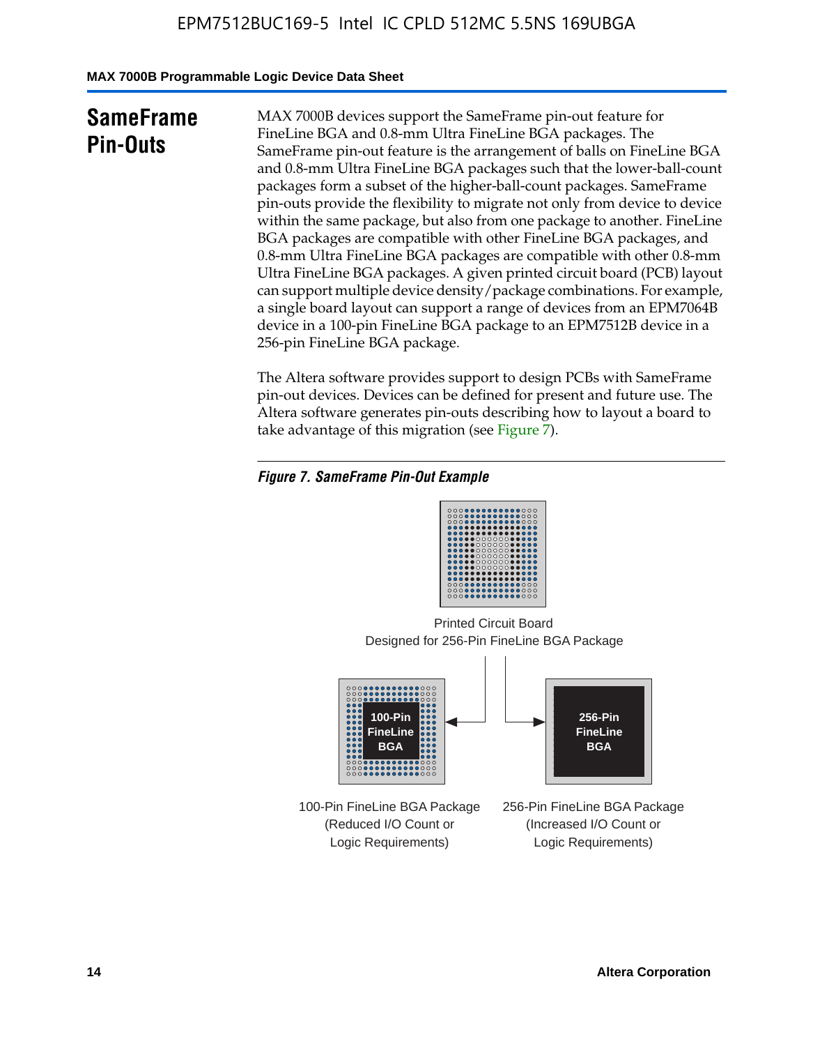## SameFrame Pin-Outs

MAX 7000B devices support the SameFrame pin-out feature for FineLine BGA and 0.8-mm Ultra FineLine BGA packages. The SameFrame pin-out feature is the arrangement of balls on FineLine BGA and 0.8-mm Ultra FineLine BGA packages such that the lower-ball-count packages form a subset of the higher-ball-count packages. SameFrame pin-outs provide the flexibility to migrate not only from device to device within the same package, but also from one package to another. FineLine BGA packages are compatible with other FineLine BGA packages, and 0.8-mm Ultra FineLine BGA packages are compatible with other 0.8-mm Ultra FineLine BGA packages. A given printed circuit board (PCB) layout can support multiple device density/package combinations. For example, a single board layout can support a range of devices from an EPM7064B device in a 100-pin FineLine BGA package to an EPM7512B device in a 256-pin FineLine BGA package.

The Altera software provides support to design PCBs with SameFrame pin-out devices. Devices can be defined for present and future use. The Altera software generates pin-outs describing how to layout a board to take advantage of this migration (see Figure 7).

*Figure 7. SameFrame Pin-Out Example*

Printed Circuit Board
Designed for 256-Pin FineLine BGA Package

100-Pin FineLine BGA

256-Pin FineLine BGA

100-Pin FineLine BGA Package
(Reduced I/O Count or
Logic Requirements)

256-Pin FineLine BGA Package
(Increased I/O Count or
Logic Requirements)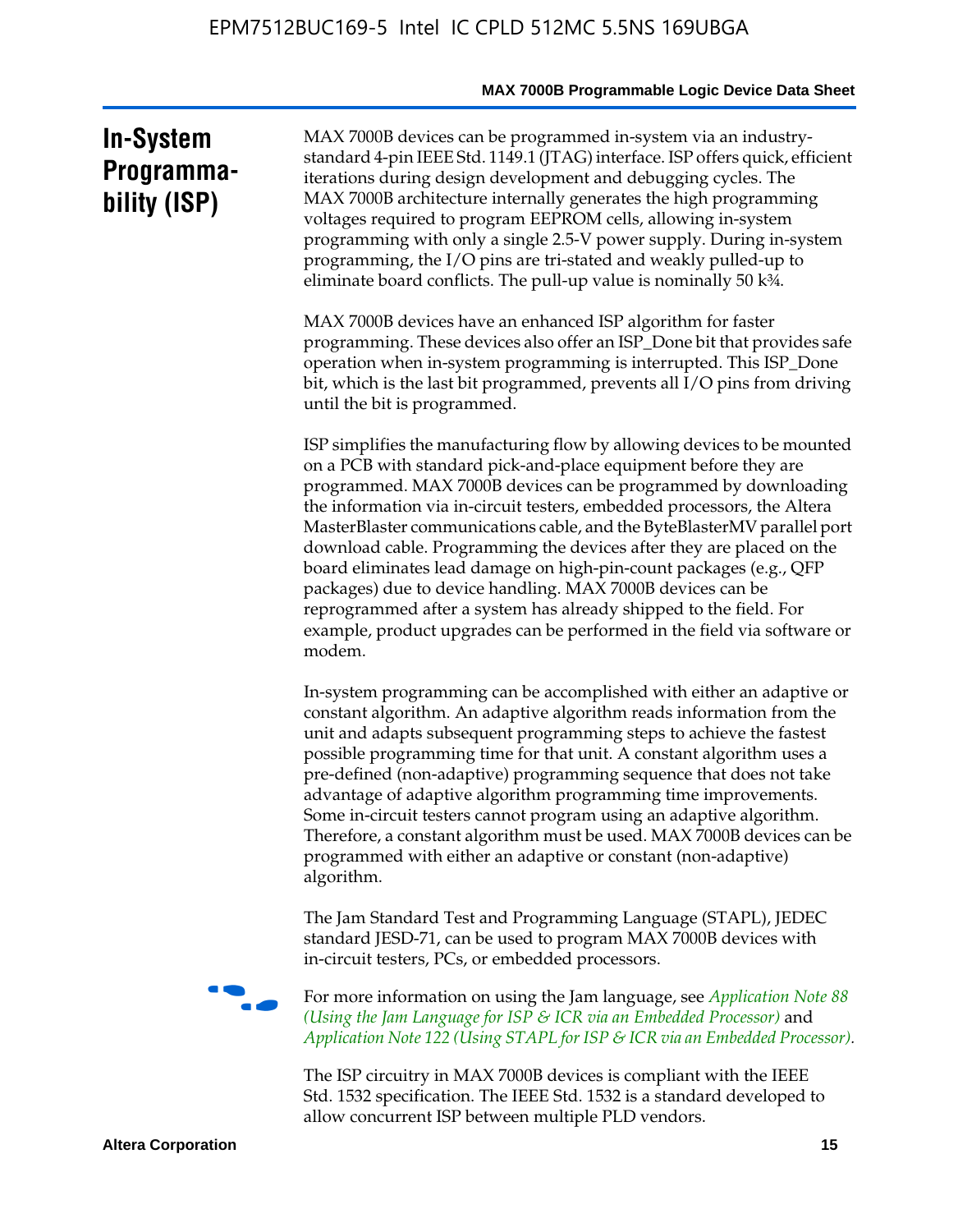## In-System Programmability (ISP)

MAX 7000B devices can be programmed in-system via an industry-standard 4-pin IEEE Std. 1149.1 (JTAG) interface. ISP offers quick, efficient iterations during design development and debugging cycles. The MAX 7000B architecture internally generates the high programming voltages required to program EEPROM cells, allowing in-system programming with only a single 2.5-V power supply. During in-system programming, the I/O pins are tri-stated and weakly pulled-up to eliminate board conflicts. The pull-up value is nominally 50 k¾.

MAX 7000B devices have an enhanced ISP algorithm for faster programming. These devices also offer an ISP_Done bit that provides safe operation when in-system programming is interrupted. This ISP_Done bit, which is the last bit programmed, prevents all I/O pins from driving until the bit is programmed.

ISP simplifies the manufacturing flow by allowing devices to be mounted on a PCB with standard pick-and-place equipment before they are programmed. MAX 7000B devices can be programmed by downloading the information via in-circuit testers, embedded processors, the Altera MasterBlaster communications cable, and the ByteBlasterMV parallel port download cable. Programming the devices after they are placed on the board eliminates lead damage on high-pin-count packages (e.g., QFP packages) due to device handling. MAX 7000B devices can be reprogrammed after a system has already shipped to the field. For example, product upgrades can be performed in the field via software or modem.

In-system programming can be accomplished with either an adaptive or constant algorithm. An adaptive algorithm reads information from the unit and adapts subsequent programming steps to achieve the fastest possible programming time for that unit. A constant algorithm uses a pre-defined (non-adaptive) programming sequence that does not take advantage of adaptive algorithm programming time improvements. Some in-circuit testers cannot program using an adaptive algorithm. Therefore, a constant algorithm must be used. MAX 7000B devices can be programmed with either an adaptive or constant (non-adaptive) algorithm.

The Jam Standard Test and Programming Language (STAPL), JEDEC standard JESD-71, can be used to program MAX 7000B devices with in-circuit testers, PCs, or embedded processors.

For more information on using the Jam language, see *Application Note 88 (Using the Jam Language for ISP & ICR via an Embedded Processor)* and *Application Note 122 (Using STAPL for ISP & ICR via an Embedded Processor)*.

The ISP circuitry in MAX 7000B devices is compliant with the IEEE Std. 1532 specification. The IEEE Std. 1532 is a standard developed to allow concurrent ISP between multiple PLD vendors.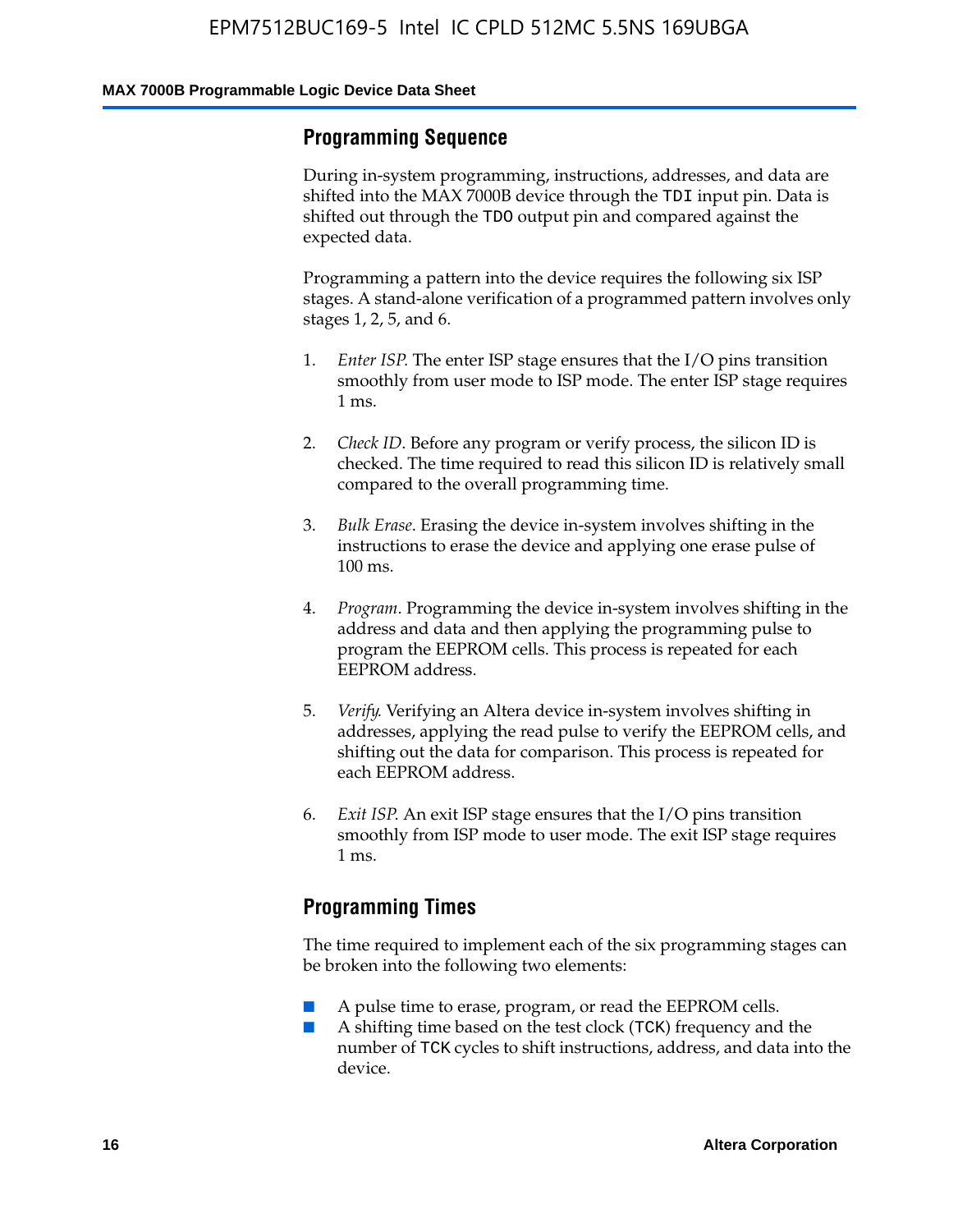## Programming Sequence

During in-system programming, instructions, addresses, and data are shifted into the MAX 7000B device through the TDI input pin. Data is shifted out through the TDO output pin and compared against the expected data.

Programming a pattern into the device requires the following six ISP stages. A stand-alone verification of a programmed pattern involves only stages 1, 2, 5, and 6.

1. *Enter ISP*. The enter ISP stage ensures that the I/O pins transition smoothly from user mode to ISP mode. The enter ISP stage requires 1 ms.

2. *Check ID*. Before any program or verify process, the silicon ID is checked. The time required to read this silicon ID is relatively small compared to the overall programming time.

3. *Bulk Erase*. Erasing the device in-system involves shifting in the instructions to erase the device and applying one erase pulse of 100 ms.

4. *Program*. Programming the device in-system involves shifting in the address and data and then applying the programming pulse to program the EEPROM cells. This process is repeated for each EEPROM address.

5. *Verify*. Verifying an Altera device in-system involves shifting in addresses, applying the read pulse to verify the EEPROM cells, and shifting out the data for comparison. This process is repeated for each EEPROM address.

6. *Exit ISP*. An exit ISP stage ensures that the I/O pins transition smoothly from ISP mode to user mode. The exit ISP stage requires 1 ms.

## Programming Times

The time required to implement each of the six programming stages can be broken into the following two elements:

- A pulse time to erase, program, or read the EEPROM cells.
- A shifting time based on the test clock (TCK) frequency and the number of TCK cycles to shift instructions, address, and data into the device.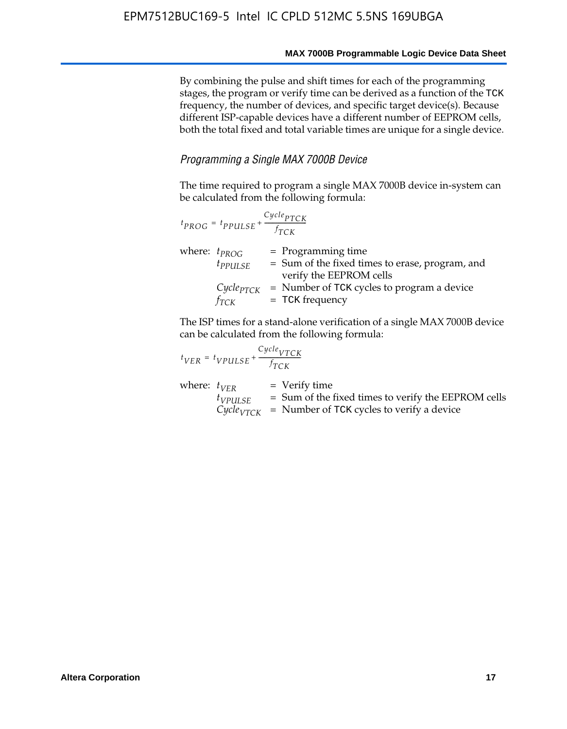By combining the pulse and shift times for each of the programming stages, the program or verify time can be derived as a function of the TCK frequency, the number of devices, and specific target device(s). Because different ISP-capable devices have a different number of EEPROM cells, both the total fixed and total variable times are unique for a single device.

### *Programming a Single MAX 7000B Device*

The time required to program a single MAX 7000B device in-system can be calculated from the following formula:

$$t_{PROG} = t_{PPULSE} + \frac{Cycle_{PTCK}}{f_{TCK}}$$

where:
- $t_{PROG}$ = Programming time
- $t_{PPULSE}$ = Sum of the fixed times to erase, program, and verify the EEPROM cells
- $Cycle_{PTCK}$ = Number of TCK cycles to program a device
- $f_{TCK}$ = TCK frequency

The ISP times for a stand-alone verification of a single MAX 7000B device can be calculated from the following formula:

$$t_{VER} = t_{VPULSE} + \frac{Cycle_{VTCK}}{f_{TCK}}$$

where:
- $t_{VER}$ = Verify time
- $t_{VPULSE}$ = Sum of the fixed times to verify the EEPROM cells
- $Cycle_{VTCK}$ = Number of TCK cycles to verify a device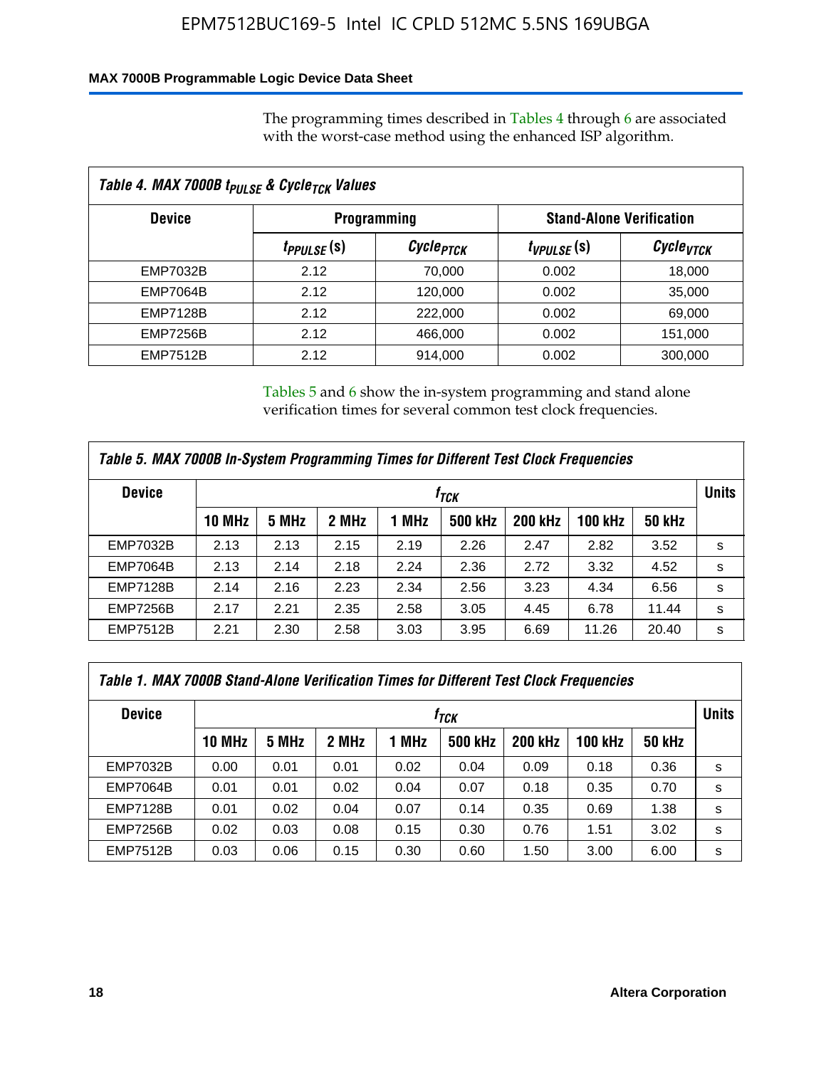The programming times described in Tables 4 through 6 are associated with the worst-case method using the enhanced ISP algorithm.

*Table 4. MAX 7000B $t_{PULSE}$ & $Cycle_{TCK}$ Values*

| Device | Programming | | Stand-Alone Verification | |
|---|---|---|---|---|
| | $t_{PPULSE}$ (s) | $Cycle_{PTCK}$ | $t_{VPULSE}$ (s) | $Cycle_{VTCK}$ |
| EMP7032B | 2.12 | 70,000 | 0.002 | 18,000 |
| EMP7064B | 2.12 | 120,000 | 0.002 | 35,000 |
| EMP7128B | 2.12 | 222,000 | 0.002 | 69,000 |
| EMP7256B | 2.12 | 466,000 | 0.002 | 151,000 |
| EMP7512B | 2.12 | 914,000 | 0.002 | 300,000 |

Tables 5 and 6 show the in-system programming and stand alone verification times for several common test clock frequencies.

*Table 5. MAX 7000B In-System Programming Times for Different Test Clock Frequencies*

| Device | $f_{TCK}$ | | | | | | | | Units |
|---|---|---|---|---|---|---|---|---|---|
| | 10 MHz | 5 MHz | 2 MHz | 1 MHz | 500 kHz | 200 kHz | 100 kHz | 50 kHz | |
| EMP7032B | 2.13 | 2.13 | 2.15 | 2.19 | 2.26 | 2.47 | 2.82 | 3.52 | s |
| EMP7064B | 2.13 | 2.14 | 2.18 | 2.24 | 2.36 | 2.72 | 3.32 | 4.52 | s |
| EMP7128B | 2.14 | 2.16 | 2.23 | 2.34 | 2.56 | 3.23 | 4.34 | 6.56 | s |
| EMP7256B | 2.17 | 2.21 | 2.35 | 2.58 | 3.05 | 4.45 | 6.78 | 11.44 | s |
| EMP7512B | 2.21 | 2.30 | 2.58 | 3.03 | 3.95 | 6.69 | 11.26 | 20.40 | s |

*Table 1. MAX 7000B Stand-Alone Verification Times for Different Test Clock Frequencies*

| Device | $f_{TCK}$ | | | | | | | | Units |
|---|---|---|---|---|---|---|---|---|---|
| | 10 MHz | 5 MHz | 2 MHz | 1 MHz | 500 kHz | 200 kHz | 100 kHz | 50 kHz | |
| EMP7032B | 0.00 | 0.01 | 0.01 | 0.02 | 0.04 | 0.09 | 0.18 | 0.36 | s |
| EMP7064B | 0.01 | 0.01 | 0.02 | 0.04 | 0.07 | 0.18 | 0.35 | 0.70 | s |
| EMP7128B | 0.01 | 0.02 | 0.04 | 0.07 | 0.14 | 0.35 | 0.69 | 1.38 | s |
| EMP7256B | 0.02 | 0.03 | 0.08 | 0.15 | 0.30 | 0.76 | 1.51 | 3.02 | s |
| EMP7512B | 0.03 | 0.06 | 0.15 | 0.30 | 0.60 | 1.50 | 3.00 | 6.00 | s |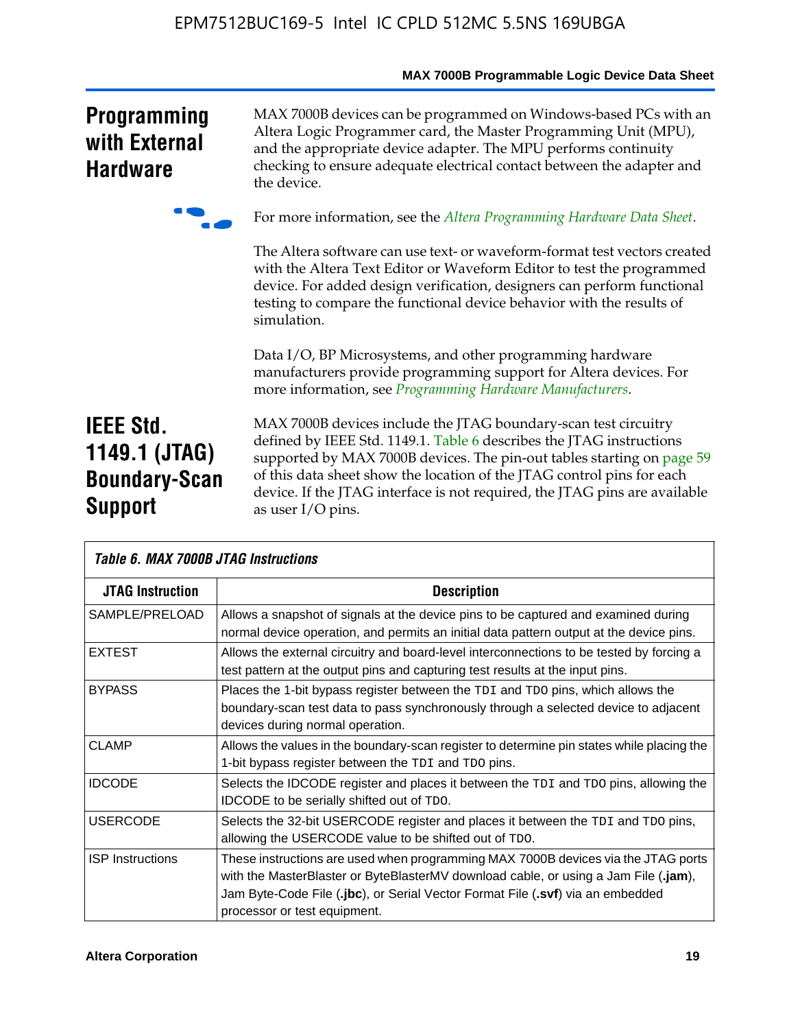## Programming with External Hardware

MAX 7000B devices can be programmed on Windows-based PCs with an Altera Logic Programmer card, the Master Programming Unit (MPU), and the appropriate device adapter. The MPU performs continuity checking to ensure adequate electrical contact between the adapter and the device.

For more information, see the *Altera Programming Hardware Data Sheet*.

The Altera software can use text- or waveform-format test vectors created with the Altera Text Editor or Waveform Editor to test the programmed device. For added design verification, designers can perform functional testing to compare the functional device behavior with the results of simulation.

Data I/O, BP Microsystems, and other programming hardware manufacturers provide programming support for Altera devices. For more information, see *Programming Hardware Manufacturers*.

## IEEE Std. 1149.1 (JTAG) Boundary-Scan Support

MAX 7000B devices include the JTAG boundary-scan test circuitry defined by IEEE Std. 1149.1. Table 6 describes the JTAG instructions supported by MAX 7000B devices. The pin-out tables starting on page 59 of this data sheet show the location of the JTAG control pins for each device. If the JTAG interface is not required, the JTAG pins are available as user I/O pins.

*Table 6. MAX 7000B JTAG Instructions*

| JTAG Instruction | Description |
|---|---|
| SAMPLE/PRELOAD | Allows a snapshot of signals at the device pins to be captured and examined during normal device operation, and permits an initial data pattern output at the device pins. |
| EXTEST | Allows the external circuitry and board-level interconnections to be tested by forcing a test pattern at the output pins and capturing test results at the input pins. |
| BYPASS | Places the 1-bit bypass register between the `TDI` and `TDO` pins, which allows the boundary-scan test data to pass synchronously through a selected device to adjacent devices during normal operation. |
| CLAMP | Allows the values in the boundary-scan register to determine pin states while placing the 1-bit bypass register between the `TDI` and `TDO` pins. |
| IDCODE | Selects the IDCODE register and places it between the `TDI` and `TDO` pins, allowing the IDCODE to be serially shifted out of `TDO`. |
| USERCODE | Selects the 32-bit USERCODE register and places it between the `TDI` and `TDO` pins, allowing the USERCODE value to be shifted out of `TDO`. |
| ISP Instructions | These instructions are used when programming MAX 7000B devices via the JTAG ports with the MasterBlaster or ByteBlasterMV download cable, or using a Jam File (**.jam**), Jam Byte-Code File (**.jbc**), or Serial Vector Format File (**.svf**) via an embedded processor or test equipment. |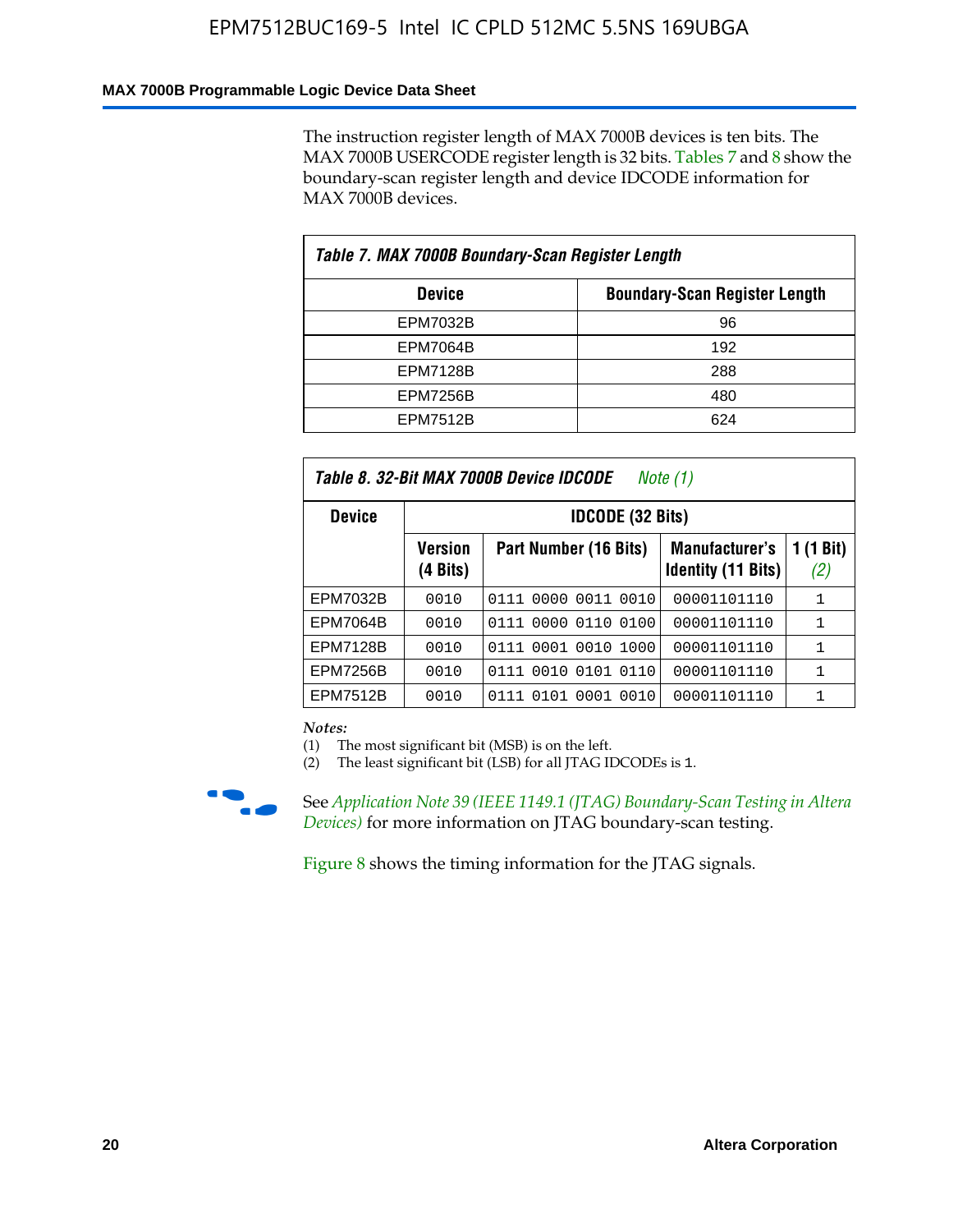The instruction register length of MAX 7000B devices is ten bits. The MAX 7000B USERCODE register length is 32 bits. Tables 7 and 8 show the boundary-scan register length and device IDCODE information for MAX 7000B devices.

**Table 7. MAX 7000B Boundary-Scan Register Length**

| Device | Boundary-Scan Register Length |
|---|---|
| EPM7032B | 96 |
| EPM7064B | 192 |
| EPM7128B | 288 |
| EPM7256B | 480 |
| EPM7512B | 624 |

**Table 8. 32-Bit MAX 7000B Device IDCODE** *Note (1)*

| Device | IDCODE (32 Bits) | | | |
|---|---|---|---|---|
| | Version (4 Bits) | Part Number (16 Bits) | Manufacturer's Identity (11 Bits) | 1 (1 Bit) *(2)* |
| EPM7032B | 0010 | 0111 0000 0011 0010 | 00001101110 | 1 |
| EPM7064B | 0010 | 0111 0000 0110 0100 | 00001101110 | 1 |
| EPM7128B | 0010 | 0111 0001 0010 1000 | 00001101110 | 1 |
| EPM7256B | 0010 | 0111 0010 0101 0110 | 00001101110 | 1 |
| EPM7512B | 0010 | 0111 0101 0001 0010 | 00001101110 | 1 |

*Notes:*

(1) The most significant bit (MSB) is on the left.

(2) The least significant bit (LSB) for all JTAG IDCODEs is 1.

See *Application Note 39 (IEEE 1149.1 (JTAG) Boundary-Scan Testing in Altera Devices)* for more information on JTAG boundary-scan testing.

Figure 8 shows the timing information for the JTAG signals.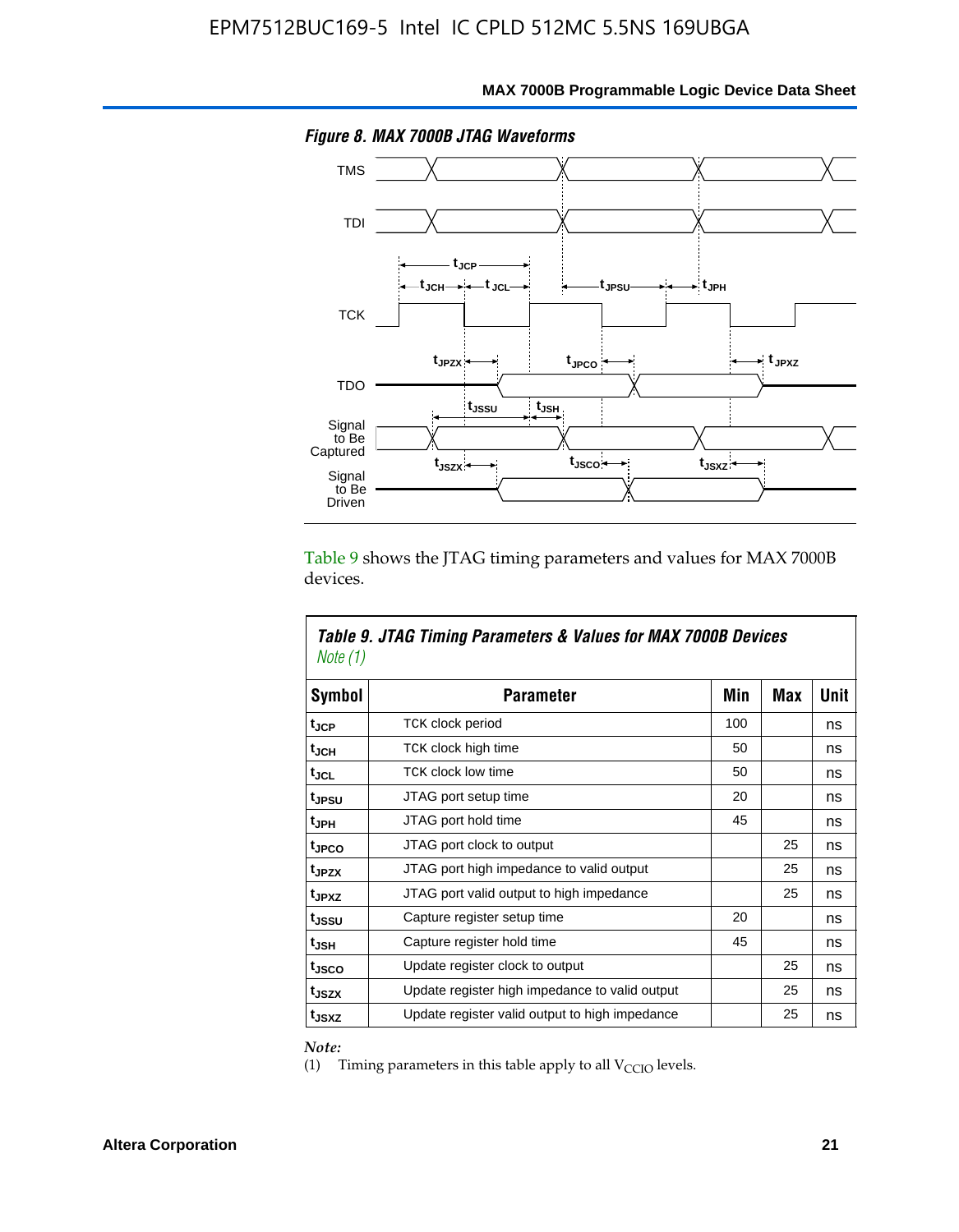*Figure 8. MAX 7000B JTAG Waveforms*

Table 9 shows the JTAG timing parameters and values for MAX 7000B devices.

***Table 9. JTAG Timing Parameters & Values for MAX 7000B Devices*** *Note (1)*

| Symbol | Parameter | Min | Max | Unit |
|---|---|---|---|---|
| $t_{JCP}$ | TCK clock period | 100 | | ns |
| $t_{JCH}$ | TCK clock high time | 50 | | ns |
| $t_{JCL}$ | TCK clock low time | 50 | | ns |
| $t_{JPSU}$ | JTAG port setup time | 20 | | ns |
| $t_{JPH}$ | JTAG port hold time | 45 | | ns |
| $t_{JPCO}$ | JTAG port clock to output | | 25 | ns |
| $t_{JPZX}$ | JTAG port high impedance to valid output | | 25 | ns |
| $t_{JPXZ}$ | JTAG port valid output to high impedance | | 25 | ns |
| $t_{JSSU}$ | Capture register setup time | 20 | | ns |
| $t_{JSH}$ | Capture register hold time | 45 | | ns |
| $t_{JSCO}$ | Update register clock to output | | 25 | ns |
| $t_{JSZX}$ | Update register high impedance to valid output | | 25 | ns |
| $t_{JSXZ}$ | Update register valid output to high impedance | | 25 | ns |

*Note:*

(1) Timing parameters in this table apply to all $V_{CCIO}$ levels.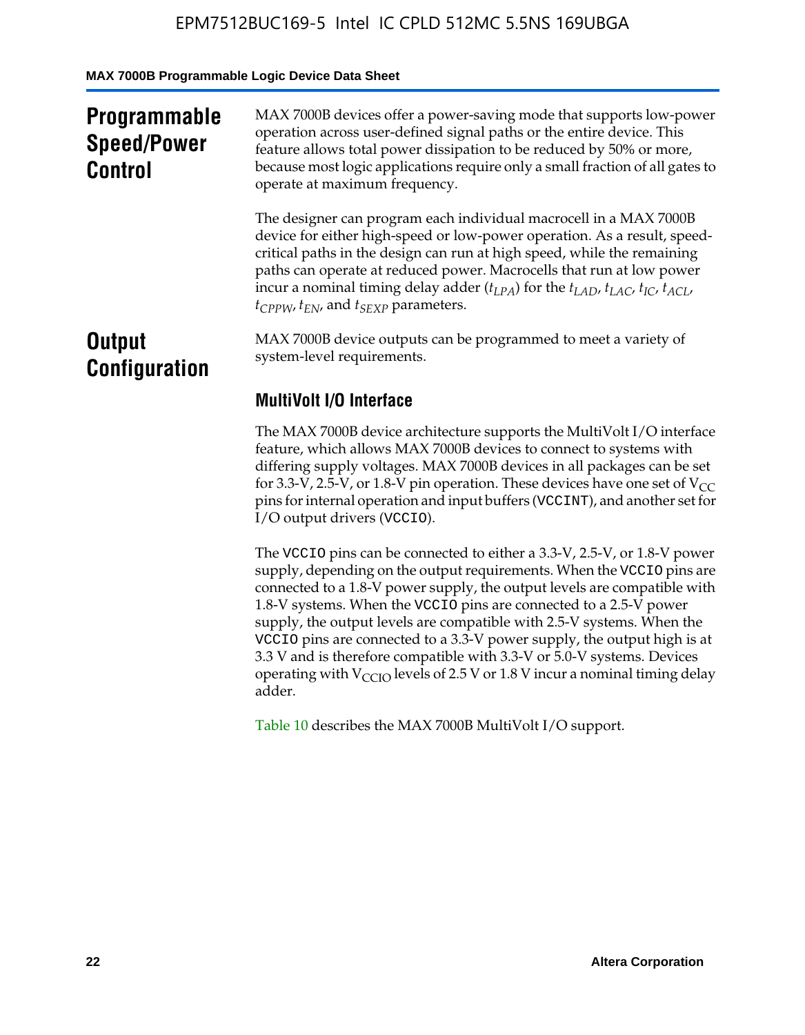## Programmable Speed/Power Control

MAX 7000B devices offer a power-saving mode that supports low-power operation across user-defined signal paths or the entire device. This feature allows total power dissipation to be reduced by 50% or more, because most logic applications require only a small fraction of all gates to operate at maximum frequency.

The designer can program each individual macrocell in a MAX 7000B device for either high-speed or low-power operation. As a result, speed-critical paths in the design can run at high speed, while the remaining paths can operate at reduced power. Macrocells that run at low power incur a nominal timing delay adder ($t_{LPA}$) for the $t_{LAD}$, $t_{LAC}$, $t_{IC}$, $t_{ACL}$, $t_{CPPW}$, $t_{EN}$, and $t_{SEXP}$ parameters.

## Output Configuration

MAX 7000B device outputs can be programmed to meet a variety of system-level requirements.

### MultiVolt I/O Interface

The MAX 7000B device architecture supports the MultiVolt I/O interface feature, which allows MAX 7000B devices to connect to systems with differing supply voltages. MAX 7000B devices in all packages can be set for 3.3-V, 2.5-V, or 1.8-V pin operation. These devices have one set of $V_{CC}$ pins for internal operation and input buffers (VCCINT), and another set for I/O output drivers (VCCIO).

The VCCIO pins can be connected to either a 3.3-V, 2.5-V, or 1.8-V power supply, depending on the output requirements. When the VCCIO pins are connected to a 1.8-V power supply, the output levels are compatible with 1.8-V systems. When the VCCIO pins are connected to a 2.5-V power supply, the output levels are compatible with 2.5-V systems. When the VCCIO pins are connected to a 3.3-V power supply, the output high is at 3.3 V and is therefore compatible with 3.3-V or 5.0-V systems. Devices operating with $V_{CCIO}$ levels of 2.5 V or 1.8 V incur a nominal timing delay adder.

Table 10 describes the MAX 7000B MultiVolt I/O support.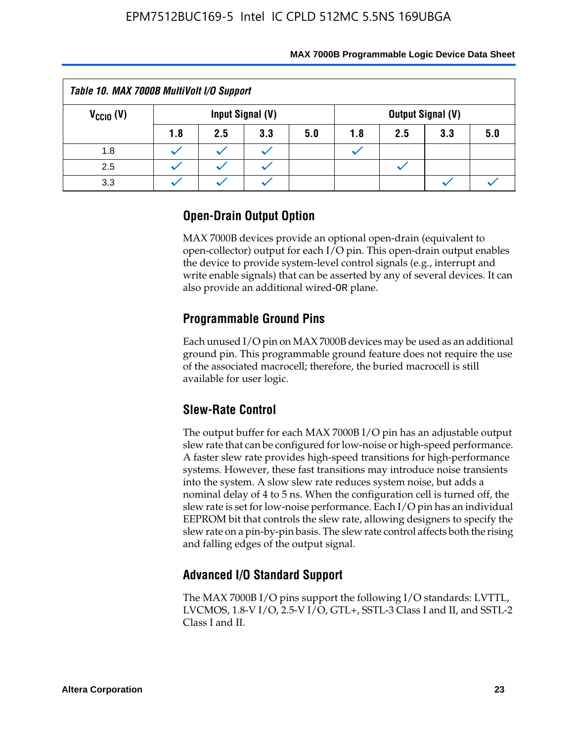**Table 10. MAX 7000B MultiVolt I/O Support**

| $V_{CCIO}$ (V) | Input Signal (V) | | | | Output Signal (V) | | | |
|---|---|---|---|---|---|---|---|---|
| | 1.8 | 2.5 | 3.3 | 5.0 | 1.8 | 2.5 | 3.3 | 5.0 |
| 1.8 | ✓ | ✓ | ✓ | | ✓ | | | |
| 2.5 | ✓ | ✓ | ✓ | | | ✓ | | |
| 3.3 | ✓ | ✓ | ✓ | | | | ✓ | ✓ |

## Open-Drain Output Option

MAX 7000B devices provide an optional open-drain (equivalent to open-collector) output for each I/O pin. This open-drain output enables the device to provide system-level control signals (e.g., interrupt and write enable signals) that can be asserted by any of several devices. It can also provide an additional wired-OR plane.

## Programmable Ground Pins

Each unused I/O pin on MAX 7000B devices may be used as an additional ground pin. This programmable ground feature does not require the use of the associated macrocell; therefore, the buried macrocell is still available for user logic.

## Slew-Rate Control

The output buffer for each MAX 7000B I/O pin has an adjustable output slew rate that can be configured for low-noise or high-speed performance. A faster slew rate provides high-speed transitions for high-performance systems. However, these fast transitions may introduce noise transients into the system. A slow slew rate reduces system noise, but adds a nominal delay of 4 to 5 ns. When the configuration cell is turned off, the slew rate is set for low-noise performance. Each I/O pin has an individual EEPROM bit that controls the slew rate, allowing designers to specify the slew rate on a pin-by-pin basis. The slew rate control affects both the rising and falling edges of the output signal.

## Advanced I/O Standard Support

The MAX 7000B I/O pins support the following I/O standards: LVTTL, LVCMOS, 1.8-V I/O, 2.5-V I/O, GTL+, SSTL-3 Class I and II, and SSTL-2 Class I and II.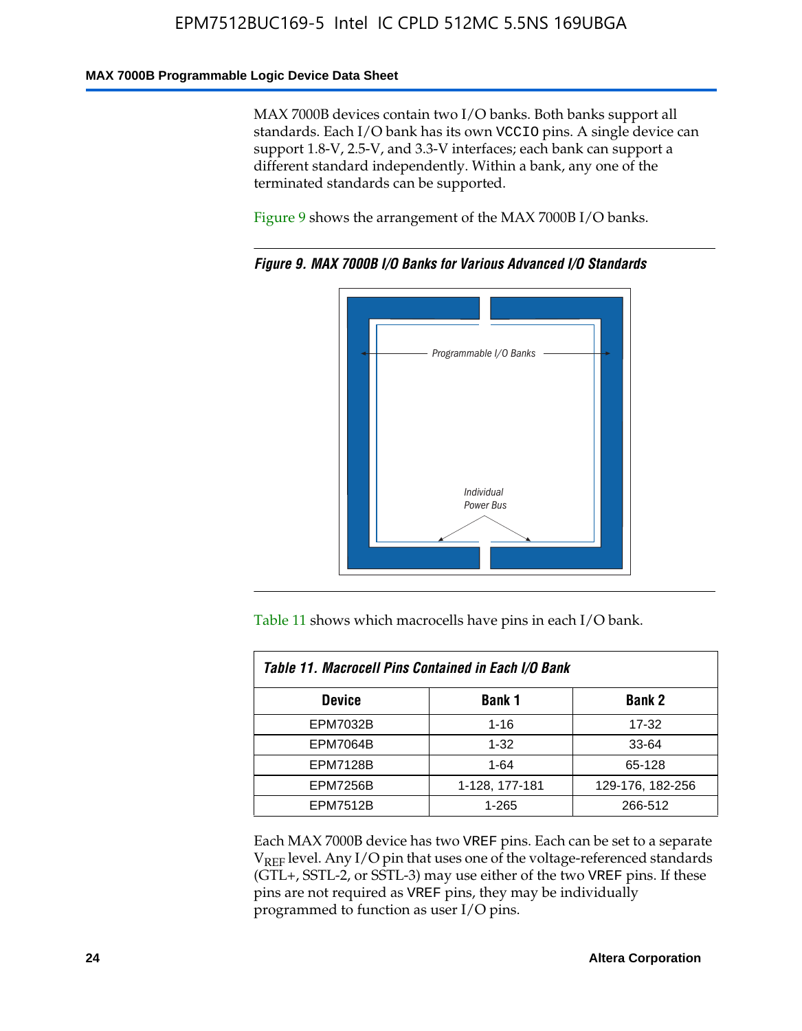MAX 7000B devices contain two I/O banks. Both banks support all standards. Each I/O bank has its own VCCIO pins. A single device can support 1.8-V, 2.5-V, and 3.3-V interfaces; each bank can support a different standard independently. Within a bank, any one of the terminated standards can be supported.

Figure 9 shows the arrangement of the MAX 7000B I/O banks.

*Figure 9. MAX 7000B I/O Banks for Various Advanced I/O Standards*

Programmable I/O Banks

Individual Power Bus

Table 11 shows which macrocells have pins in each I/O bank.

*Table 11. Macrocell Pins Contained in Each I/O Bank*

| Device | Bank 1 | Bank 2 |
|---|---|---|
| EPM7032B | 1-16 | 17-32 |
| EPM7064B | 1-32 | 33-64 |
| EPM7128B | 1-64 | 65-128 |
| EPM7256B | 1-128, 177-181 | 129-176, 182-256 |
| EPM7512B | 1-265 | 266-512 |

Each MAX 7000B device has two VREF pins. Each can be set to a separate $V_{REF}$ level. Any I/O pin that uses one of the voltage-referenced standards (GTL+, SSTL-2, or SSTL-3) may use either of the two VREF pins. If these pins are not required as VREF pins, they may be individually programmed to function as user I/O pins.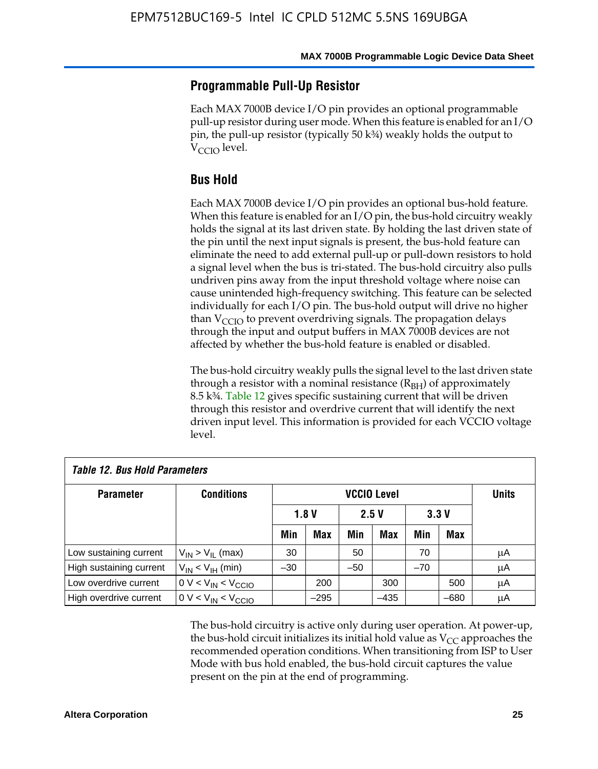## Programmable Pull-Up Resistor

Each MAX 7000B device I/O pin provides an optional programmable pull-up resistor during user mode. When this feature is enabled for an I/O pin, the pull-up resistor (typically 50 k¾) weakly holds the output to $V_{CCIO}$ level.

## Bus Hold

Each MAX 7000B device I/O pin provides an optional bus-hold feature. When this feature is enabled for an I/O pin, the bus-hold circuitry weakly holds the signal at its last driven state. By holding the last driven state of the pin until the next input signals is present, the bus-hold feature can eliminate the need to add external pull-up or pull-down resistors to hold a signal level when the bus is tri-stated. The bus-hold circuitry also pulls undriven pins away from the input threshold voltage where noise can cause unintended high-frequency switching. This feature can be selected individually for each I/O pin. The bus-hold output will drive no higher than $V_{CCIO}$ to prevent overdriving signals. The propagation delays through the input and output buffers in MAX 7000B devices are not affected by whether the bus-hold feature is enabled or disabled.

The bus-hold circuitry weakly pulls the signal level to the last driven state through a resistor with a nominal resistance ($R_{BH}$) of approximately 8.5 k¾. Table 12 gives specific sustaining current that will be driven through this resistor and overdrive current that will identify the next driven input level. This information is provided for each VCCIO voltage level.

*Table 12. Bus Hold Parameters*

| Parameter | Conditions | VCCIO Level | | | | | | Units |
|---|---|---|---|---|---|---|---|---|
| | | 1.8 V | | 2.5 V | | 3.3 V | | |
| | | Min | Max | Min | Max | Min | Max | |
| Low sustaining current | $V_{IN} > V_{IL}$ (max) | 30 | | 50 | | 70 | | µA |
| High sustaining current | $V_{IN} < V_{IH}$ (min) | –30 | | –50 | | –70 | | µA |
| Low overdrive current | $0 V < V_{IN} < V_{CCIO}$ | | 200 | | 300 | | 500 | µA |
| High overdrive current | $0 V < V_{IN} < V_{CCIO}$ | | –295 | | –435 | | –680 | µA |

The bus-hold circuitry is active only during user operation. At power-up, the bus-hold circuit initializes its initial hold value as $V_{CC}$ approaches the recommended operation conditions. When transitioning from ISP to User Mode with bus hold enabled, the bus-hold circuit captures the value present on the pin at the end of programming.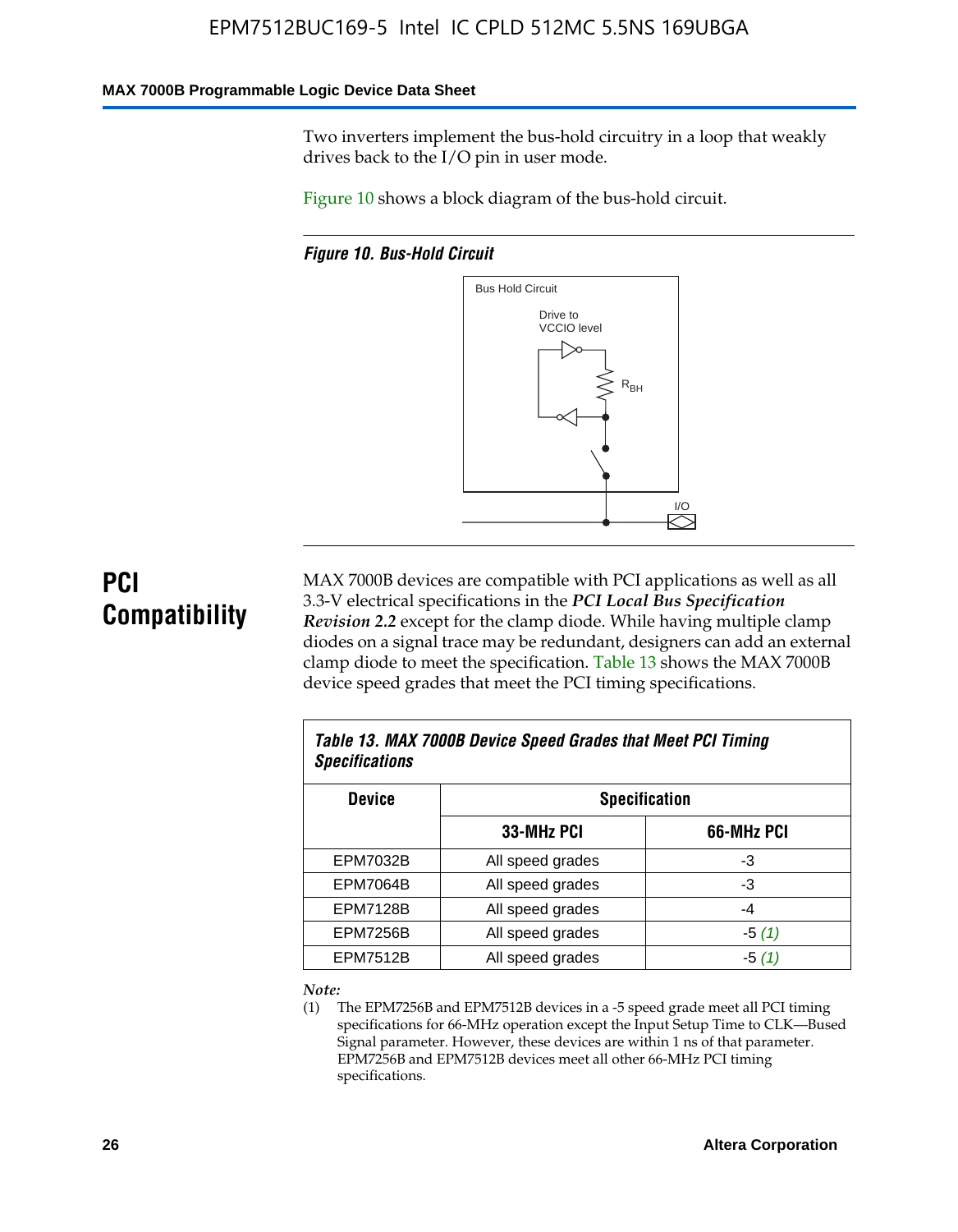Two inverters implement the bus-hold circuitry in a loop that weakly drives back to the I/O pin in user mode.

Figure 10 shows a block diagram of the bus-hold circuit.

*Figure 10. Bus-Hold Circuit*

Bus Hold Circuit

Drive to VCCIO level

$R_{BH}$

I/O

## PCI Compatibility

MAX 7000B devices are compatible with PCI applications as well as all 3.3-V electrical specifications in the ***PCI Local Bus Specification Revision 2.2*** except for the clamp diode. While having multiple clamp diodes on a signal trace may be redundant, designers can add an external clamp diode to meet the specification. Table 13 shows the MAX 7000B device speed grades that meet the PCI timing specifications.

| Table 13. MAX 7000B Device Speed Grades that Meet PCI Timing Specifications | | |
|---|---|---|
| Device | Specification | |
| | 33-MHz PCI | 66-MHz PCI |
| EPM7032B | All speed grades | -3 |
| EPM7064B | All speed grades | -3 |
| EPM7128B | All speed grades | -4 |
| EPM7256B | All speed grades | -5 *(1)* |
| EPM7512B | All speed grades | -5 *(1)* |

*Note:*

(1) The EPM7256B and EPM7512B devices in a -5 speed grade meet all PCI timing specifications for 66-MHz operation except the Input Setup Time to CLK—Bused Signal parameter. However, these devices are within 1 ns of that parameter. EPM7256B and EPM7512B devices meet all other 66-MHz PCI timing specifications.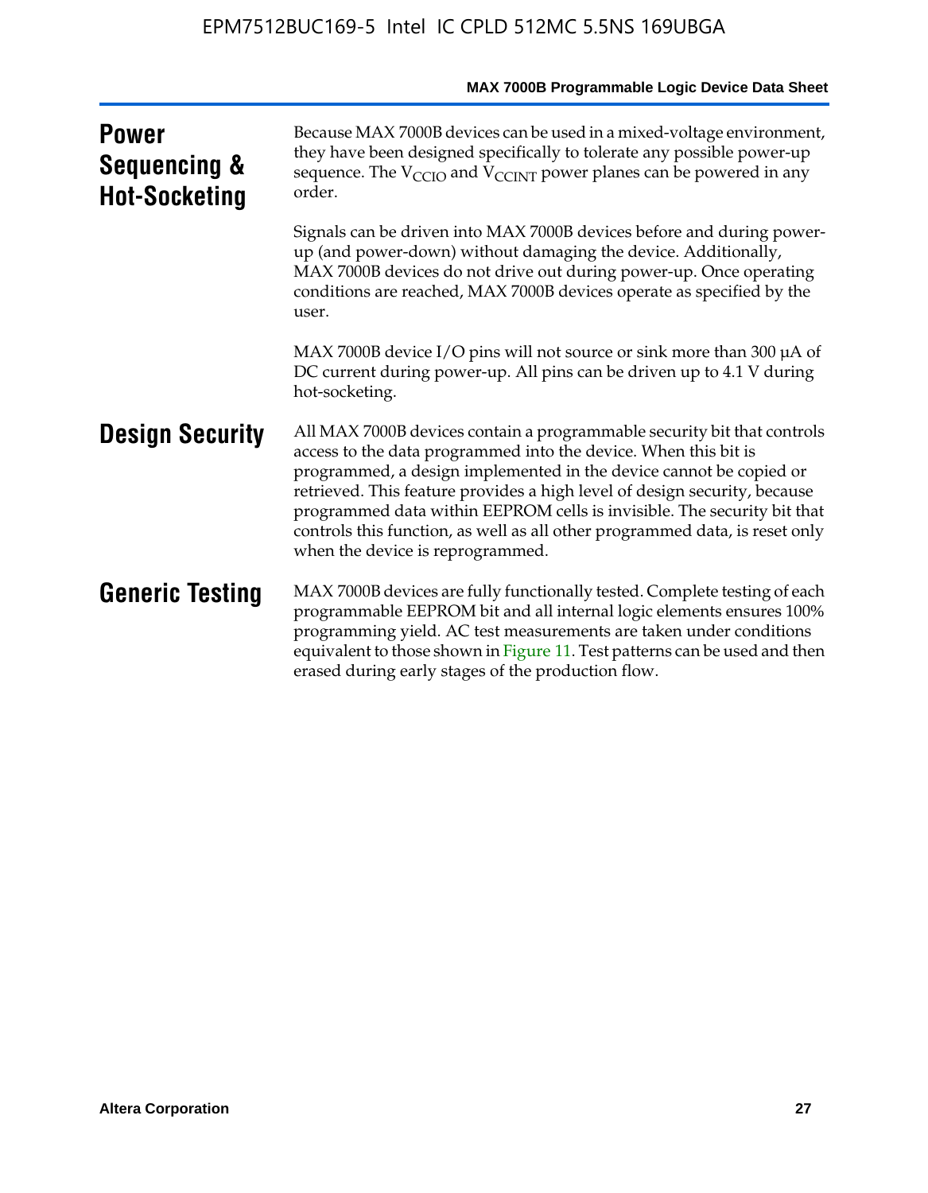## Power Sequencing & Hot-Socketing

Because MAX 7000B devices can be used in a mixed-voltage environment, they have been designed specifically to tolerate any possible power-up sequence. The $V_{CCIO}$ and $V_{CCINT}$ power planes can be powered in any order.

Signals can be driven into MAX 7000B devices before and during power-up (and power-down) without damaging the device. Additionally, MAX 7000B devices do not drive out during power-up. Once operating conditions are reached, MAX 7000B devices operate as specified by the user.

MAX 7000B device I/O pins will not source or sink more than 300 µA of DC current during power-up. All pins can be driven up to 4.1 V during hot-socketing.

## Design Security

All MAX 7000B devices contain a programmable security bit that controls access to the data programmed into the device. When this bit is programmed, a design implemented in the device cannot be copied or retrieved. This feature provides a high level of design security, because programmed data within EEPROM cells is invisible. The security bit that controls this function, as well as all other programmed data, is reset only when the device is reprogrammed.

## Generic Testing

MAX 7000B devices are fully functionally tested. Complete testing of each programmable EEPROM bit and all internal logic elements ensures 100% programming yield. AC test measurements are taken under conditions equivalent to those shown in Figure 11. Test patterns can be used and then erased during early stages of the production flow.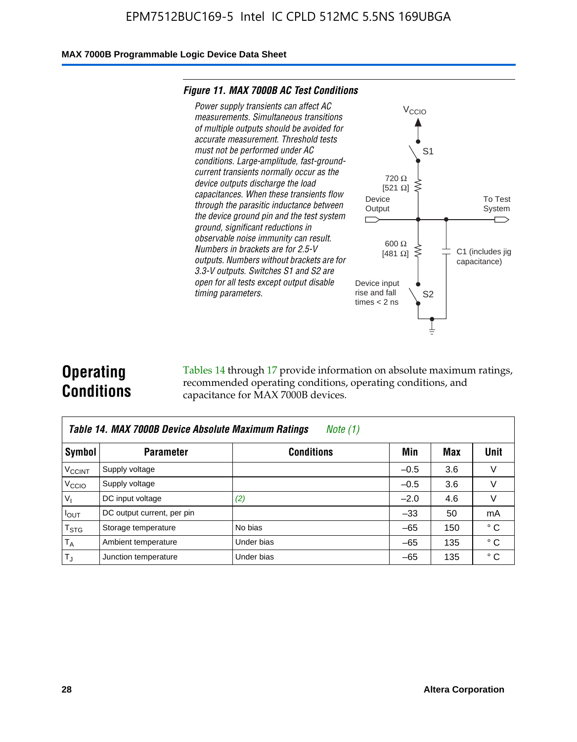**Figure 11. MAX 7000B AC Test Conditions**

*Power supply transients can affect AC measurements. Simultaneous transitions of multiple outputs should be avoided for accurate measurement. Threshold tests must not be performed under AC conditions. Large-amplitude, fast-ground-current transients normally occur as the device outputs discharge the load capacitances. When these transients flow through the parasitic inductance between the device ground pin and the test system ground, significant reductions in observable noise immunity can result. Numbers in brackets are for 2.5-V outputs. Numbers without brackets are for 3.3-V outputs. Switches S1 and S2 are open for all tests except output disable timing parameters.*

$V_{CCIO}$

S1

720 Ω
[521 Ω]

Device Output

To Test System

600 Ω
[481 Ω]

C1 (includes jig capacitance)

Device input rise and fall times < 2 ns

S2

# Operating Conditions

Tables 14 through 17 provide information on absolute maximum ratings, recommended operating conditions, operating conditions, and capacitance for MAX 7000B devices.

**Table 14. MAX 7000B Device Absolute Maximum Ratings** *Note (1)*

| Symbol | Parameter | Conditions | Min | Max | Unit |
|---|---|---|---|---|---|
| $V_{CCINT}$ | Supply voltage | | –0.5 | 3.6 | V |
| $V_{CCIO}$ | Supply voltage | | –0.5 | 3.6 | V |
| $V_I$ | DC input voltage | *(2)* | –2.0 | 4.6 | V |
| $I_{OUT}$ | DC output current, per pin | | –33 | 50 | mA |
| $T_{STG}$ | Storage temperature | No bias | –65 | 150 | ° C |
| $T_A$ | Ambient temperature | Under bias | –65 | 135 | ° C |
| $T_J$ | Junction temperature | Under bias | –65 | 135 | ° C |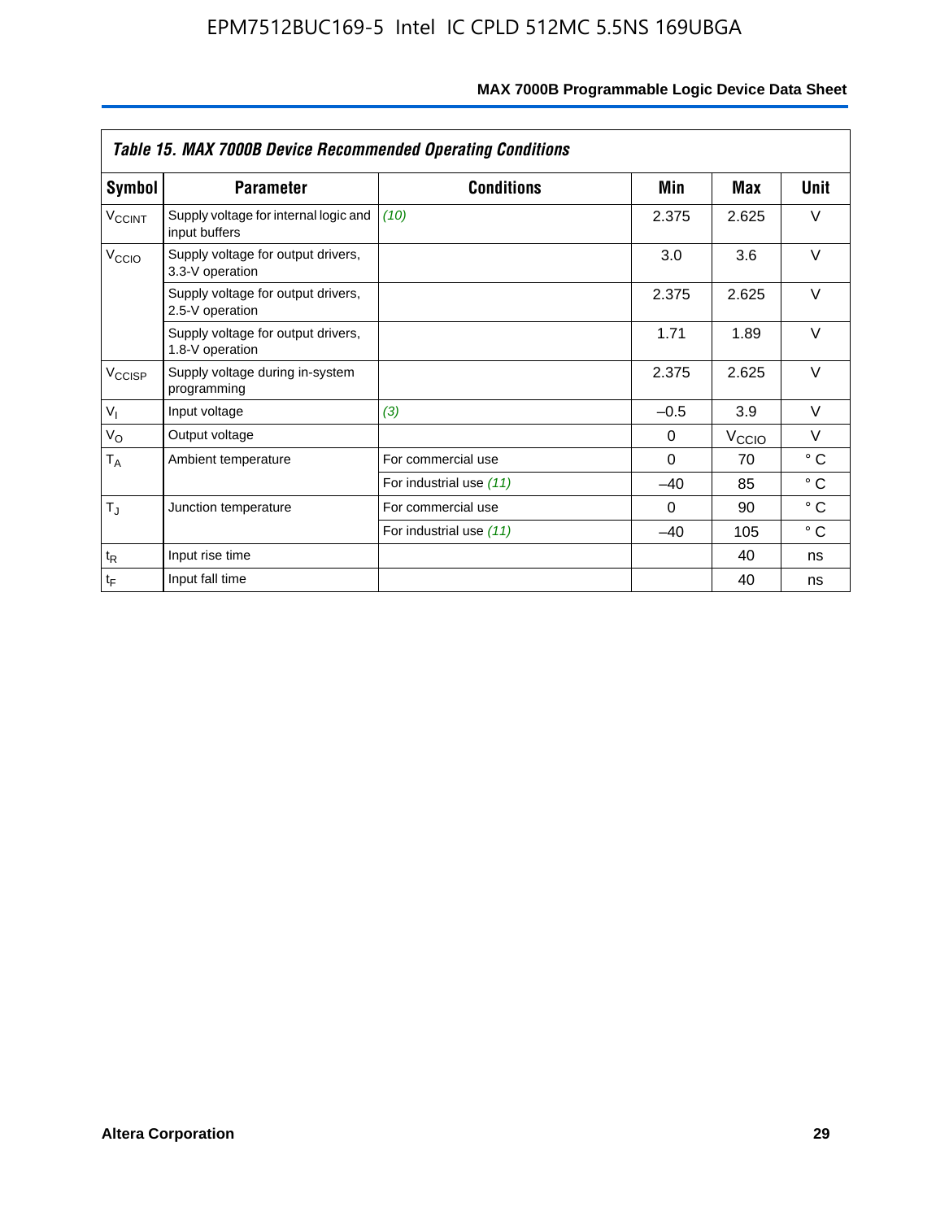**Table 15. MAX 7000B Device Recommended Operating Conditions**

| Symbol | Parameter | Conditions | Min | Max | Unit |
|---|---|---|---|---|---|
| $V_{CCINT}$ | Supply voltage for internal logic and input buffers | *(10)* | 2.375 | 2.625 | V |
| $V_{CCIO}$ | Supply voltage for output drivers, 3.3-V operation | | 3.0 | 3.6 | V |
| | Supply voltage for output drivers, 2.5-V operation | | 2.375 | 2.625 | V |
| | Supply voltage for output drivers, 1.8-V operation | | 1.71 | 1.89 | V |
| $V_{CCISP}$ | Supply voltage during in-system programming | | 2.375 | 2.625 | V |
| $V_I$ | Input voltage | *(3)* | –0.5 | 3.9 | V |
| $V_O$ | Output voltage | | 0 | $V_{CCIO}$ | V |
| $T_A$ | Ambient temperature | For commercial use | 0 | 70 | ° C |
| | | For industrial use *(11)* | –40 | 85 | ° C |
| $T_J$ | Junction temperature | For commercial use | 0 | 90 | ° C |
| | | For industrial use *(11)* | –40 | 105 | ° C |
| $t_R$ | Input rise time | | | 40 | ns |
| $t_F$ | Input fall time | | | 40 | ns |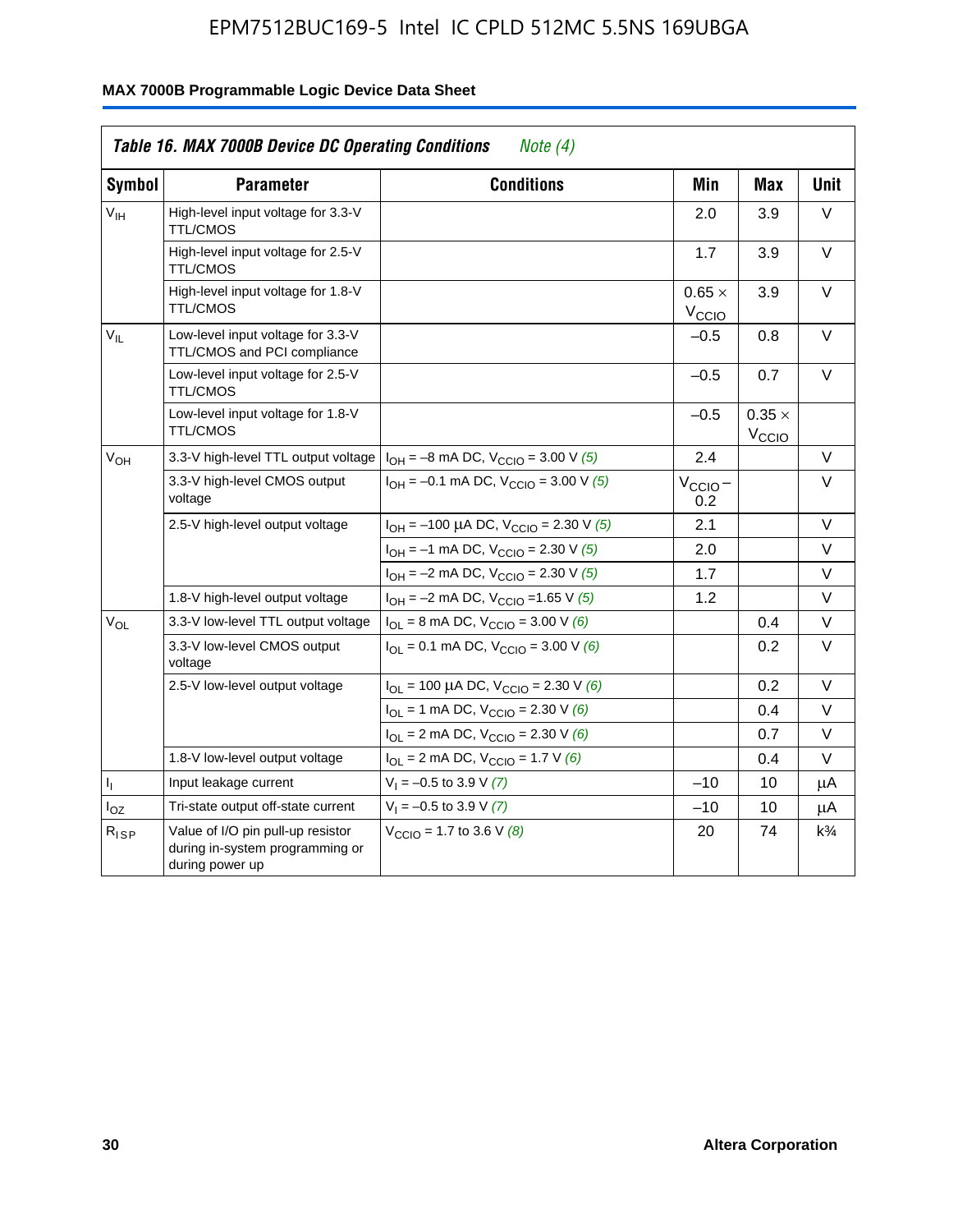## MAX 7000B Programmable Logic Device Data Sheet

| *Table 16. MAX 7000B Device DC Operating Conditions* *Note (4)* | | | | | |
|---|---|---|---|---|---|
| **Symbol** | **Parameter** | **Conditions** | **Min** | **Max** | **Unit** |
| $V_{IH}$ | High-level input voltage for 3.3-V TTL/CMOS | | 2.0 | 3.9 | V |
| | High-level input voltage for 2.5-V TTL/CMOS | | 1.7 | 3.9 | V |
| | High-level input voltage for 1.8-V TTL/CMOS | | $0.65 \times V_{CCIO}$ | 3.9 | V |
| $V_{IL}$ | Low-level input voltage for 3.3-V TTL/CMOS and PCI compliance | | –0.5 | 0.8 | V |
| | Low-level input voltage for 2.5-V TTL/CMOS | | –0.5 | 0.7 | V |
| | Low-level input voltage for 1.8-V TTL/CMOS | | –0.5 | $0.35 \times V_{CCIO}$ | |
| $V_{OH}$ | 3.3-V high-level TTL output voltage | $I_{OH}$ = –8 mA DC, $V_{CCIO}$ = 3.00 V *(5)* | 2.4 | | V |
| | 3.3-V high-level CMOS output voltage | $I_{OH}$ = –0.1 mA DC, $V_{CCIO}$ = 3.00 V *(5)* | $V_{CCIO}$ – 0.2 | | V |
| | 2.5-V high-level output voltage | $I_{OH}$ = –100 µA DC, $V_{CCIO}$ = 2.30 V *(5)* | 2.1 | | V |
| | | $I_{OH}$ = –1 mA DC, $V_{CCIO}$ = 2.30 V *(5)* | 2.0 | | V |
| | | $I_{OH}$ = –2 mA DC, $V_{CCIO}$ = 2.30 V *(5)* | 1.7 | | V |
| | 1.8-V high-level output voltage | $I_{OH}$ = –2 mA DC, $V_{CCIO}$ =1.65 V *(5)* | 1.2 | | V |
| $V_{OL}$ | 3.3-V low-level TTL output voltage | $I_{OL}$ = 8 mA DC, $V_{CCIO}$ = 3.00 V *(6)* | | 0.4 | V |
| | 3.3-V low-level CMOS output voltage | $I_{OL}$ = 0.1 mA DC, $V_{CCIO}$ = 3.00 V *(6)* | | 0.2 | V |
| | 2.5-V low-level output voltage | $I_{OL}$ = 100 µA DC, $V_{CCIO}$ = 2.30 V *(6)* | | 0.2 | V |
| | | $I_{OL}$ = 1 mA DC, $V_{CCIO}$ = 2.30 V *(6)* | | 0.4 | V |
| | | $I_{OL}$ = 2 mA DC, $V_{CCIO}$ = 2.30 V *(6)* | | 0.7 | V |
| | 1.8-V low-level output voltage | $I_{OL}$ = 2 mA DC, $V_{CCIO}$ = 1.7 V *(6)* | | 0.4 | V |
| $I_I$ | Input leakage current | $V_I$ = –0.5 to 3.9 V *(7)* | –10 | 10 | µA |
| $I_{OZ}$ | Tri-state output off-state current | $V_I$ = –0.5 to 3.9 V *(7)* | –10 | 10 | µA |
| $R_{ISP}$ | Value of I/O pin pull-up resistor during in-system programming or during power up | $V_{CCIO}$ = 1.7 to 3.6 V *(8)* | 20 | 74 | k¾ |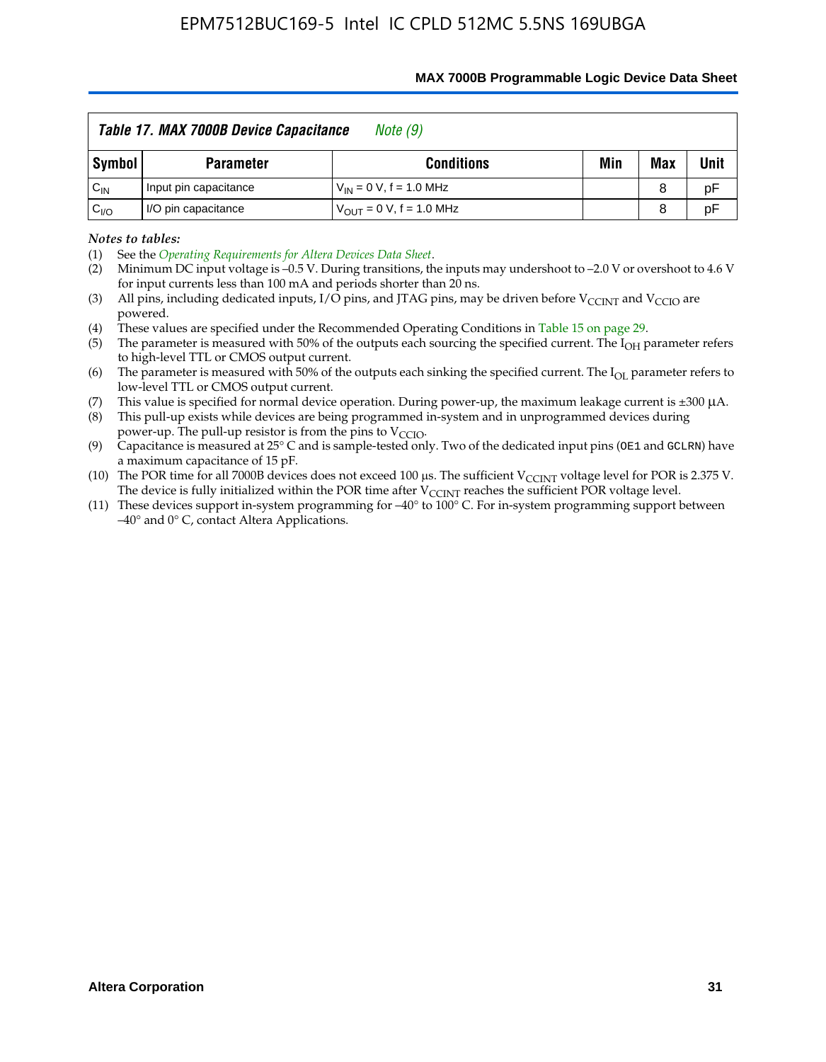**Table 17. MAX 7000B Device Capacitance** *Note (9)*

| Symbol | Parameter | Conditions | Min | Max | Unit |
|---|---|---|---|---|---|
| $C_{IN}$ | Input pin capacitance | $V_{IN}$ = 0 V, f = 1.0 MHz | | 8 | pF |
| $C_{I/O}$ | I/O pin capacitance | $V_{OUT}$ = 0 V, f = 1.0 MHz | | 8 | pF |

*Notes to tables:*

(1) See the *Operating Requirements for Altera Devices Data Sheet*.

(2) Minimum DC input voltage is –0.5 V. During transitions, the inputs may undershoot to –2.0 V or overshoot to 4.6 V for input currents less than 100 mA and periods shorter than 20 ns.

(3) All pins, including dedicated inputs, I/O pins, and JTAG pins, may be driven before $V_{CCINT}$ and $V_{CCIO}$ are powered.

(4) These values are specified under the Recommended Operating Conditions in Table 15 on page 29.

(5) The parameter is measured with 50% of the outputs each sourcing the specified current. The $I_{OH}$ parameter refers to high-level TTL or CMOS output current.

(6) The parameter is measured with 50% of the outputs each sinking the specified current. The $I_{OL}$ parameter refers to low-level TTL or CMOS output current.

(7) This value is specified for normal device operation. During power-up, the maximum leakage current is ±300 µA.

(8) This pull-up exists while devices are being programmed in-system and in unprogrammed devices during power-up. The pull-up resistor is from the pins to $V_{CCIO}$.

(9) Capacitance is measured at 25° C and is sample-tested only. Two of the dedicated input pins (OE1 and GCLRN) have a maximum capacitance of 15 pF.

(10) The POR time for all 7000B devices does not exceed 100 µs. The sufficient $V_{CCINT}$ voltage level for POR is 2.375 V. The device is fully initialized within the POR time after $V_{CCINT}$ reaches the sufficient POR voltage level.

(11) These devices support in-system programming for –40° to 100° C. For in-system programming support between –40° and 0° C, contact Altera Applications.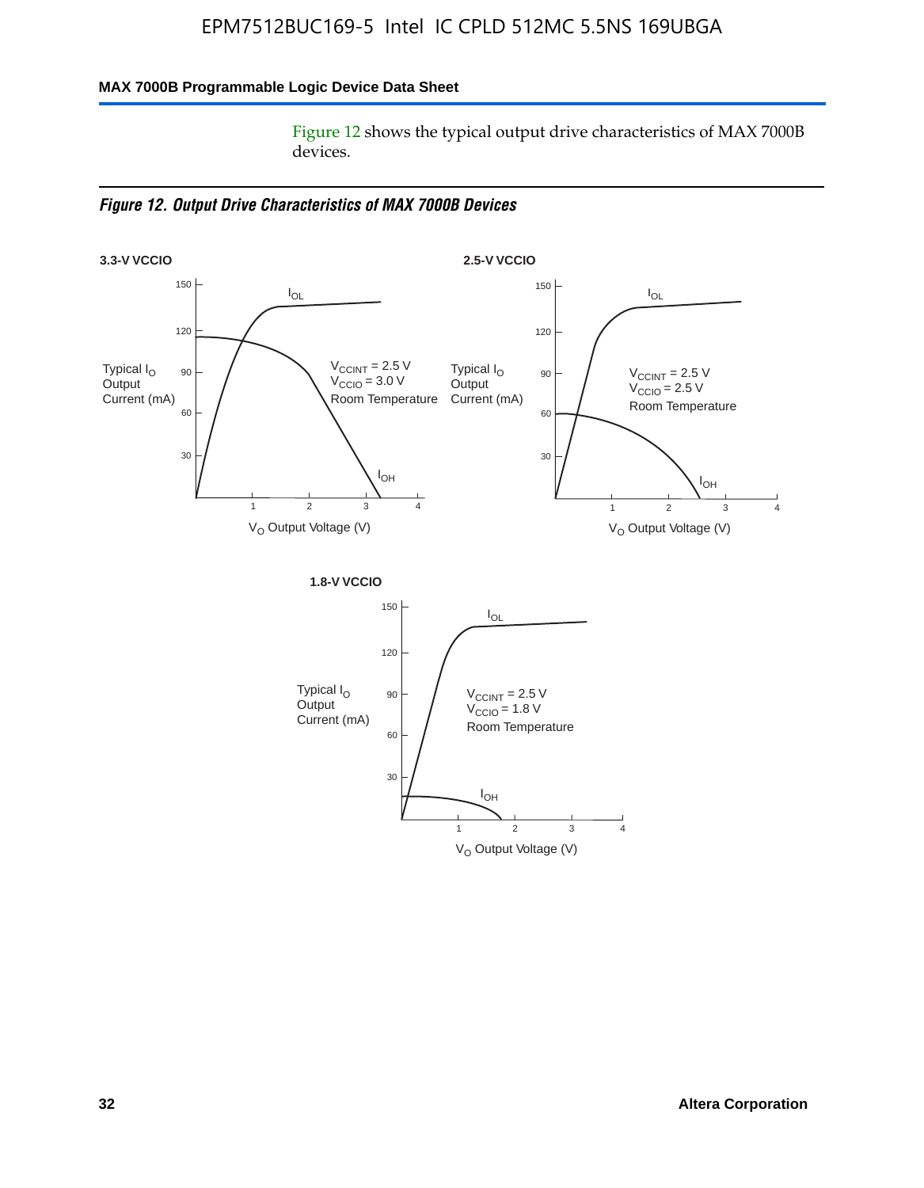Figure 12 shows the typical output drive characteristics of MAX 7000B devices.

*Figure 12. Output Drive Characteristics of MAX 7000B Devices*

**3.3-V VCCIO**

Typical $I_O$ Output Current (mA)

$V_{CCINT}$ = 2.5 V
$V_{CCIO}$ = 3.0 V
Room Temperature

$I_{OL}$, $I_{OH}$

$V_O$ Output Voltage (V)

**2.5-V VCCIO**

Typical $I_O$ Output Current (mA)

$V_{CCINT}$ = 2.5 V
$V_{CCIO}$ = 2.5 V
Room Temperature

$I_{OL}$, $I_{OH}$

$V_O$ Output Voltage (V)

**1.8-V VCCIO**

Typical $I_O$ Output Current (mA)

$V_{CCINT}$ = 2.5 V
$V_{CCIO}$ = 1.8 V
Room Temperature

$I_{OL}$, $I_{OH}$

$V_O$ Output Voltage (V)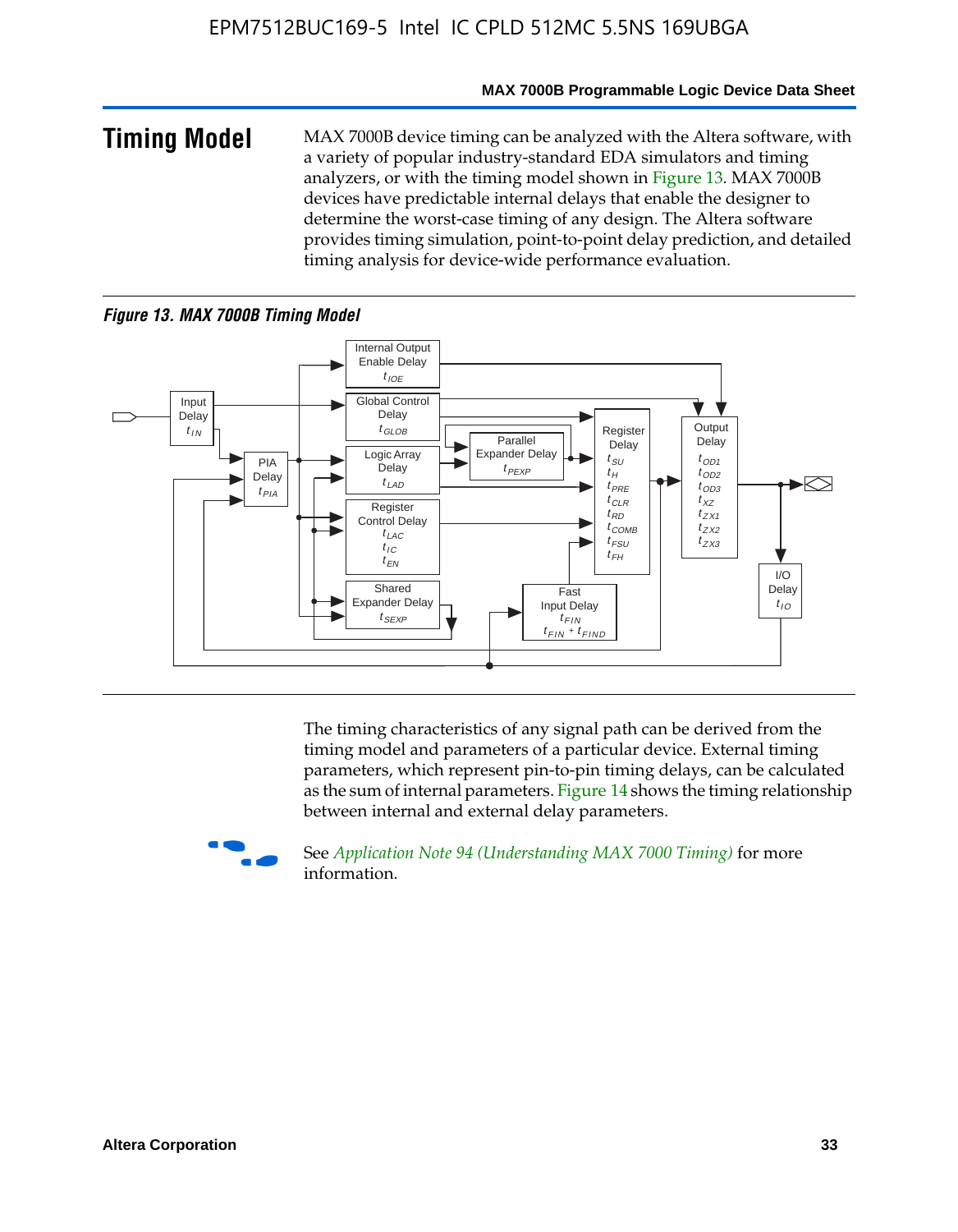## Timing Model

MAX 7000B device timing can be analyzed with the Altera software, with a variety of popular industry-standard EDA simulators and timing analyzers, or with the timing model shown in Figure 13. MAX 7000B devices have predictable internal delays that enable the designer to determine the worst-case timing of any design. The Altera software provides timing simulation, point-to-point delay prediction, and detailed timing analysis for device-wide performance evaluation.

*Figure 13. MAX 7000B Timing Model*

Input Delay $t_{IN}$

PIA Delay $t_{PIA}$

Internal Output Enable Delay $t_{IOE}$

Global Control Delay $t_{GLOB}$

Logic Array Delay $t_{LAD}$

Parallel Expander Delay $t_{PEXP}$

Register Control Delay $t_{LAC}$ $t_{IC}$ $t_{EN}$

Shared Expander Delay $t_{SEXP}$

Register Delay $t_{SU}$ $t_{H}$ $t_{PRE}$ $t_{CLR}$ $t_{RD}$ $t_{COMB}$ $t_{FSU}$ $t_{FH}$

Fast Input Delay $t_{FIN}$ $t_{FIN} + t_{FIND}$

Output Delay $t_{OD1}$ $t_{OD2}$ $t_{OD3}$ $t_{XZ}$ $t_{ZX1}$ $t_{ZX2}$ $t_{ZX3}$

I/O Delay $t_{IO}$

The timing characteristics of any signal path can be derived from the timing model and parameters of a particular device. External timing parameters, which represent pin-to-pin timing delays, can be calculated as the sum of internal parameters. Figure 14 shows the timing relationship between internal and external delay parameters.

See *Application Note 94 (Understanding MAX 7000 Timing)* for more information.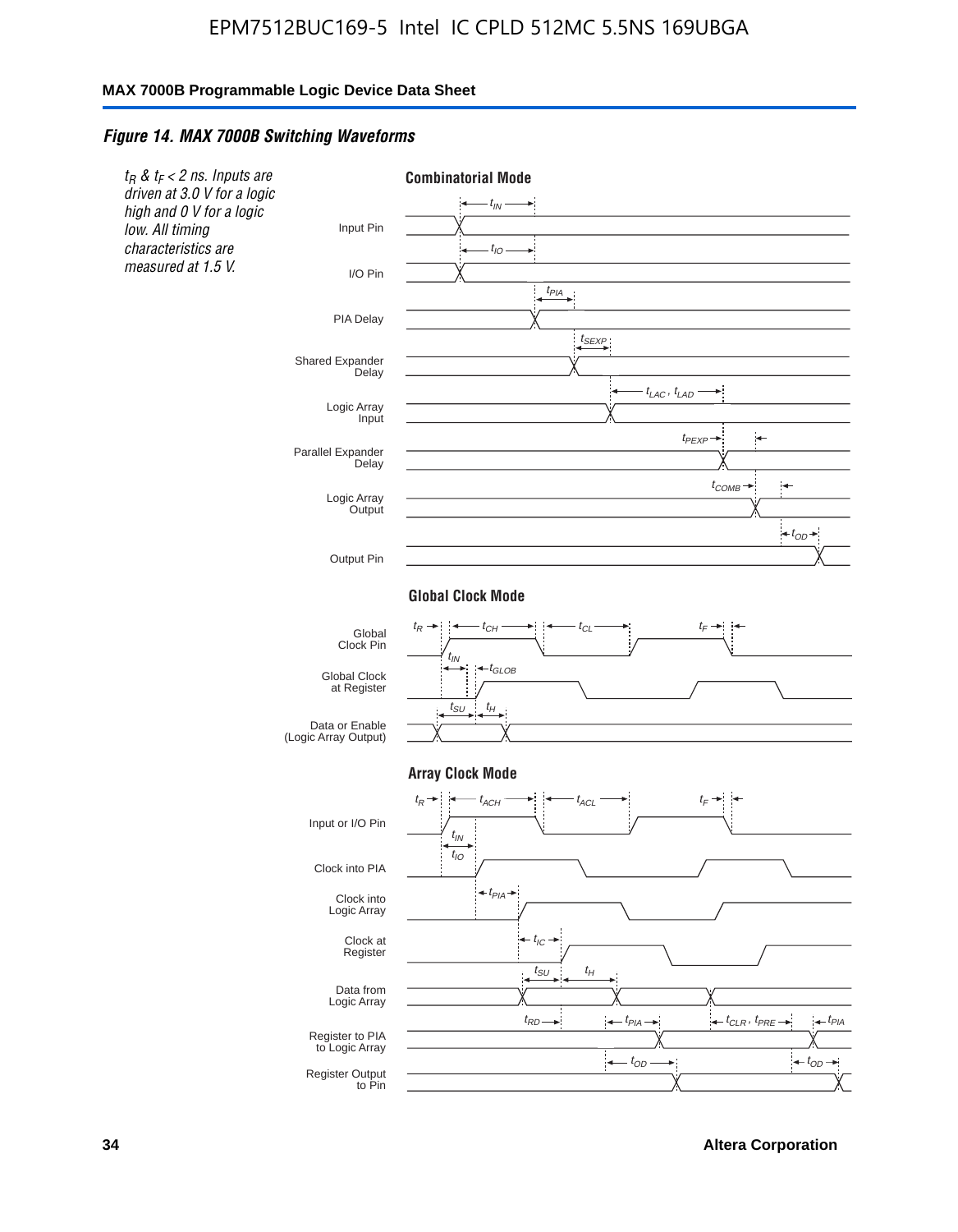*Figure 14. MAX 7000B Switching Waveforms*

*$t_R$ & $t_F$ < 2 ns. Inputs are driven at 3.0 V for a logic high and 0 V for a logic low. All timing characteristics are measured at 1.5 V.*

**Combinatorial Mode**

Input Pin — $t_{IN}$

I/O Pin — $t_{IO}$

PIA Delay — $t_{PIA}$

Shared Expander Delay — $t_{SEXP}$

Logic Array Input — $t_{LAC}$, $t_{LAD}$

Parallel Expander Delay — $t_{PEXP}$

Logic Array Output — $t_{COMB}$

Output Pin — $t_{OD}$

**Global Clock Mode**

Global Clock Pin — $t_R$, $t_{CH}$, $t_{CL}$, $t_F$

Global Clock at Register — $t_{IN}$, $t_{GLOB}$

Data or Enable (Logic Array Output) — $t_{SU}$, $t_H$

**Array Clock Mode**

Input or I/O Pin — $t_R$, $t_{ACH}$, $t_{ACL}$, $t_F$

Clock into PIA — $t_{IN}$, $t_{IO}$

Clock into Logic Array — $t_{PIA}$

Clock at Register — $t_{IC}$

Data from Logic Array — $t_{SU}$, $t_H$

Register to PIA to Logic Array — $t_{RD}$, $t_{PIA}$, $t_{CLR}$, $t_{PRE}$, $t_{PIA}$

Register Output to Pin — $t_{OD}$, $t_{OD}$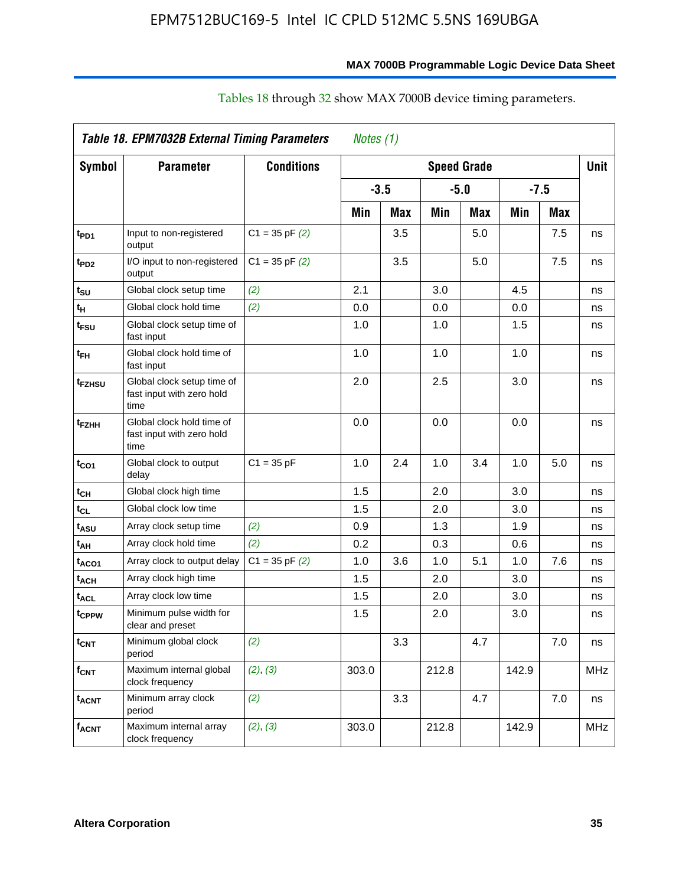Tables 18 through 32 show MAX 7000B device timing parameters.

**Table 18. EPM7032B External Timing Parameters** *Notes (1)*

| Symbol | Parameter | Conditions | Speed Grade | | | | | | Unit |
|---|---|---|---|---|---|---|---|---|---|
| | | | -3.5 | | -5.0 | | -7.5 | | |
| | | | Min | Max | Min | Max | Min | Max | |
| $t_{PD1}$ | Input to non-registered output | C1 = 35 pF *(2)* | | 3.5 | | 5.0 | | 7.5 | ns |
| $t_{PD2}$ | I/O input to non-registered output | C1 = 35 pF *(2)* | | 3.5 | | 5.0 | | 7.5 | ns |
| $t_{SU}$ | Global clock setup time | *(2)* | 2.1 | | 3.0 | | 4.5 | | ns |
| $t_{H}$ | Global clock hold time | *(2)* | 0.0 | | 0.0 | | 0.0 | | ns |
| $t_{FSU}$ | Global clock setup time of fast input | | 1.0 | | 1.0 | | 1.5 | | ns |
| $t_{FH}$ | Global clock hold time of fast input | | 1.0 | | 1.0 | | 1.0 | | ns |
| $t_{FZHSU}$ | Global clock setup time of fast input with zero hold time | | 2.0 | | 2.5 | | 3.0 | | ns |
| $t_{FZHH}$ | Global clock hold time of fast input with zero hold time | | 0.0 | | 0.0 | | 0.0 | | ns |
| $t_{CO1}$ | Global clock to output delay | C1 = 35 pF | 1.0 | 2.4 | 1.0 | 3.4 | 1.0 | 5.0 | ns |
| $t_{CH}$ | Global clock high time | | 1.5 | | 2.0 | | 3.0 | | ns |
| $t_{CL}$ | Global clock low time | | 1.5 | | 2.0 | | 3.0 | | ns |
| $t_{ASU}$ | Array clock setup time | *(2)* | 0.9 | | 1.3 | | 1.9 | | ns |
| $t_{AH}$ | Array clock hold time | *(2)* | 0.2 | | 0.3 | | 0.6 | | ns |
| $t_{ACO1}$ | Array clock to output delay | C1 = 35 pF *(2)* | 1.0 | 3.6 | 1.0 | 5.1 | 1.0 | 7.6 | ns |
| $t_{ACH}$ | Array clock high time | | 1.5 | | 2.0 | | 3.0 | | ns |
| $t_{ACL}$ | Array clock low time | | 1.5 | | 2.0 | | 3.0 | | ns |
| $t_{CPPW}$ | Minimum pulse width for clear and preset | | 1.5 | | 2.0 | | 3.0 | | ns |
| $t_{CNT}$ | Minimum global clock period | *(2)* | | 3.3 | | 4.7 | | 7.0 | ns |
| $f_{CNT}$ | Maximum internal global clock frequency | *(2)*, *(3)* | 303.0 | | 212.8 | | 142.9 | | MHz |
| $t_{ACNT}$ | Minimum array clock period | *(2)* | | 3.3 | | 4.7 | | 7.0 | ns |
| $f_{ACNT}$ | Maximum internal array clock frequency | *(2)*, *(3)* | 303.0 | | 212.8 | | 142.9 | | MHz |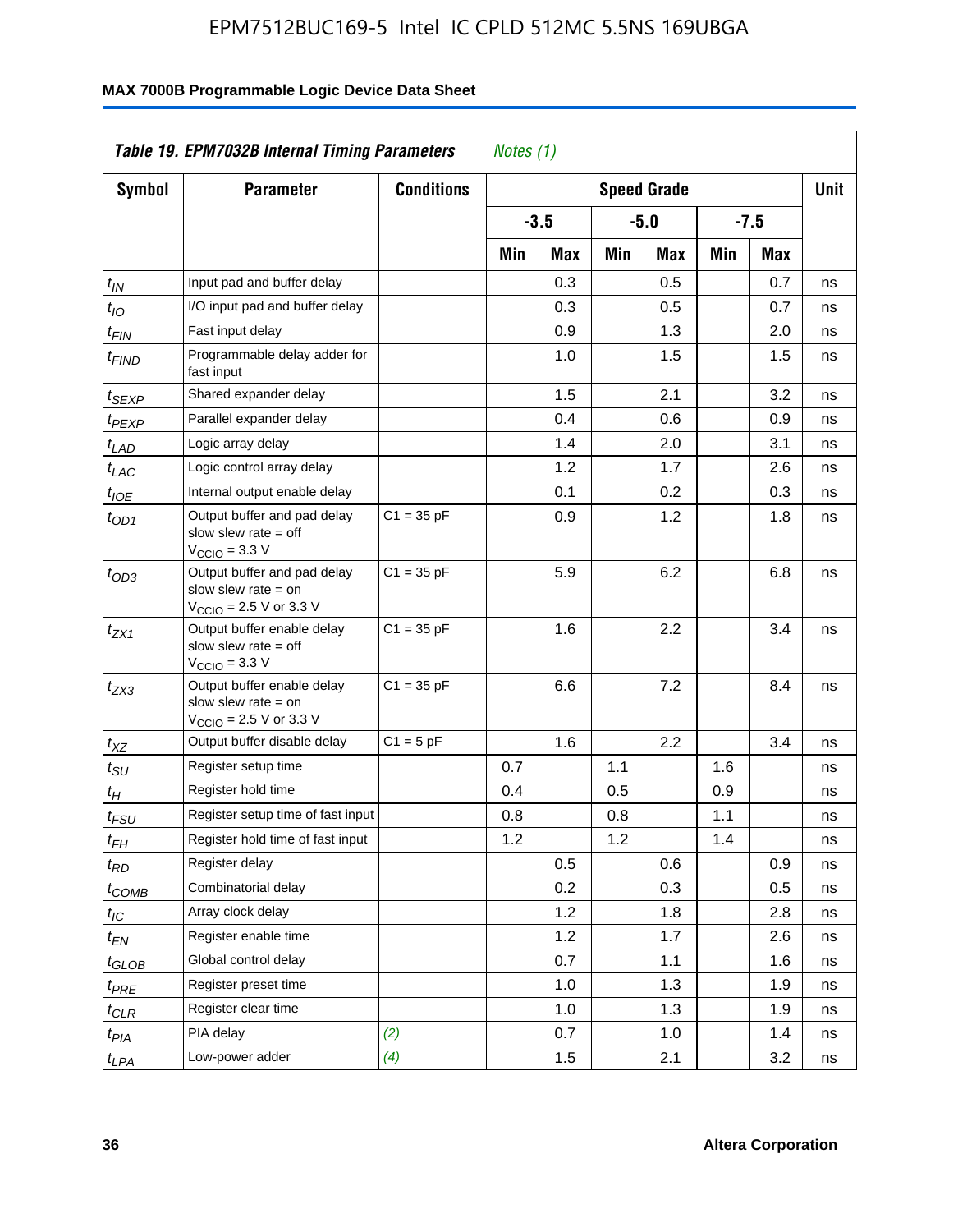**Table 19. EPM7032B Internal Timing Parameters** *Notes (1)*

| Symbol | Parameter | Conditions | Speed Grade | | | | | | Unit |
|---|---|---|---|---|---|---|---|---|---|
| | | | -3.5 | | -5.0 | | -7.5 | | |
| | | | Min | Max | Min | Max | Min | Max | |
| $t_{IN}$ | Input pad and buffer delay | | | 0.3 | | 0.5 | | 0.7 | ns |
| $t_{IO}$ | I/O input pad and buffer delay | | | 0.3 | | 0.5 | | 0.7 | ns |
| $t_{FIN}$ | Fast input delay | | | 0.9 | | 1.3 | | 2.0 | ns |
| $t_{FIND}$ | Programmable delay adder for fast input | | | 1.0 | | 1.5 | | 1.5 | ns |
| $t_{SEXP}$ | Shared expander delay | | | 1.5 | | 2.1 | | 3.2 | ns |
| $t_{PEXP}$ | Parallel expander delay | | | 0.4 | | 0.6 | | 0.9 | ns |
| $t_{LAD}$ | Logic array delay | | | 1.4 | | 2.0 | | 3.1 | ns |
| $t_{LAC}$ | Logic control array delay | | | 1.2 | | 1.7 | | 2.6 | ns |
| $t_{IOE}$ | Internal output enable delay | | | 0.1 | | 0.2 | | 0.3 | ns |
| $t_{OD1}$ | Output buffer and pad delay slow slew rate = off $V_{CCIO}$ = 3.3 V | C1 = 35 pF | | 0.9 | | 1.2 | | 1.8 | ns |
| $t_{OD3}$ | Output buffer and pad delay slow slew rate = on $V_{CCIO}$ = 2.5 V or 3.3 V | C1 = 35 pF | | 5.9 | | 6.2 | | 6.8 | ns |
| $t_{ZX1}$ | Output buffer enable delay slow slew rate = off $V_{CCIO}$ = 3.3 V | C1 = 35 pF | | 1.6 | | 2.2 | | 3.4 | ns |
| $t_{ZX3}$ | Output buffer enable delay slow slew rate = on $V_{CCIO}$ = 2.5 V or 3.3 V | C1 = 35 pF | | 6.6 | | 7.2 | | 8.4 | ns |
| $t_{XZ}$ | Output buffer disable delay | C1 = 5 pF | | 1.6 | | 2.2 | | 3.4 | ns |
| $t_{SU}$ | Register setup time | | 0.7 | | 1.1 | | 1.6 | | ns |
| $t_{H}$ | Register hold time | | 0.4 | | 0.5 | | 0.9 | | ns |
| $t_{FSU}$ | Register setup time of fast input | | 0.8 | | 0.8 | | 1.1 | | ns |
| $t_{FH}$ | Register hold time of fast input | | 1.2 | | 1.2 | | 1.4 | | ns |
| $t_{RD}$ | Register delay | | | 0.5 | | 0.6 | | 0.9 | ns |
| $t_{COMB}$ | Combinatorial delay | | | 0.2 | | 0.3 | | 0.5 | ns |
| $t_{IC}$ | Array clock delay | | | 1.2 | | 1.8 | | 2.8 | ns |
| $t_{EN}$ | Register enable time | | | 1.2 | | 1.7 | | 2.6 | ns |
| $t_{GLOB}$ | Global control delay | | | 0.7 | | 1.1 | | 1.6 | ns |
| $t_{PRE}$ | Register preset time | | | 1.0 | | 1.3 | | 1.9 | ns |
| $t_{CLR}$ | Register clear time | | | 1.0 | | 1.3 | | 1.9 | ns |
| $t_{PIA}$ | PIA delay | *(2)* | | 0.7 | | 1.0 | | 1.4 | ns |
| $t_{LPA}$ | Low-power adder | *(4)* | | 1.5 | | 2.1 | | 3.2 | ns |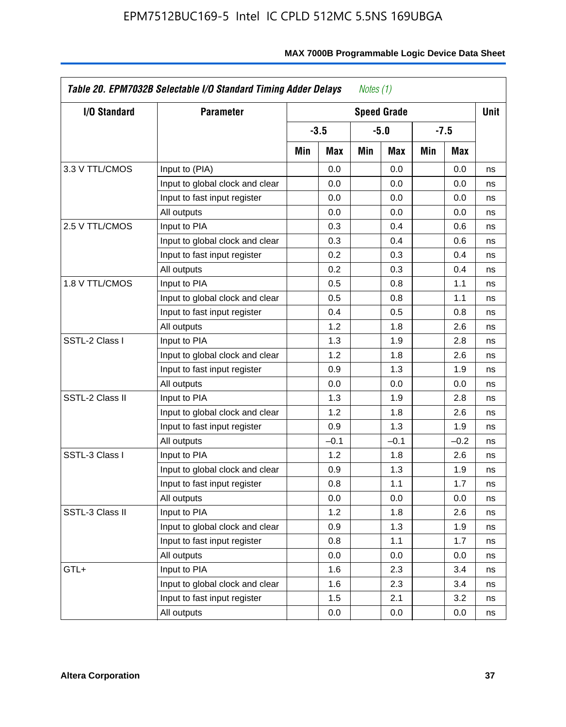**Table 20. EPM7032B Selectable I/O Standard Timing Adder Delays** *Notes (1)*

| I/O Standard | Parameter | Speed Grade | | | | | | Unit |
|---|---|---|---|---|---|---|---|---|
| | | -3.5 | | -5.0 | | -7.5 | | |
| | | Min | Max | Min | Max | Min | Max | |
| 3.3 V TTL/CMOS | Input to (PIA) | | 0.0 | | 0.0 | | 0.0 | ns |
| | Input to global clock and clear | | 0.0 | | 0.0 | | 0.0 | ns |
| | Input to fast input register | | 0.0 | | 0.0 | | 0.0 | ns |
| | All outputs | | 0.0 | | 0.0 | | 0.0 | ns |
| 2.5 V TTL/CMOS | Input to PIA | | 0.3 | | 0.4 | | 0.6 | ns |
| | Input to global clock and clear | | 0.3 | | 0.4 | | 0.6 | ns |
| | Input to fast input register | | 0.2 | | 0.3 | | 0.4 | ns |
| | All outputs | | 0.2 | | 0.3 | | 0.4 | ns |
| 1.8 V TTL/CMOS | Input to PIA | | 0.5 | | 0.8 | | 1.1 | ns |
| | Input to global clock and clear | | 0.5 | | 0.8 | | 1.1 | ns |
| | Input to fast input register | | 0.4 | | 0.5 | | 0.8 | ns |
| | All outputs | | 1.2 | | 1.8 | | 2.6 | ns |
| SSTL-2 Class I | Input to PIA | | 1.3 | | 1.9 | | 2.8 | ns |
| | Input to global clock and clear | | 1.2 | | 1.8 | | 2.6 | ns |
| | Input to fast input register | | 0.9 | | 1.3 | | 1.9 | ns |
| | All outputs | | 0.0 | | 0.0 | | 0.0 | ns |
| SSTL-2 Class II | Input to PIA | | 1.3 | | 1.9 | | 2.8 | ns |
| | Input to global clock and clear | | 1.2 | | 1.8 | | 2.6 | ns |
| | Input to fast input register | | 0.9 | | 1.3 | | 1.9 | ns |
| | All outputs | | –0.1 | | –0.1 | | –0.2 | ns |
| SSTL-3 Class I | Input to PIA | | 1.2 | | 1.8 | | 2.6 | ns |
| | Input to global clock and clear | | 0.9 | | 1.3 | | 1.9 | ns |
| | Input to fast input register | | 0.8 | | 1.1 | | 1.7 | ns |
| | All outputs | | 0.0 | | 0.0 | | 0.0 | ns |
| SSTL-3 Class II | Input to PIA | | 1.2 | | 1.8 | | 2.6 | ns |
| | Input to global clock and clear | | 0.9 | | 1.3 | | 1.9 | ns |
| | Input to fast input register | | 0.8 | | 1.1 | | 1.7 | ns |
| | All outputs | | 0.0 | | 0.0 | | 0.0 | ns |
| GTL+ | Input to PIA | | 1.6 | | 2.3 | | 3.4 | ns |
| | Input to global clock and clear | | 1.6 | | 2.3 | | 3.4 | ns |
| | Input to fast input register | | 1.5 | | 2.1 | | 3.2 | ns |
| | All outputs | | 0.0 | | 0.0 | | 0.0 | ns |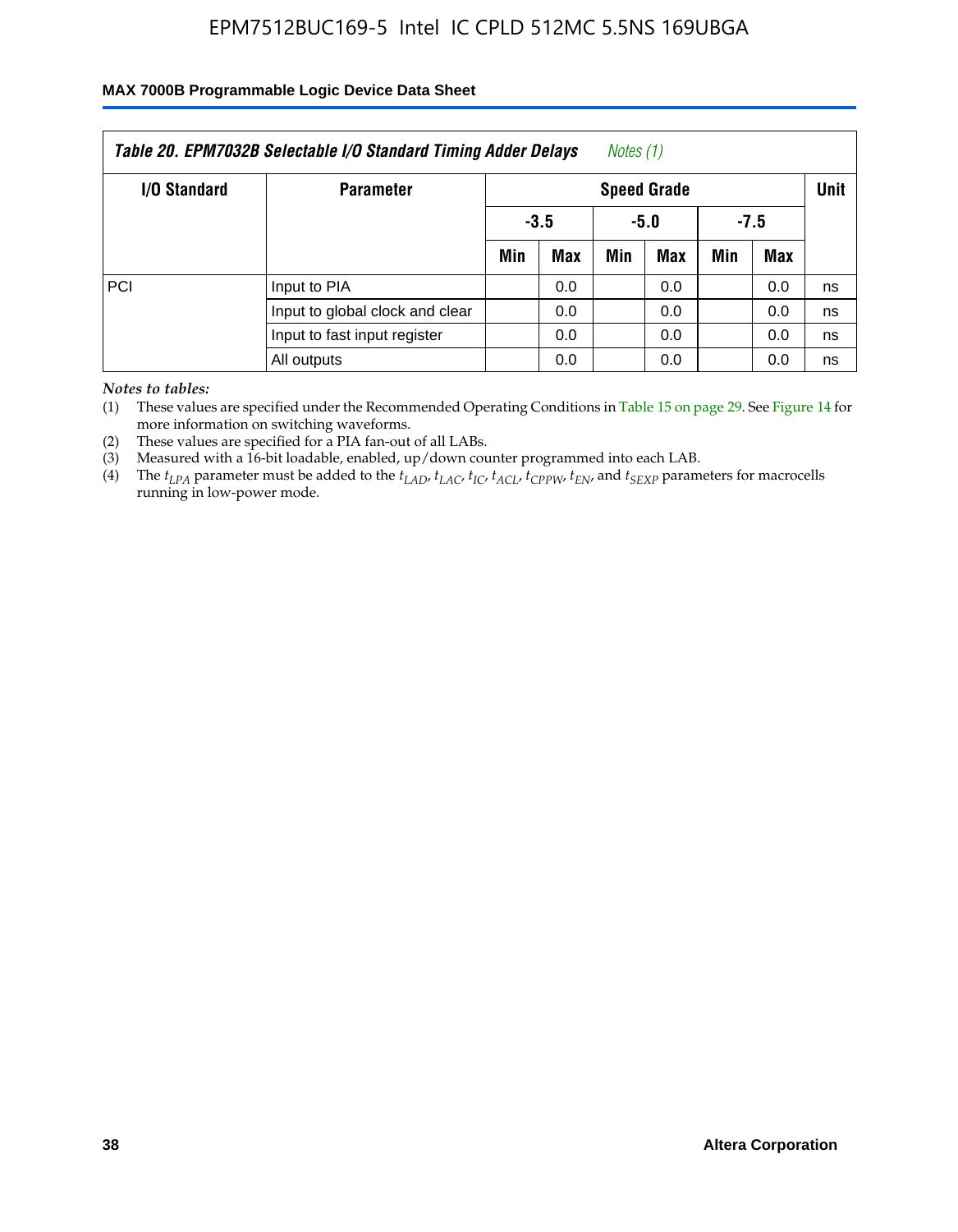| Table 20. EPM7032B Selectable I/O Standard Timing Adder Delays *Notes (1)* | | | | | | | | |
|---|---|---|---|---|---|---|---|---|
| **I/O Standard** | **Parameter** | **Speed Grade** | | | | | | **Unit** |
| | | **-3.5** | | **-5.0** | | **-7.5** | | |
| | | **Min** | **Max** | **Min** | **Max** | **Min** | **Max** | |
| PCI | Input to PIA | | 0.0 | | 0.0 | | 0.0 | ns |
| | Input to global clock and clear | | 0.0 | | 0.0 | | 0.0 | ns |
| | Input to fast input register | | 0.0 | | 0.0 | | 0.0 | ns |
| | All outputs | | 0.0 | | 0.0 | | 0.0 | ns |

*Notes to tables:*

(1) These values are specified under the Recommended Operating Conditions in Table 15 on page 29. See Figure 14 for more information on switching waveforms.

(2) These values are specified for a PIA fan-out of all LABs.

(3) Measured with a 16-bit loadable, enabled, up/down counter programmed into each LAB.

(4) The $t_{LPA}$ parameter must be added to the $t_{LAD}$, $t_{LAC}$, $t_{IC}$, $t_{ACL}$, $t_{CPPW}$, $t_{EN}$, and $t_{SEXP}$ parameters for macrocells running in low-power mode.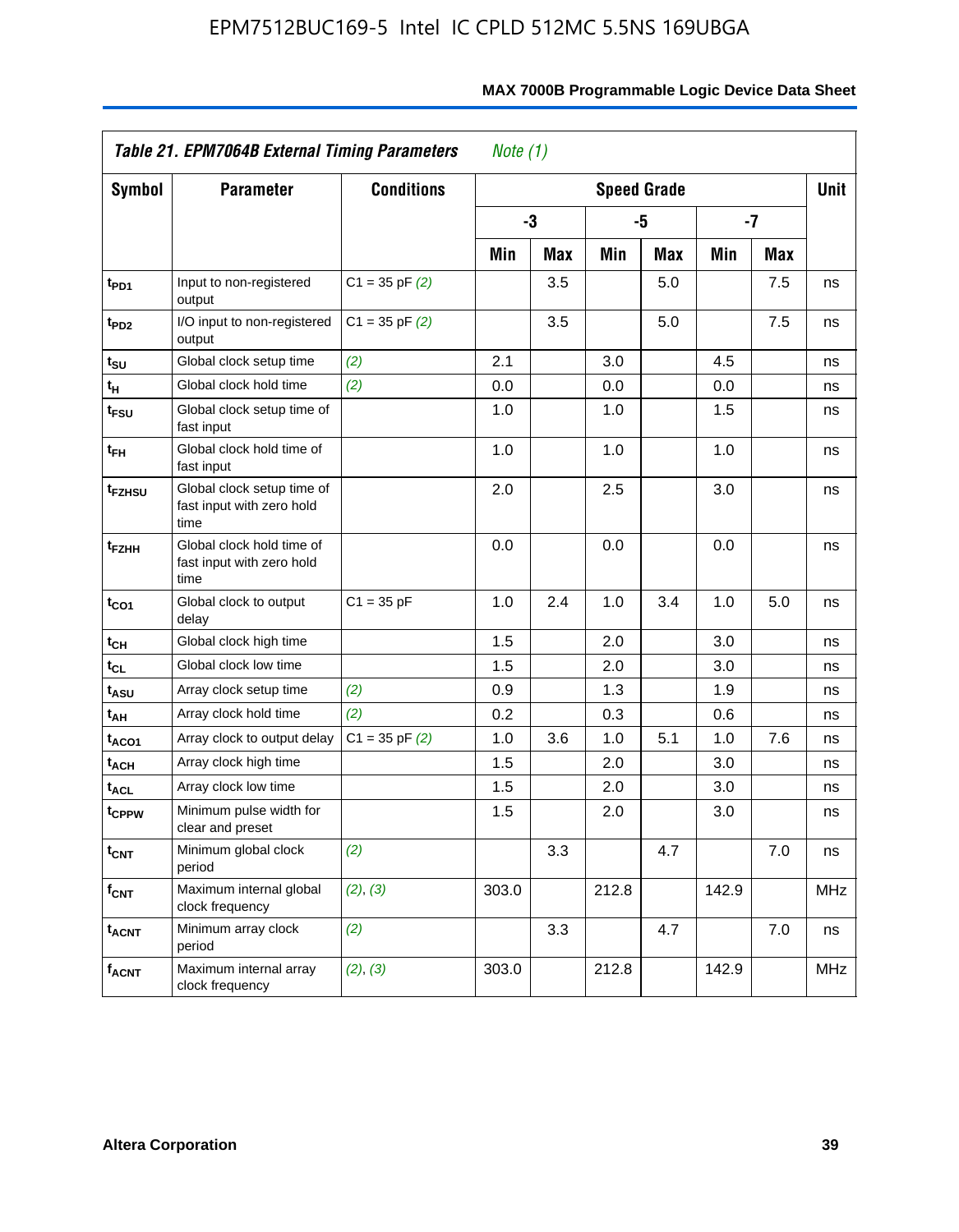**Table 21. EPM7064B External Timing Parameters** *Note (1)*

| Symbol | Parameter | Conditions | Speed Grade | | | | | | Unit |
|---|---|---|---|---|---|---|---|---|---|
| | | | -3 | | -5 | | -7 | | |
| | | | Min | Max | Min | Max | Min | Max | |
| $t_{PD1}$ | Input to non-registered output | C1 = 35 pF *(2)* | | 3.5 | | 5.0 | | 7.5 | ns |
| $t_{PD2}$ | I/O input to non-registered output | C1 = 35 pF *(2)* | | 3.5 | | 5.0 | | 7.5 | ns |
| $t_{SU}$ | Global clock setup time | *(2)* | 2.1 | | 3.0 | | 4.5 | | ns |
| $t_{H}$ | Global clock hold time | *(2)* | 0.0 | | 0.0 | | 0.0 | | ns |
| $t_{FSU}$ | Global clock setup time of fast input | | 1.0 | | 1.0 | | 1.5 | | ns |
| $t_{FH}$ | Global clock hold time of fast input | | 1.0 | | 1.0 | | 1.0 | | ns |
| $t_{FZHSU}$ | Global clock setup time of fast input with zero hold time | | 2.0 | | 2.5 | | 3.0 | | ns |
| $t_{FZHH}$ | Global clock hold time of fast input with zero hold time | | 0.0 | | 0.0 | | 0.0 | | ns |
| $t_{CO1}$ | Global clock to output delay | C1 = 35 pF | 1.0 | 2.4 | 1.0 | 3.4 | 1.0 | 5.0 | ns |
| $t_{CH}$ | Global clock high time | | 1.5 | | 2.0 | | 3.0 | | ns |
| $t_{CL}$ | Global clock low time | | 1.5 | | 2.0 | | 3.0 | | ns |
| $t_{ASU}$ | Array clock setup time | *(2)* | 0.9 | | 1.3 | | 1.9 | | ns |
| $t_{AH}$ | Array clock hold time | *(2)* | 0.2 | | 0.3 | | 0.6 | | ns |
| $t_{ACO1}$ | Array clock to output delay | C1 = 35 pF *(2)* | 1.0 | 3.6 | 1.0 | 5.1 | 1.0 | 7.6 | ns |
| $t_{ACH}$ | Array clock high time | | 1.5 | | 2.0 | | 3.0 | | ns |
| $t_{ACL}$ | Array clock low time | | 1.5 | | 2.0 | | 3.0 | | ns |
| $t_{CPPW}$ | Minimum pulse width for clear and preset | | 1.5 | | 2.0 | | 3.0 | | ns |
| $t_{CNT}$ | Minimum global clock period | *(2)* | | 3.3 | | 4.7 | | 7.0 | ns |
| $f_{CNT}$ | Maximum internal global clock frequency | *(2)*, *(3)* | 303.0 | | 212.8 | | 142.9 | | MHz |
| $t_{ACNT}$ | Minimum array clock period | *(2)* | | 3.3 | | 4.7 | | 7.0 | ns |
| $f_{ACNT}$ | Maximum internal array clock frequency | *(2)*, *(3)* | 303.0 | | 212.8 | | 142.9 | | MHz |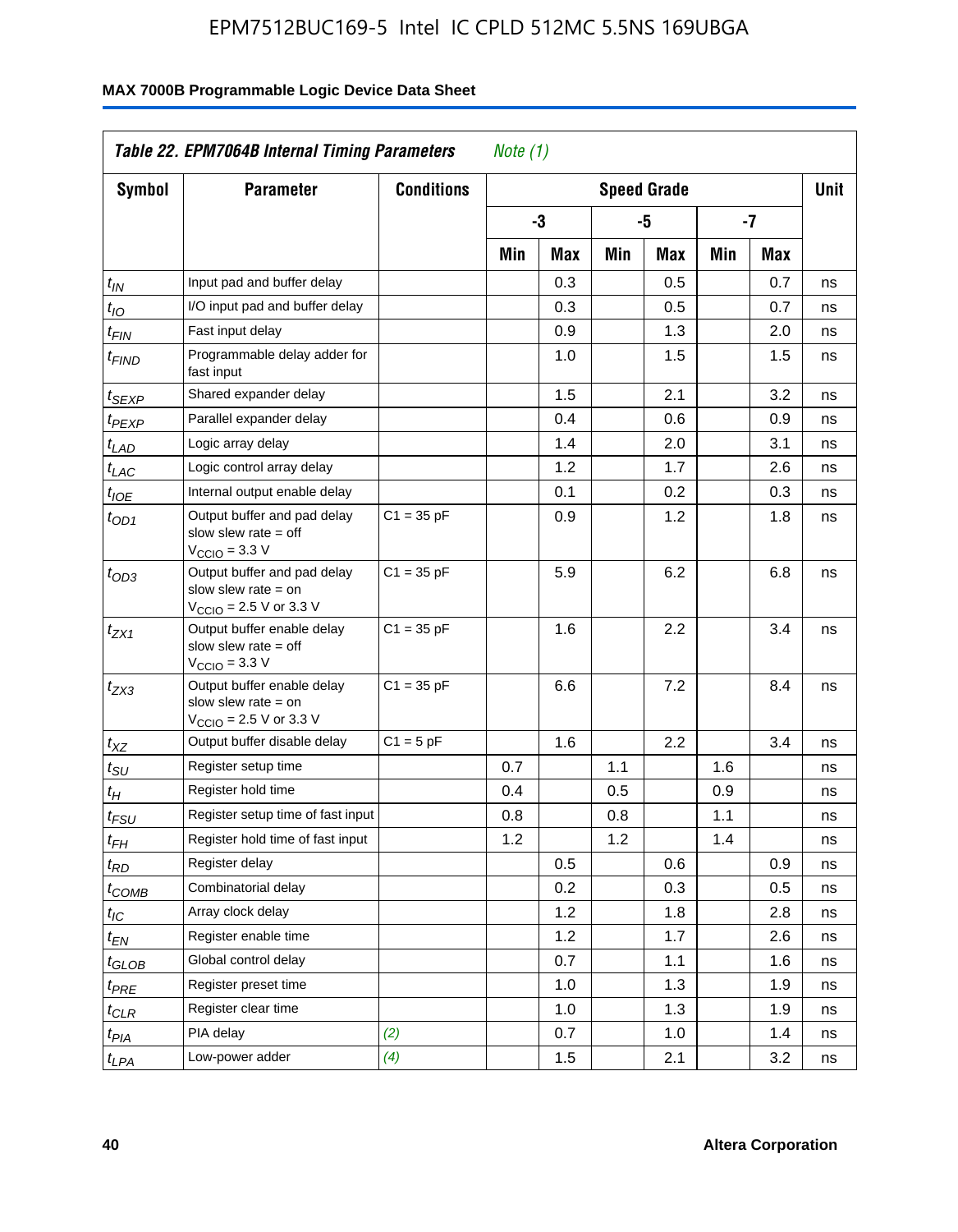**Table 22. EPM7064B Internal Timing Parameters** *Note (1)*

| Symbol | Parameter | Conditions | Speed Grade | | | | | | Unit |
|---|---|---|---|---|---|---|---|---|---|
| | | | -3 | | -5 | | -7 | | |
| | | | Min | Max | Min | Max | Min | Max | |
| $t_{IN}$ | Input pad and buffer delay | | | 0.3 | | 0.5 | | 0.7 | ns |
| $t_{IO}$ | I/O input pad and buffer delay | | | 0.3 | | 0.5 | | 0.7 | ns |
| $t_{FIN}$ | Fast input delay | | | 0.9 | | 1.3 | | 2.0 | ns |
| $t_{FIND}$ | Programmable delay adder for fast input | | | 1.0 | | 1.5 | | 1.5 | ns |
| $t_{SEXP}$ | Shared expander delay | | | 1.5 | | 2.1 | | 3.2 | ns |
| $t_{PEXP}$ | Parallel expander delay | | | 0.4 | | 0.6 | | 0.9 | ns |
| $t_{LAD}$ | Logic array delay | | | 1.4 | | 2.0 | | 3.1 | ns |
| $t_{LAC}$ | Logic control array delay | | | 1.2 | | 1.7 | | 2.6 | ns |
| $t_{IOE}$ | Internal output enable delay | | | 0.1 | | 0.2 | | 0.3 | ns |
| $t_{OD1}$ | Output buffer and pad delay slow slew rate = off $V_{CCIO}$ = 3.3 V | C1 = 35 pF | | 0.9 | | 1.2 | | 1.8 | ns |
| $t_{OD3}$ | Output buffer and pad delay slow slew rate = on $V_{CCIO}$ = 2.5 V or 3.3 V | C1 = 35 pF | | 5.9 | | 6.2 | | 6.8 | ns |
| $t_{ZX1}$ | Output buffer enable delay slow slew rate = off $V_{CCIO}$ = 3.3 V | C1 = 35 pF | | 1.6 | | 2.2 | | 3.4 | ns |
| $t_{ZX3}$ | Output buffer enable delay slow slew rate = on $V_{CCIO}$ = 2.5 V or 3.3 V | C1 = 35 pF | | 6.6 | | 7.2 | | 8.4 | ns |
| $t_{XZ}$ | Output buffer disable delay | C1 = 5 pF | | 1.6 | | 2.2 | | 3.4 | ns |
| $t_{SU}$ | Register setup time | | 0.7 | | 1.1 | | 1.6 | | ns |
| $t_{H}$ | Register hold time | | 0.4 | | 0.5 | | 0.9 | | ns |
| $t_{FSU}$ | Register setup time of fast input | | 0.8 | | 0.8 | | 1.1 | | ns |
| $t_{FH}$ | Register hold time of fast input | | 1.2 | | 1.2 | | 1.4 | | ns |
| $t_{RD}$ | Register delay | | | 0.5 | | 0.6 | | 0.9 | ns |
| $t_{COMB}$ | Combinatorial delay | | | 0.2 | | 0.3 | | 0.5 | ns |
| $t_{IC}$ | Array clock delay | | | 1.2 | | 1.8 | | 2.8 | ns |
| $t_{EN}$ | Register enable time | | | 1.2 | | 1.7 | | 2.6 | ns |
| $t_{GLOB}$ | Global control delay | | | 0.7 | | 1.1 | | 1.6 | ns |
| $t_{PRE}$ | Register preset time | | | 1.0 | | 1.3 | | 1.9 | ns |
| $t_{CLR}$ | Register clear time | | | 1.0 | | 1.3 | | 1.9 | ns |
| $t_{PIA}$ | PIA delay | *(2)* | | 0.7 | | 1.0 | | 1.4 | ns |
| $t_{LPA}$ | Low-power adder | *(4)* | | 1.5 | | 2.1 | | 3.2 | ns |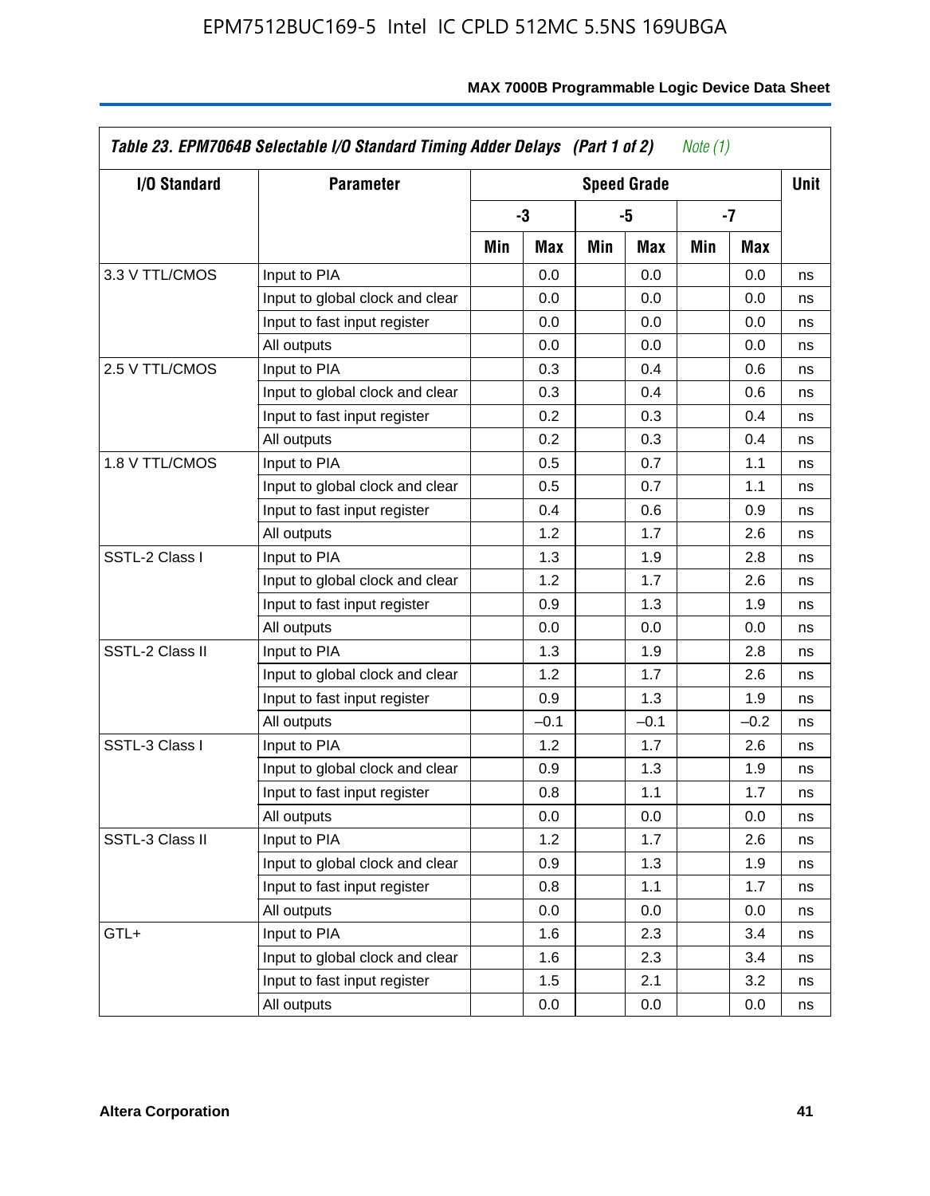**Table 23. EPM7064B Selectable I/O Standard Timing Adder Delays (Part 1 of 2)** *Note (1)*

| I/O Standard | Parameter | Speed Grade | | | | | | Unit |
|---|---|---|---|---|---|---|---|---|
| | | -3 | | -5 | | -7 | | |
| | | Min | Max | Min | Max | Min | Max | |
| 3.3 V TTL/CMOS | Input to PIA | | 0.0 | | 0.0 | | 0.0 | ns |
| | Input to global clock and clear | | 0.0 | | 0.0 | | 0.0 | ns |
| | Input to fast input register | | 0.0 | | 0.0 | | 0.0 | ns |
| | All outputs | | 0.0 | | 0.0 | | 0.0 | ns |
| 2.5 V TTL/CMOS | Input to PIA | | 0.3 | | 0.4 | | 0.6 | ns |
| | Input to global clock and clear | | 0.3 | | 0.4 | | 0.6 | ns |
| | Input to fast input register | | 0.2 | | 0.3 | | 0.4 | ns |
| | All outputs | | 0.2 | | 0.3 | | 0.4 | ns |
| 1.8 V TTL/CMOS | Input to PIA | | 0.5 | | 0.7 | | 1.1 | ns |
| | Input to global clock and clear | | 0.5 | | 0.7 | | 1.1 | ns |
| | Input to fast input register | | 0.4 | | 0.6 | | 0.9 | ns |
| | All outputs | | 1.2 | | 1.7 | | 2.6 | ns |
| SSTL-2 Class I | Input to PIA | | 1.3 | | 1.9 | | 2.8 | ns |
| | Input to global clock and clear | | 1.2 | | 1.7 | | 2.6 | ns |
| | Input to fast input register | | 0.9 | | 1.3 | | 1.9 | ns |
| | All outputs | | 0.0 | | 0.0 | | 0.0 | ns |
| SSTL-2 Class II | Input to PIA | | 1.3 | | 1.9 | | 2.8 | ns |
| | Input to global clock and clear | | 1.2 | | 1.7 | | 2.6 | ns |
| | Input to fast input register | | 0.9 | | 1.3 | | 1.9 | ns |
| | All outputs | | –0.1 | | –0.1 | | –0.2 | ns |
| SSTL-3 Class I | Input to PIA | | 1.2 | | 1.7 | | 2.6 | ns |
| | Input to global clock and clear | | 0.9 | | 1.3 | | 1.9 | ns |
| | Input to fast input register | | 0.8 | | 1.1 | | 1.7 | ns |
| | All outputs | | 0.0 | | 0.0 | | 0.0 | ns |
| SSTL-3 Class II | Input to PIA | | 1.2 | | 1.7 | | 2.6 | ns |
| | Input to global clock and clear | | 0.9 | | 1.3 | | 1.9 | ns |
| | Input to fast input register | | 0.8 | | 1.1 | | 1.7 | ns |
| | All outputs | | 0.0 | | 0.0 | | 0.0 | ns |
| GTL+ | Input to PIA | | 1.6 | | 2.3 | | 3.4 | ns |
| | Input to global clock and clear | | 1.6 | | 2.3 | | 3.4 | ns |
| | Input to fast input register | | 1.5 | | 2.1 | | 3.2 | ns |
| | All outputs | | 0.0 | | 0.0 | | 0.0 | ns |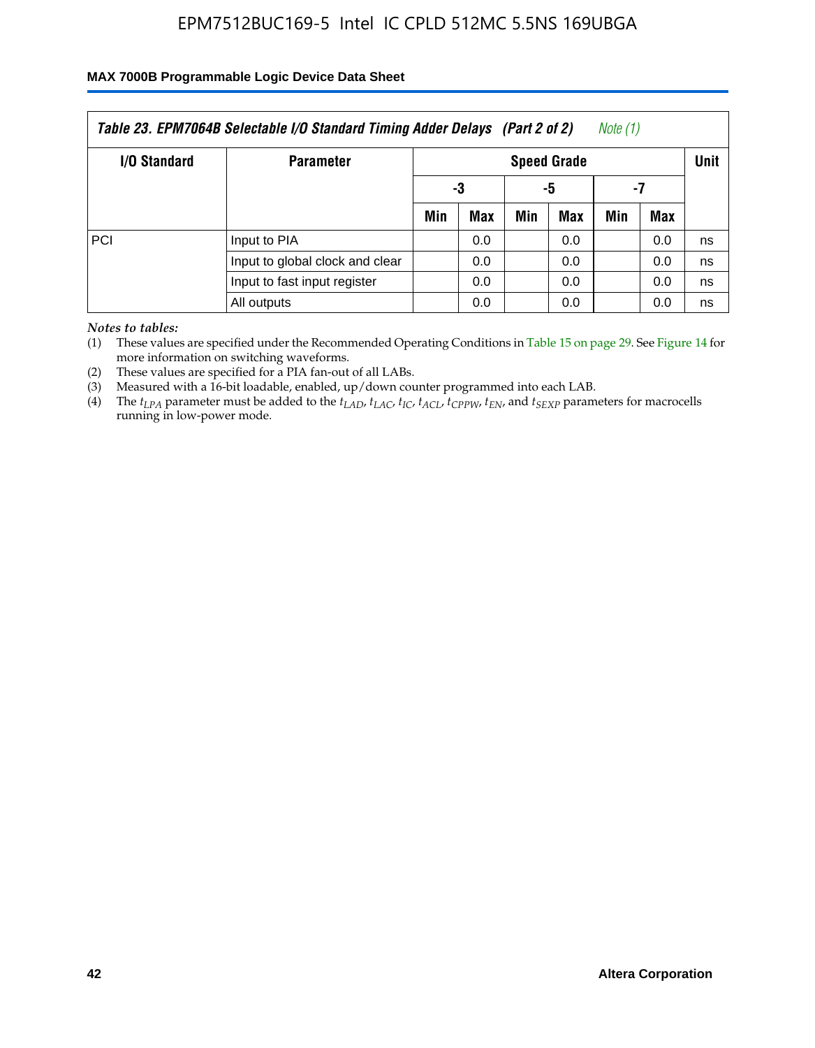| Table 23. EPM7064B Selectable I/O Standard Timing Adder Delays (Part 2 of 2) Note (1) | | | | | | | | |
|---|---|---|---|---|---|---|---|---|
| I/O Standard | Parameter | Speed Grade | | | | | | Unit |
| | | -3 | | -5 | | -7 | | |
| | | Min | Max | Min | Max | Min | Max | |
| PCI | Input to PIA | | 0.0 | | 0.0 | | 0.0 | ns |
| | Input to global clock and clear | | 0.0 | | 0.0 | | 0.0 | ns |
| | Input to fast input register | | 0.0 | | 0.0 | | 0.0 | ns |
| | All outputs | | 0.0 | | 0.0 | | 0.0 | ns |

*Notes to tables:*

(1) These values are specified under the Recommended Operating Conditions in Table 15 on page 29. See Figure 14 for more information on switching waveforms.

(2) These values are specified for a PIA fan-out of all LABs.

(3) Measured with a 16-bit loadable, enabled, up/down counter programmed into each LAB.

(4) The $t_{LPA}$ parameter must be added to the $t_{LAD}$, $t_{LAC}$, $t_{IC}$, $t_{ACL}$, $t_{CPPW}$, $t_{EN}$, and $t_{SEXP}$ parameters for macrocells running in low-power mode.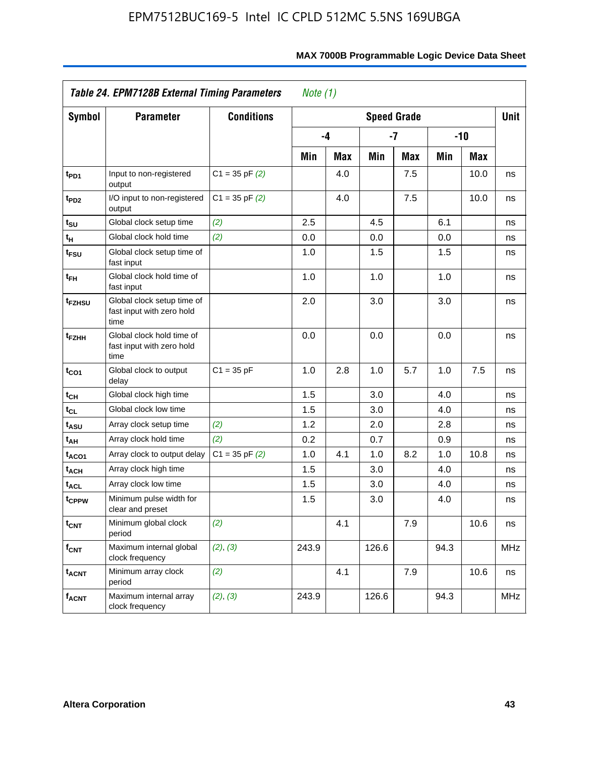**Table 24. EPM7128B External Timing Parameters** *Note (1)*

| Symbol | Parameter | Conditions | Speed Grade | | | | | | Unit |
|---|---|---|---|---|---|---|---|---|---|
| | | | -4 | | -7 | | -10 | | |
| | | | Min | Max | Min | Max | Min | Max | |
| $t_{PD1}$ | Input to non-registered output | C1 = 35 pF *(2)* | | 4.0 | | 7.5 | | 10.0 | ns |
| $t_{PD2}$ | I/O input to non-registered output | C1 = 35 pF *(2)* | | 4.0 | | 7.5 | | 10.0 | ns |
| $t_{SU}$ | Global clock setup time | *(2)* | 2.5 | | 4.5 | | 6.1 | | ns |
| $t_H$ | Global clock hold time | *(2)* | 0.0 | | 0.0 | | 0.0 | | ns |
| $t_{FSU}$ | Global clock setup time of fast input | | 1.0 | | 1.5 | | 1.5 | | ns |
| $t_{FH}$ | Global clock hold time of fast input | | 1.0 | | 1.0 | | 1.0 | | ns |
| $t_{FZHSU}$ | Global clock setup time of fast input with zero hold time | | 2.0 | | 3.0 | | 3.0 | | ns |
| $t_{FZHH}$ | Global clock hold time of fast input with zero hold time | | 0.0 | | 0.0 | | 0.0 | | ns |
| $t_{CO1}$ | Global clock to output delay | C1 = 35 pF | 1.0 | 2.8 | 1.0 | 5.7 | 1.0 | 7.5 | ns |
| $t_{CH}$ | Global clock high time | | 1.5 | | 3.0 | | 4.0 | | ns |
| $t_{CL}$ | Global clock low time | | 1.5 | | 3.0 | | 4.0 | | ns |
| $t_{ASU}$ | Array clock setup time | *(2)* | 1.2 | | 2.0 | | 2.8 | | ns |
| $t_{AH}$ | Array clock hold time | *(2)* | 0.2 | | 0.7 | | 0.9 | | ns |
| $t_{ACO1}$ | Array clock to output delay | C1 = 35 pF *(2)* | 1.0 | 4.1 | 1.0 | 8.2 | 1.0 | 10.8 | ns |
| $t_{ACH}$ | Array clock high time | | 1.5 | | 3.0 | | 4.0 | | ns |
| $t_{ACL}$ | Array clock low time | | 1.5 | | 3.0 | | 4.0 | | ns |
| $t_{CPPW}$ | Minimum pulse width for clear and preset | | 1.5 | | 3.0 | | 4.0 | | ns |
| $t_{CNT}$ | Minimum global clock period | *(2)* | | 4.1 | | 7.9 | | 10.6 | ns |
| $f_{CNT}$ | Maximum internal global clock frequency | *(2)*, *(3)* | 243.9 | | 126.6 | | 94.3 | | MHz |
| $t_{ACNT}$ | Minimum array clock period | *(2)* | | 4.1 | | 7.9 | | 10.6 | ns |
| $f_{ACNT}$ | Maximum internal array clock frequency | *(2)*, *(3)* | 243.9 | | 126.6 | | 94.3 | | MHz |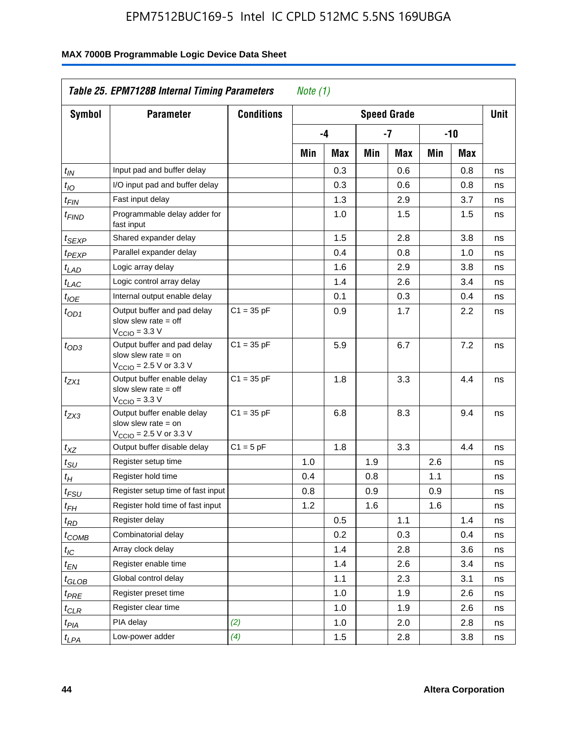**Table 25. EPM7128B Internal Timing Parameters** *Note (1)*

| Symbol | Parameter | Conditions | Speed Grade | | | | | | Unit |
|---|---|---|---|---|---|---|---|---|---|
| | | | -4 | | -7 | | -10 | | |
| | | | Min | Max | Min | Max | Min | Max | |
| $t_{IN}$ | Input pad and buffer delay | | | 0.3 | | 0.6 | | 0.8 | ns |
| $t_{IO}$ | I/O input pad and buffer delay | | | 0.3 | | 0.6 | | 0.8 | ns |
| $t_{FIN}$ | Fast input delay | | | 1.3 | | 2.9 | | 3.7 | ns |
| $t_{FIND}$ | Programmable delay adder for fast input | | | 1.0 | | 1.5 | | 1.5 | ns |
| $t_{SEXP}$ | Shared expander delay | | | 1.5 | | 2.8 | | 3.8 | ns |
| $t_{PEXP}$ | Parallel expander delay | | | 0.4 | | 0.8 | | 1.0 | ns |
| $t_{LAD}$ | Logic array delay | | | 1.6 | | 2.9 | | 3.8 | ns |
| $t_{LAC}$ | Logic control array delay | | | 1.4 | | 2.6 | | 3.4 | ns |
| $t_{IOE}$ | Internal output enable delay | | | 0.1 | | 0.3 | | 0.4 | ns |
| $t_{OD1}$ | Output buffer and pad delay slow slew rate = off $V_{CCIO}$ = 3.3 V | C1 = 35 pF | | 0.9 | | 1.7 | | 2.2 | ns |
| $t_{OD3}$ | Output buffer and pad delay slow slew rate = on $V_{CCIO}$ = 2.5 V or 3.3 V | C1 = 35 pF | | 5.9 | | 6.7 | | 7.2 | ns |
| $t_{ZX1}$ | Output buffer enable delay slow slew rate = off $V_{CCIO}$ = 3.3 V | C1 = 35 pF | | 1.8 | | 3.3 | | 4.4 | ns |
| $t_{ZX3}$ | Output buffer enable delay slow slew rate = on $V_{CCIO}$ = 2.5 V or 3.3 V | C1 = 35 pF | | 6.8 | | 8.3 | | 9.4 | ns |
| $t_{XZ}$ | Output buffer disable delay | C1 = 5 pF | | 1.8 | | 3.3 | | 4.4 | ns |
| $t_{SU}$ | Register setup time | | 1.0 | | 1.9 | | 2.6 | | ns |
| $t_{H}$ | Register hold time | | 0.4 | | 0.8 | | 1.1 | | ns |
| $t_{FSU}$ | Register setup time of fast input | | 0.8 | | 0.9 | | 0.9 | | ns |
| $t_{FH}$ | Register hold time of fast input | | 1.2 | | 1.6 | | 1.6 | | ns |
| $t_{RD}$ | Register delay | | | 0.5 | | 1.1 | | 1.4 | ns |
| $t_{COMB}$ | Combinatorial delay | | | 0.2 | | 0.3 | | 0.4 | ns |
| $t_{IC}$ | Array clock delay | | | 1.4 | | 2.8 | | 3.6 | ns |
| $t_{EN}$ | Register enable time | | | 1.4 | | 2.6 | | 3.4 | ns |
| $t_{GLOB}$ | Global control delay | | | 1.1 | | 2.3 | | 3.1 | ns |
| $t_{PRE}$ | Register preset time | | | 1.0 | | 1.9 | | 2.6 | ns |
| $t_{CLR}$ | Register clear time | | | 1.0 | | 1.9 | | 2.6 | ns |
| $t_{PIA}$ | PIA delay | *(2)* | | 1.0 | | 2.0 | | 2.8 | ns |
| $t_{LPA}$ | Low-power adder | *(4)* | | 1.5 | | 2.8 | | 3.8 | ns |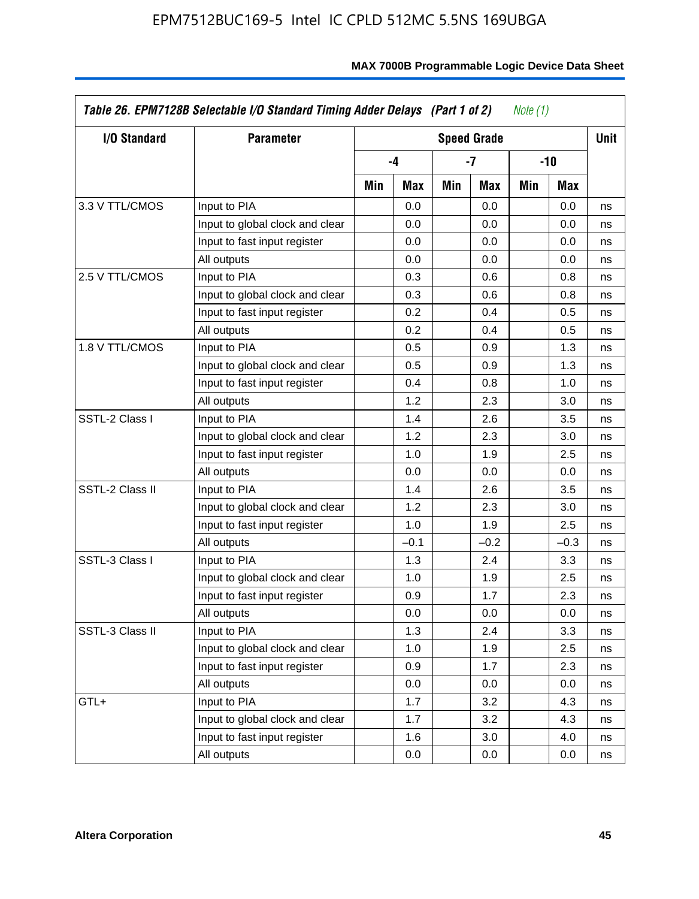| Table 26. EPM7128B Selectable I/O Standard Timing Adder Delays (Part 1 of 2) *Note (1)* | | | | | | | | |
|---|---|---|---|---|---|---|---|---|
| **I/O Standard** | **Parameter** | **Speed Grade** | | | | | | **Unit** |
| | | **-4** | | **-7** | | **-10** | | |
| | | **Min** | **Max** | **Min** | **Max** | **Min** | **Max** | |
| 3.3 V TTL/CMOS | Input to PIA | | 0.0 | | 0.0 | | 0.0 | ns |
| | Input to global clock and clear | | 0.0 | | 0.0 | | 0.0 | ns |
| | Input to fast input register | | 0.0 | | 0.0 | | 0.0 | ns |
| | All outputs | | 0.0 | | 0.0 | | 0.0 | ns |
| 2.5 V TTL/CMOS | Input to PIA | | 0.3 | | 0.6 | | 0.8 | ns |
| | Input to global clock and clear | | 0.3 | | 0.6 | | 0.8 | ns |
| | Input to fast input register | | 0.2 | | 0.4 | | 0.5 | ns |
| | All outputs | | 0.2 | | 0.4 | | 0.5 | ns |
| 1.8 V TTL/CMOS | Input to PIA | | 0.5 | | 0.9 | | 1.3 | ns |
| | Input to global clock and clear | | 0.5 | | 0.9 | | 1.3 | ns |
| | Input to fast input register | | 0.4 | | 0.8 | | 1.0 | ns |
| | All outputs | | 1.2 | | 2.3 | | 3.0 | ns |
| SSTL-2 Class I | Input to PIA | | 1.4 | | 2.6 | | 3.5 | ns |
| | Input to global clock and clear | | 1.2 | | 2.3 | | 3.0 | ns |
| | Input to fast input register | | 1.0 | | 1.9 | | 2.5 | ns |
| | All outputs | | 0.0 | | 0.0 | | 0.0 | ns |
| SSTL-2 Class II | Input to PIA | | 1.4 | | 2.6 | | 3.5 | ns |
| | Input to global clock and clear | | 1.2 | | 2.3 | | 3.0 | ns |
| | Input to fast input register | | 1.0 | | 1.9 | | 2.5 | ns |
| | All outputs | | –0.1 | | –0.2 | | –0.3 | ns |
| SSTL-3 Class I | Input to PIA | | 1.3 | | 2.4 | | 3.3 | ns |
| | Input to global clock and clear | | 1.0 | | 1.9 | | 2.5 | ns |
| | Input to fast input register | | 0.9 | | 1.7 | | 2.3 | ns |
| | All outputs | | 0.0 | | 0.0 | | 0.0 | ns |
| SSTL-3 Class II | Input to PIA | | 1.3 | | 2.4 | | 3.3 | ns |
| | Input to global clock and clear | | 1.0 | | 1.9 | | 2.5 | ns |
| | Input to fast input register | | 0.9 | | 1.7 | | 2.3 | ns |
| | All outputs | | 0.0 | | 0.0 | | 0.0 | ns |
| GTL+ | Input to PIA | | 1.7 | | 3.2 | | 4.3 | ns |
| | Input to global clock and clear | | 1.7 | | 3.2 | | 4.3 | ns |
| | Input to fast input register | | 1.6 | | 3.0 | | 4.0 | ns |
| | All outputs | | 0.0 | | 0.0 | | 0.0 | ns |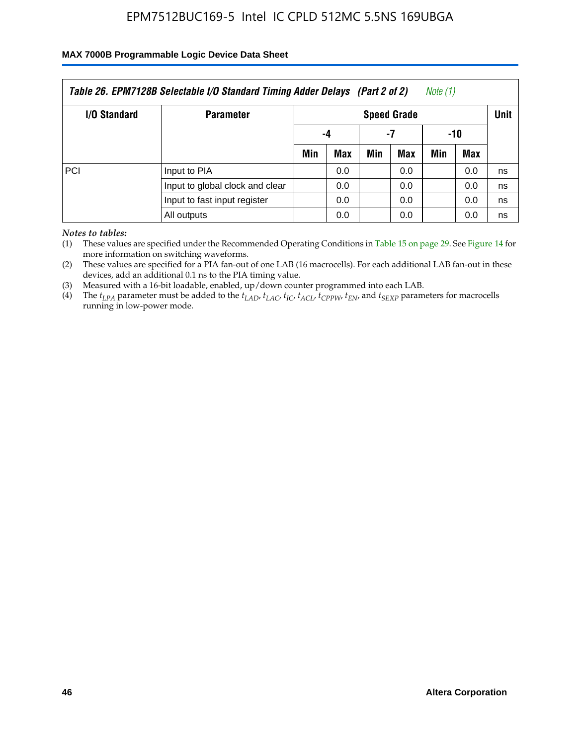*Table 26. EPM7128B Selectable I/O Standard Timing Adder Delays (Part 2 of 2) Note (1)*

| I/O Standard | Parameter | Speed Grade | | | | | | Unit |
|---|---|---|---|---|---|---|---|---|
| | | -4 | | -7 | | -10 | | |
| | | Min | Max | Min | Max | Min | Max | |
| PCI | Input to PIA | | 0.0 | | 0.0 | | 0.0 | ns |
| | Input to global clock and clear | | 0.0 | | 0.0 | | 0.0 | ns |
| | Input to fast input register | | 0.0 | | 0.0 | | 0.0 | ns |
| | All outputs | | 0.0 | | 0.0 | | 0.0 | ns |

*Notes to tables:*

(1) These values are specified under the Recommended Operating Conditions in Table 15 on page 29. See Figure 14 for more information on switching waveforms.

(2) These values are specified for a PIA fan-out of one LAB (16 macrocells). For each additional LAB fan-out in these devices, add an additional 0.1 ns to the PIA timing value.

(3) Measured with a 16-bit loadable, enabled, up/down counter programmed into each LAB.

(4) The $t_{LPA}$ parameter must be added to the $t_{LAD}$, $t_{LAC}$, $t_{IC}$, $t_{ACL}$, $t_{CPPW}$, $t_{EN}$, and $t_{SEXP}$ parameters for macrocells running in low-power mode.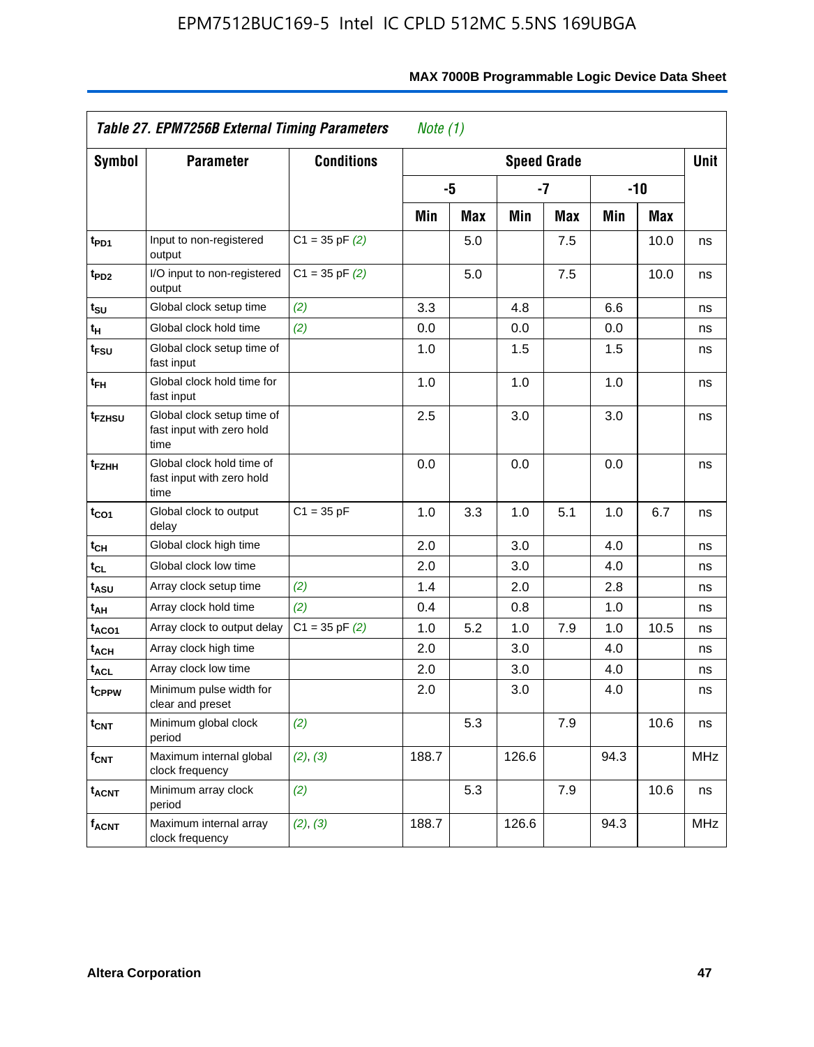**Table 27. EPM7256B External Timing Parameters** *Note (1)*

| Symbol | Parameter | Conditions | Speed Grade | | | | | | Unit |
|---|---|---|---|---|---|---|---|---|---|
| | | | -5 | | -7 | | -10 | | |
| | | | Min | Max | Min | Max | Min | Max | |
| $t_{PD1}$ | Input to non-registered output | C1 = 35 pF *(2)* | | 5.0 | | 7.5 | | 10.0 | ns |
| $t_{PD2}$ | I/O input to non-registered output | C1 = 35 pF *(2)* | | 5.0 | | 7.5 | | 10.0 | ns |
| $t_{SU}$ | Global clock setup time | *(2)* | 3.3 | | 4.8 | | 6.6 | | ns |
| $t_{H}$ | Global clock hold time | *(2)* | 0.0 | | 0.0 | | 0.0 | | ns |
| $t_{FSU}$ | Global clock setup time of fast input | | 1.0 | | 1.5 | | 1.5 | | ns |
| $t_{FH}$ | Global clock hold time for fast input | | 1.0 | | 1.0 | | 1.0 | | ns |
| $t_{FZHSU}$ | Global clock setup time of fast input with zero hold time | | 2.5 | | 3.0 | | 3.0 | | ns |
| $t_{FZHH}$ | Global clock hold time of fast input with zero hold time | | 0.0 | | 0.0 | | 0.0 | | ns |
| $t_{CO1}$ | Global clock to output delay | C1 = 35 pF | 1.0 | 3.3 | 1.0 | 5.1 | 1.0 | 6.7 | ns |
| $t_{CH}$ | Global clock high time | | 2.0 | | 3.0 | | 4.0 | | ns |
| $t_{CL}$ | Global clock low time | | 2.0 | | 3.0 | | 4.0 | | ns |
| $t_{ASU}$ | Array clock setup time | *(2)* | 1.4 | | 2.0 | | 2.8 | | ns |
| $t_{AH}$ | Array clock hold time | *(2)* | 0.4 | | 0.8 | | 1.0 | | ns |
| $t_{ACO1}$ | Array clock to output delay | C1 = 35 pF *(2)* | 1.0 | 5.2 | 1.0 | 7.9 | 1.0 | 10.5 | ns |
| $t_{ACH}$ | Array clock high time | | 2.0 | | 3.0 | | 4.0 | | ns |
| $t_{ACL}$ | Array clock low time | | 2.0 | | 3.0 | | 4.0 | | ns |
| $t_{CPPW}$ | Minimum pulse width for clear and preset | | 2.0 | | 3.0 | | 4.0 | | ns |
| $t_{CNT}$ | Minimum global clock period | *(2)* | | 5.3 | | 7.9 | | 10.6 | ns |
| $f_{CNT}$ | Maximum internal global clock frequency | *(2)*, *(3)* | 188.7 | | 126.6 | | 94.3 | | MHz |
| $t_{ACNT}$ | Minimum array clock period | *(2)* | | 5.3 | | 7.9 | | 10.6 | ns |
| $f_{ACNT}$ | Maximum internal array clock frequency | *(2)*, *(3)* | 188.7 | | 126.6 | | 94.3 | | MHz |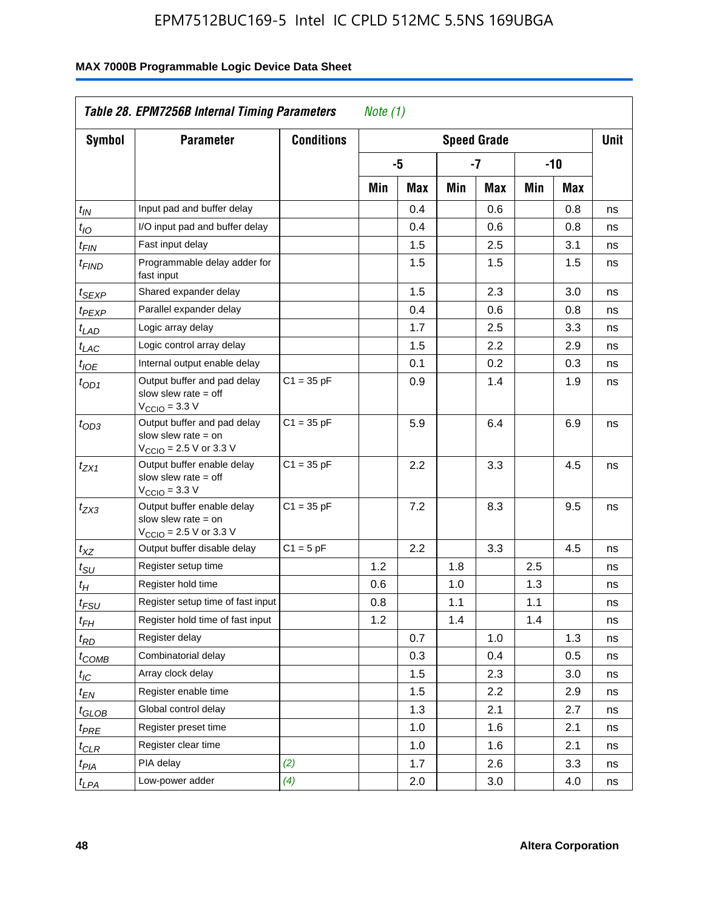EPM7512BUC169-5 Intel IC CPLD 512MC 5.5NS 169UBGA

**MAX 7000B Programmable Logic Device Data Sheet**

| ***Table 28. EPM7256B Internal Timing Parameters*** *Note (1)* | | | | | | | | | |
|---|---|---|---|---|---|---|---|---|---|
| **Symbol** | **Parameter** | **Conditions** | **Speed Grade** | | | | | | **Unit** |
| | | | **-5** | | **-7** | | **-10** | | |
| | | | **Min** | **Max** | **Min** | **Max** | **Min** | **Max** | |
| $t_{IN}$ | Input pad and buffer delay | | | 0.4 | | 0.6 | | 0.8 | ns |
| $t_{IO}$ | I/O input pad and buffer delay | | | 0.4 | | 0.6 | | 0.8 | ns |
| $t_{FIN}$ | Fast input delay | | | 1.5 | | 2.5 | | 3.1 | ns |
| $t_{FIND}$ | Programmable delay adder for fast input | | | 1.5 | | 1.5 | | 1.5 | ns |
| $t_{SEXP}$ | Shared expander delay | | | 1.5 | | 2.3 | | 3.0 | ns |
| $t_{PEXP}$ | Parallel expander delay | | | 0.4 | | 0.6 | | 0.8 | ns |
| $t_{LAD}$ | Logic array delay | | | 1.7 | | 2.5 | | 3.3 | ns |
| $t_{LAC}$ | Logic control array delay | | | 1.5 | | 2.2 | | 2.9 | ns |
| $t_{IOE}$ | Internal output enable delay | | | 0.1 | | 0.2 | | 0.3 | ns |
| $t_{OD1}$ | Output buffer and pad delay slow slew rate = off $V_{CCIO}$ = 3.3 V | C1 = 35 pF | | 0.9 | | 1.4 | | 1.9 | ns |
| $t_{OD3}$ | Output buffer and pad delay slow slew rate = on $V_{CCIO}$ = 2.5 V or 3.3 V | C1 = 35 pF | | 5.9 | | 6.4 | | 6.9 | ns |
| $t_{ZX1}$ | Output buffer enable delay slow slew rate = off $V_{CCIO}$ = 3.3 V | C1 = 35 pF | | 2.2 | | 3.3 | | 4.5 | ns |
| $t_{ZX3}$ | Output buffer enable delay slow slew rate = on $V_{CCIO}$ = 2.5 V or 3.3 V | C1 = 35 pF | | 7.2 | | 8.3 | | 9.5 | ns |
| $t_{XZ}$ | Output buffer disable delay | C1 = 5 pF | | 2.2 | | 3.3 | | 4.5 | ns |
| $t_{SU}$ | Register setup time | | 1.2 | | 1.8 | | 2.5 | | ns |
| $t_{H}$ | Register hold time | | 0.6 | | 1.0 | | 1.3 | | ns |
| $t_{FSU}$ | Register setup time of fast input | | 0.8 | | 1.1 | | 1.1 | | ns |
| $t_{FH}$ | Register hold time of fast input | | 1.2 | | 1.4 | | 1.4 | | ns |
| $t_{RD}$ | Register delay | | | 0.7 | | 1.0 | | 1.3 | ns |
| $t_{COMB}$ | Combinatorial delay | | | 0.3 | | 0.4 | | 0.5 | ns |
| $t_{IC}$ | Array clock delay | | | 1.5 | | 2.3 | | 3.0 | ns |
| $t_{EN}$ | Register enable time | | | 1.5 | | 2.2 | | 2.9 | ns |
| $t_{GLOB}$ | Global control delay | | | 1.3 | | 2.1 | | 2.7 | ns |
| $t_{PRE}$ | Register preset time | | | 1.0 | | 1.6 | | 2.1 | ns |
| $t_{CLR}$ | Register clear time | | | 1.0 | | 1.6 | | 2.1 | ns |
| $t_{PIA}$ | PIA delay | *(2)* | | 1.7 | | 2.6 | | 3.3 | ns |
| $t_{LPA}$ | Low-power adder | *(4)* | | 2.0 | | 3.0 | | 4.0 | ns |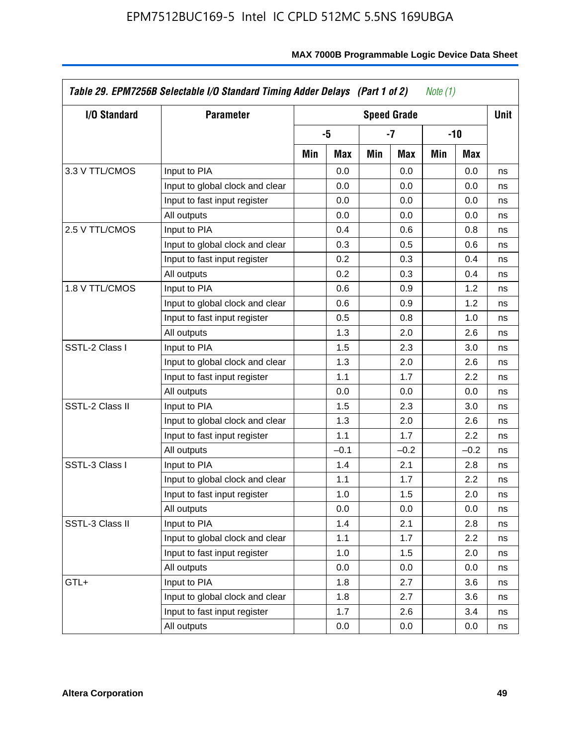| I/O Standard | Parameter | Speed Grade | | | | | | Unit |
|---|---|---|---|---|---|---|---|---|
| | | -5 | | -7 | | -10 | | |
| | | Min | Max | Min | Max | Min | Max | |
| 3.3 V TTL/CMOS | Input to PIA | | 0.0 | | 0.0 | | 0.0 | ns |
| | Input to global clock and clear | | 0.0 | | 0.0 | | 0.0 | ns |
| | Input to fast input register | | 0.0 | | 0.0 | | 0.0 | ns |
| | All outputs | | 0.0 | | 0.0 | | 0.0 | ns |
| 2.5 V TTL/CMOS | Input to PIA | | 0.4 | | 0.6 | | 0.8 | ns |
| | Input to global clock and clear | | 0.3 | | 0.5 | | 0.6 | ns |
| | Input to fast input register | | 0.2 | | 0.3 | | 0.4 | ns |
| | All outputs | | 0.2 | | 0.3 | | 0.4 | ns |
| 1.8 V TTL/CMOS | Input to PIA | | 0.6 | | 0.9 | | 1.2 | ns |
| | Input to global clock and clear | | 0.6 | | 0.9 | | 1.2 | ns |
| | Input to fast input register | | 0.5 | | 0.8 | | 1.0 | ns |
| | All outputs | | 1.3 | | 2.0 | | 2.6 | ns |
| SSTL-2 Class I | Input to PIA | | 1.5 | | 2.3 | | 3.0 | ns |
| | Input to global clock and clear | | 1.3 | | 2.0 | | 2.6 | ns |
| | Input to fast input register | | 1.1 | | 1.7 | | 2.2 | ns |
| | All outputs | | 0.0 | | 0.0 | | 0.0 | ns |
| SSTL-2 Class II | Input to PIA | | 1.5 | | 2.3 | | 3.0 | ns |
| | Input to global clock and clear | | 1.3 | | 2.0 | | 2.6 | ns |
| | Input to fast input register | | 1.1 | | 1.7 | | 2.2 | ns |
| | All outputs | | –0.1 | | –0.2 | | –0.2 | ns |
| SSTL-3 Class I | Input to PIA | | 1.4 | | 2.1 | | 2.8 | ns |
| | Input to global clock and clear | | 1.1 | | 1.7 | | 2.2 | ns |
| | Input to fast input register | | 1.0 | | 1.5 | | 2.0 | ns |
| | All outputs | | 0.0 | | 0.0 | | 0.0 | ns |
| SSTL-3 Class II | Input to PIA | | 1.4 | | 2.1 | | 2.8 | ns |
| | Input to global clock and clear | | 1.1 | | 1.7 | | 2.2 | ns |
| | Input to fast input register | | 1.0 | | 1.5 | | 2.0 | ns |
| | All outputs | | 0.0 | | 0.0 | | 0.0 | ns |
| GTL+ | Input to PIA | | 1.8 | | 2.7 | | 3.6 | ns |
| | Input to global clock and clear | | 1.8 | | 2.7 | | 3.6 | ns |
| | Input to fast input register | | 1.7 | | 2.6 | | 3.4 | ns |
| | All outputs | | 0.0 | | 0.0 | | 0.0 | ns |

*Table 29. EPM7256B Selectable I/O Standard Timing Adder Delays (Part 1 of 2)* *Note (1)*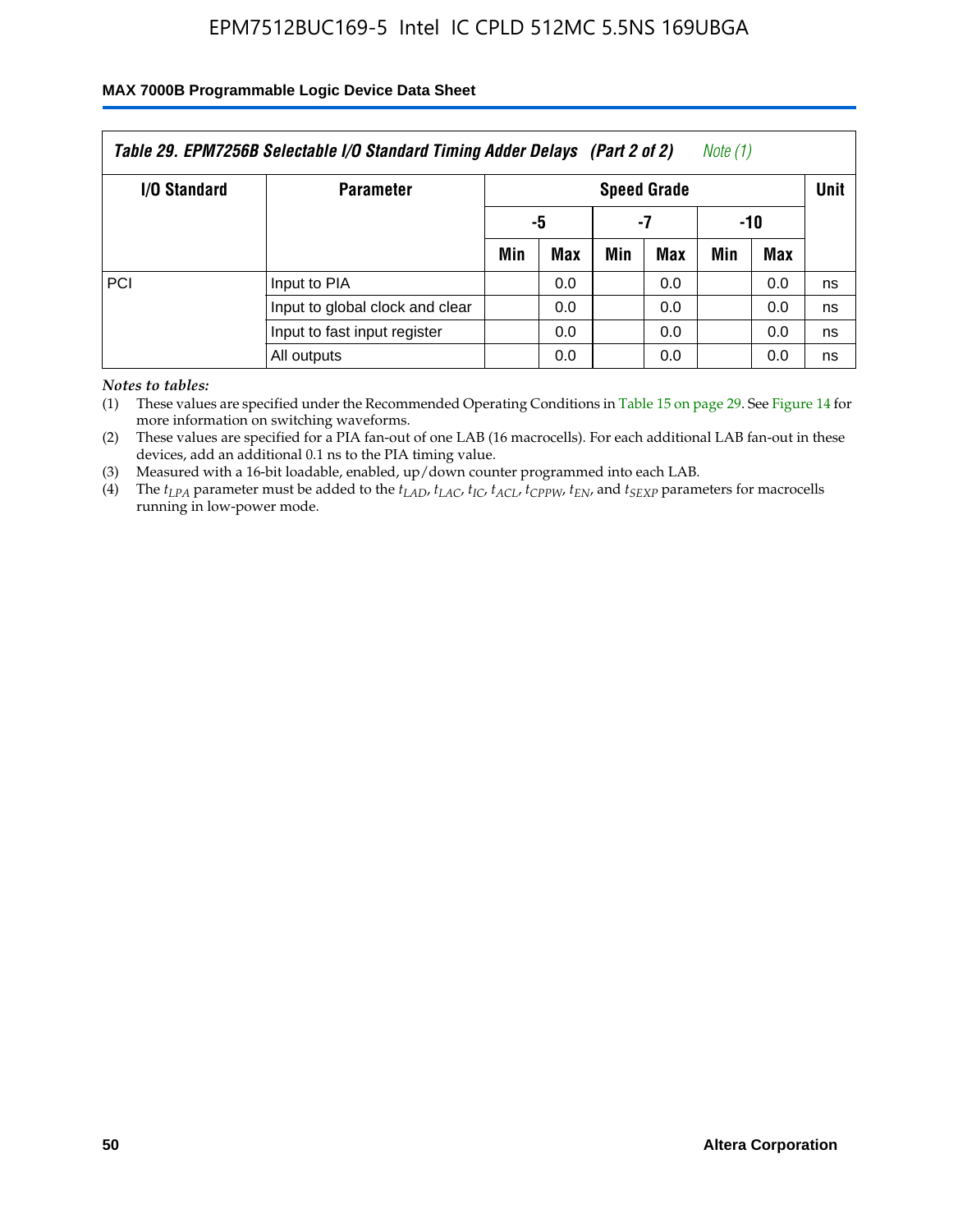*Table 29. EPM7256B Selectable I/O Standard Timing Adder Delays (Part 2 of 2)* *Note (1)*

| I/O Standard | Parameter | Speed Grade | | | | | | Unit |
|---|---|---|---|---|---|---|---|---|
| | | -5 | | -7 | | -10 | | |
| | | Min | Max | Min | Max | Min | Max | |
| PCI | Input to PIA | | 0.0 | | 0.0 | | 0.0 | ns |
| | Input to global clock and clear | | 0.0 | | 0.0 | | 0.0 | ns |
| | Input to fast input register | | 0.0 | | 0.0 | | 0.0 | ns |
| | All outputs | | 0.0 | | 0.0 | | 0.0 | ns |

*Notes to tables:*

(1) These values are specified under the Recommended Operating Conditions in Table 15 on page 29. See Figure 14 for more information on switching waveforms.

(2) These values are specified for a PIA fan-out of one LAB (16 macrocells). For each additional LAB fan-out in these devices, add an additional 0.1 ns to the PIA timing value.

(3) Measured with a 16-bit loadable, enabled, up/down counter programmed into each LAB.

(4) The $t_{LPA}$ parameter must be added to the $t_{LAD}$, $t_{LAC}$, $t_{IC}$, $t_{ACL}$, $t_{CPPW}$, $t_{EN}$, and $t_{SEXP}$ parameters for macrocells running in low-power mode.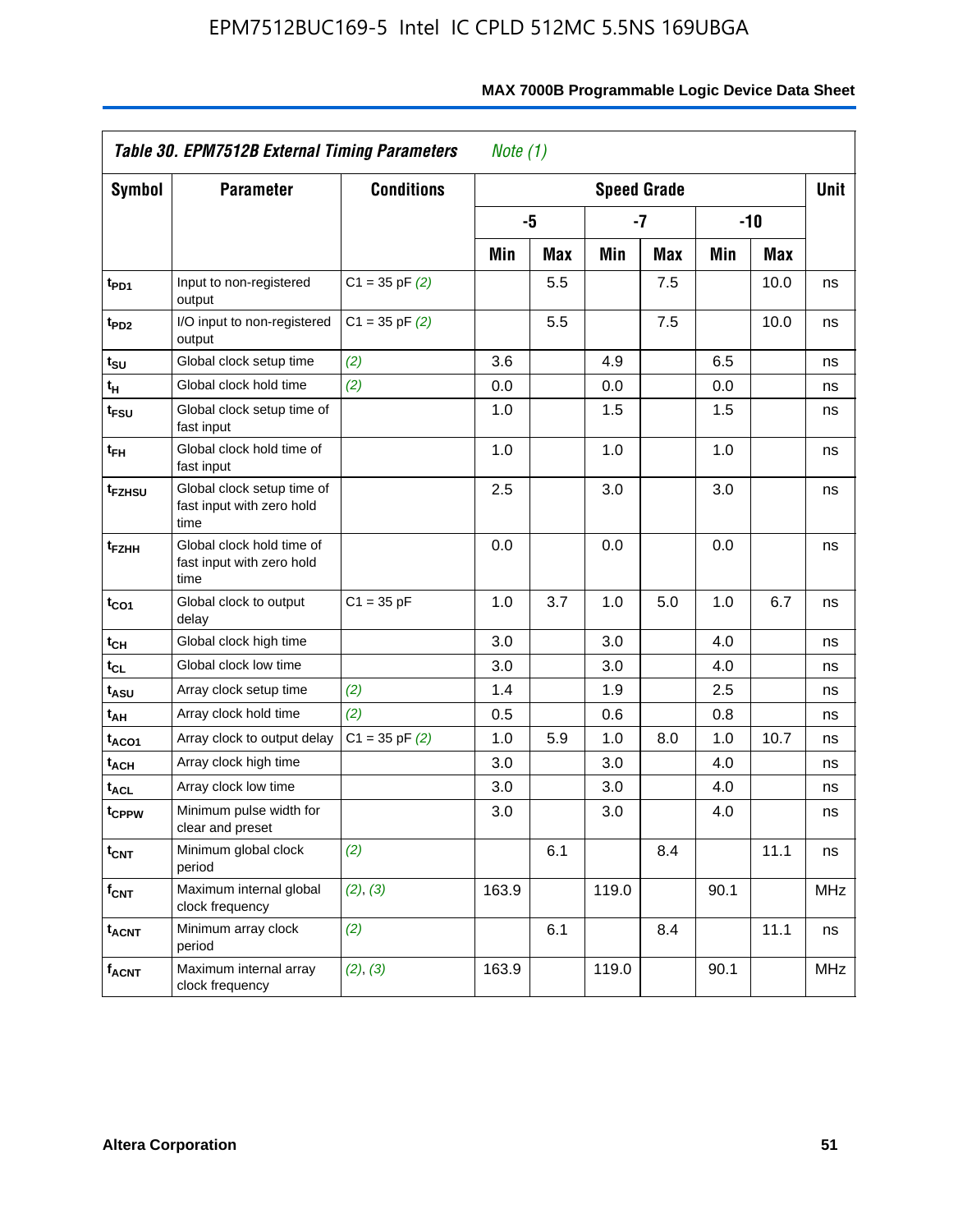**Table 30. EPM7512B External Timing Parameters** *Note (1)*

| Symbol | Parameter | Conditions | Speed Grade | | | | | | Unit |
|---|---|---|---|---|---|---|---|---|---|
| | | | -5 | | -7 | | -10 | | |
| | | | Min | Max | Min | Max | Min | Max | |
| $t_{PD1}$ | Input to non-registered output | C1 = 35 pF *(2)* | | 5.5 | | 7.5 | | 10.0 | ns |
| $t_{PD2}$ | I/O input to non-registered output | C1 = 35 pF *(2)* | | 5.5 | | 7.5 | | 10.0 | ns |
| $t_{SU}$ | Global clock setup time | *(2)* | 3.6 | | 4.9 | | 6.5 | | ns |
| $t_{H}$ | Global clock hold time | *(2)* | 0.0 | | 0.0 | | 0.0 | | ns |
| $t_{FSU}$ | Global clock setup time of fast input | | 1.0 | | 1.5 | | 1.5 | | ns |
| $t_{FH}$ | Global clock hold time of fast input | | 1.0 | | 1.0 | | 1.0 | | ns |
| $t_{FZHSU}$ | Global clock setup time of fast input with zero hold time | | 2.5 | | 3.0 | | 3.0 | | ns |
| $t_{FZHH}$ | Global clock hold time of fast input with zero hold time | | 0.0 | | 0.0 | | 0.0 | | ns |
| $t_{CO1}$ | Global clock to output delay | C1 = 35 pF | 1.0 | 3.7 | 1.0 | 5.0 | 1.0 | 6.7 | ns |
| $t_{CH}$ | Global clock high time | | 3.0 | | 3.0 | | 4.0 | | ns |
| $t_{CL}$ | Global clock low time | | 3.0 | | 3.0 | | 4.0 | | ns |
| $t_{ASU}$ | Array clock setup time | *(2)* | 1.4 | | 1.9 | | 2.5 | | ns |
| $t_{AH}$ | Array clock hold time | *(2)* | 0.5 | | 0.6 | | 0.8 | | ns |
| $t_{ACO1}$ | Array clock to output delay | C1 = 35 pF *(2)* | 1.0 | 5.9 | 1.0 | 8.0 | 1.0 | 10.7 | ns |
| $t_{ACH}$ | Array clock high time | | 3.0 | | 3.0 | | 4.0 | | ns |
| $t_{ACL}$ | Array clock low time | | 3.0 | | 3.0 | | 4.0 | | ns |
| $t_{CPPW}$ | Minimum pulse width for clear and preset | | 3.0 | | 3.0 | | 4.0 | | ns |
| $t_{CNT}$ | Minimum global clock period | *(2)* | | 6.1 | | 8.4 | | 11.1 | ns |
| $f_{CNT}$ | Maximum internal global clock frequency | *(2)*, *(3)* | 163.9 | | 119.0 | | 90.1 | | MHz |
| $t_{ACNT}$ | Minimum array clock period | *(2)* | | 6.1 | | 8.4 | | 11.1 | ns |
| $f_{ACNT}$ | Maximum internal array clock frequency | *(2)*, *(3)* | 163.9 | | 119.0 | | 90.1 | | MHz |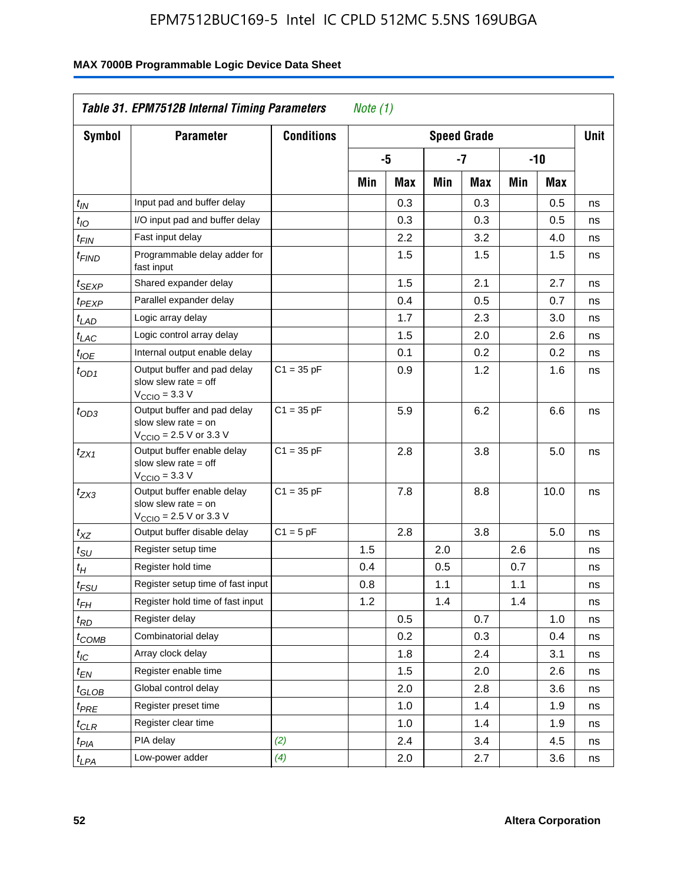EPM7512BUC169-5 Intel IC CPLD 512MC 5.5NS 169UBGA

**MAX 7000B Programmable Logic Device Data Sheet**

| *Table 31. EPM7512B Internal Timing Parameters* *Note (1)* | | | | | | | | | |
|---|---|---|---|---|---|---|---|---|---|
| **Symbol** | **Parameter** | **Conditions** | **Speed Grade** | | | | | | **Unit** |
| | | | **-5** | | **-7** | | **-10** | | |
| | | | **Min** | **Max** | **Min** | **Max** | **Min** | **Max** | |
| $t_{IN}$ | Input pad and buffer delay | | | 0.3 | | 0.3 | | 0.5 | ns |
| $t_{IO}$ | I/O input pad and buffer delay | | | 0.3 | | 0.3 | | 0.5 | ns |
| $t_{FIN}$ | Fast input delay | | | 2.2 | | 3.2 | | 4.0 | ns |
| $t_{FIND}$ | Programmable delay adder for fast input | | | 1.5 | | 1.5 | | 1.5 | ns |
| $t_{SEXP}$ | Shared expander delay | | | 1.5 | | 2.1 | | 2.7 | ns |
| $t_{PEXP}$ | Parallel expander delay | | | 0.4 | | 0.5 | | 0.7 | ns |
| $t_{LAD}$ | Logic array delay | | | 1.7 | | 2.3 | | 3.0 | ns |
| $t_{LAC}$ | Logic control array delay | | | 1.5 | | 2.0 | | 2.6 | ns |
| $t_{IOE}$ | Internal output enable delay | | | 0.1 | | 0.2 | | 0.2 | ns |
| $t_{OD1}$ | Output buffer and pad delay slow slew rate = off $V_{CCIO}$ = 3.3 V | C1 = 35 pF | | 0.9 | | 1.2 | | 1.6 | ns |
| $t_{OD3}$ | Output buffer and pad delay slow slew rate = on $V_{CCIO}$ = 2.5 V or 3.3 V | C1 = 35 pF | | 5.9 | | 6.2 | | 6.6 | ns |
| $t_{ZX1}$ | Output buffer enable delay slow slew rate = off $V_{CCIO}$ = 3.3 V | C1 = 35 pF | | 2.8 | | 3.8 | | 5.0 | ns |
| $t_{ZX3}$ | Output buffer enable delay slow slew rate = on $V_{CCIO}$ = 2.5 V or 3.3 V | C1 = 35 pF | | 7.8 | | 8.8 | | 10.0 | ns |
| $t_{XZ}$ | Output buffer disable delay | C1 = 5 pF | | 2.8 | | 3.8 | | 5.0 | ns |
| $t_{SU}$ | Register setup time | | 1.5 | | 2.0 | | 2.6 | | ns |
| $t_{H}$ | Register hold time | | 0.4 | | 0.5 | | 0.7 | | ns |
| $t_{FSU}$ | Register setup time of fast input | | 0.8 | | 1.1 | | 1.1 | | ns |
| $t_{FH}$ | Register hold time of fast input | | 1.2 | | 1.4 | | 1.4 | | ns |
| $t_{RD}$ | Register delay | | | 0.5 | | 0.7 | | 1.0 | ns |
| $t_{COMB}$ | Combinatorial delay | | | 0.2 | | 0.3 | | 0.4 | ns |
| $t_{IC}$ | Array clock delay | | | 1.8 | | 2.4 | | 3.1 | ns |
| $t_{EN}$ | Register enable time | | | 1.5 | | 2.0 | | 2.6 | ns |
| $t_{GLOB}$ | Global control delay | | | 2.0 | | 2.8 | | 3.6 | ns |
| $t_{PRE}$ | Register preset time | | | 1.0 | | 1.4 | | 1.9 | ns |
| $t_{CLR}$ | Register clear time | | | 1.0 | | 1.4 | | 1.9 | ns |
| $t_{PIA}$ | PIA delay | *(2)* | | 2.4 | | 3.4 | | 4.5 | ns |
| $t_{LPA}$ | Low-power adder | *(4)* | | 2.0 | | 2.7 | | 3.6 | ns |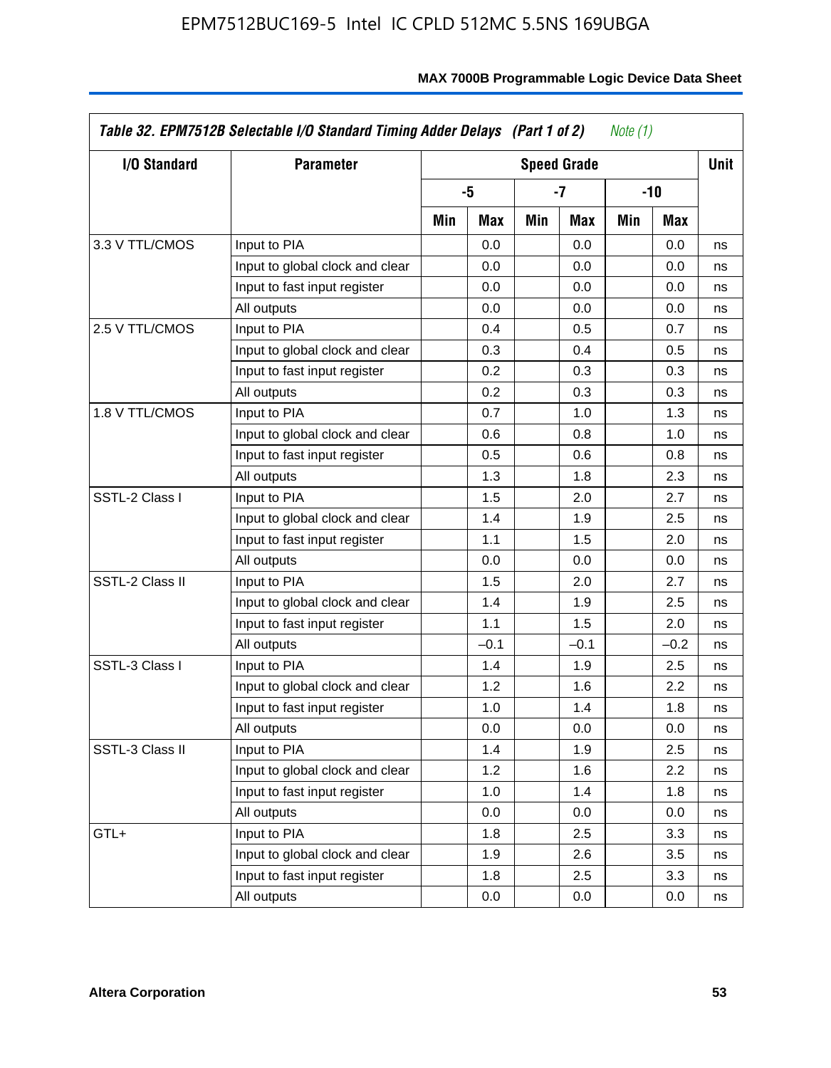| Table 32. EPM7512B Selectable I/O Standard Timing Adder Delays (Part 1 of 2) *Note (1)* | | | | | | | | |
|---|---|---|---|---|---|---|---|---|
| **I/O Standard** | **Parameter** | **Speed Grade** | | | | | | **Unit** |
| | | **-5** | | **-7** | | **-10** | | |
| | | **Min** | **Max** | **Min** | **Max** | **Min** | **Max** | |
| 3.3 V TTL/CMOS | Input to PIA | | 0.0 | | 0.0 | | 0.0 | ns |
| | Input to global clock and clear | | 0.0 | | 0.0 | | 0.0 | ns |
| | Input to fast input register | | 0.0 | | 0.0 | | 0.0 | ns |
| | All outputs | | 0.0 | | 0.0 | | 0.0 | ns |
| 2.5 V TTL/CMOS | Input to PIA | | 0.4 | | 0.5 | | 0.7 | ns |
| | Input to global clock and clear | | 0.3 | | 0.4 | | 0.5 | ns |
| | Input to fast input register | | 0.2 | | 0.3 | | 0.3 | ns |
| | All outputs | | 0.2 | | 0.3 | | 0.3 | ns |
| 1.8 V TTL/CMOS | Input to PIA | | 0.7 | | 1.0 | | 1.3 | ns |
| | Input to global clock and clear | | 0.6 | | 0.8 | | 1.0 | ns |
| | Input to fast input register | | 0.5 | | 0.6 | | 0.8 | ns |
| | All outputs | | 1.3 | | 1.8 | | 2.3 | ns |
| SSTL-2 Class I | Input to PIA | | 1.5 | | 2.0 | | 2.7 | ns |
| | Input to global clock and clear | | 1.4 | | 1.9 | | 2.5 | ns |
| | Input to fast input register | | 1.1 | | 1.5 | | 2.0 | ns |
| | All outputs | | 0.0 | | 0.0 | | 0.0 | ns |
| SSTL-2 Class II | Input to PIA | | 1.5 | | 2.0 | | 2.7 | ns |
| | Input to global clock and clear | | 1.4 | | 1.9 | | 2.5 | ns |
| | Input to fast input register | | 1.1 | | 1.5 | | 2.0 | ns |
| | All outputs | | –0.1 | | –0.1 | | –0.2 | ns |
| SSTL-3 Class I | Input to PIA | | 1.4 | | 1.9 | | 2.5 | ns |
| | Input to global clock and clear | | 1.2 | | 1.6 | | 2.2 | ns |
| | Input to fast input register | | 1.0 | | 1.4 | | 1.8 | ns |
| | All outputs | | 0.0 | | 0.0 | | 0.0 | ns |
| SSTL-3 Class II | Input to PIA | | 1.4 | | 1.9 | | 2.5 | ns |
| | Input to global clock and clear | | 1.2 | | 1.6 | | 2.2 | ns |
| | Input to fast input register | | 1.0 | | 1.4 | | 1.8 | ns |
| | All outputs | | 0.0 | | 0.0 | | 0.0 | ns |
| GTL+ | Input to PIA | | 1.8 | | 2.5 | | 3.3 | ns |
| | Input to global clock and clear | | 1.9 | | 2.6 | | 3.5 | ns |
| | Input to fast input register | | 1.8 | | 2.5 | | 3.3 | ns |
| | All outputs | | 0.0 | | 0.0 | | 0.0 | ns |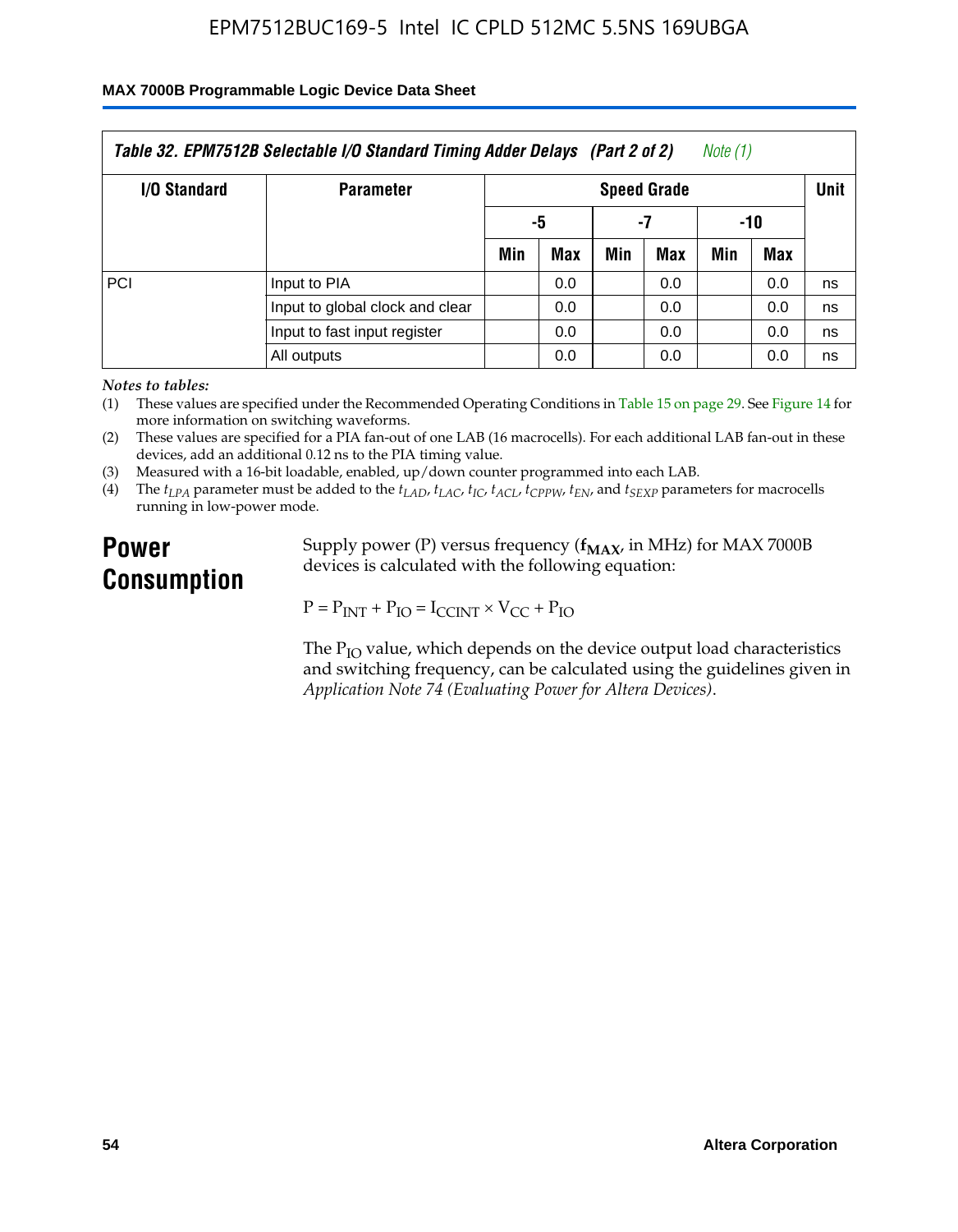**Table 32. EPM7512B Selectable I/O Standard Timing Adder Delays (Part 2 of 2)** *Note (1)*

| I/O Standard | Parameter | Speed Grade | | | | | | Unit |
|---|---|---|---|---|---|---|---|---|
| | | -5 | | -7 | | -10 | | |
| | | Min | Max | Min | Max | Min | Max | |
| PCI | Input to PIA | | 0.0 | | 0.0 | | 0.0 | ns |
| | Input to global clock and clear | | 0.0 | | 0.0 | | 0.0 | ns |
| | Input to fast input register | | 0.0 | | 0.0 | | 0.0 | ns |
| | All outputs | | 0.0 | | 0.0 | | 0.0 | ns |

*Notes to tables:*

(1) These values are specified under the Recommended Operating Conditions in Table 15 on page 29. See Figure 14 for more information on switching waveforms.

(2) These values are specified for a PIA fan-out of one LAB (16 macrocells). For each additional LAB fan-out in these devices, add an additional 0.12 ns to the PIA timing value.

(3) Measured with a 16-bit loadable, enabled, up/down counter programmed into each LAB.

(4) The $t_{LPA}$ parameter must be added to the $t_{LAD}$, $t_{LAC}$, $t_{IC}$, $t_{ACL}$, $t_{CPPW}$, $t_{EN}$, and $t_{SEXP}$ parameters for macrocells running in low-power mode.

## Power Consumption

Supply power (P) versus frequency ($f_{MAX}$, in MHz) for MAX 7000B devices is calculated with the following equation:

$$P = P_{INT} + P_{IO} = I_{CCINT} \times V_{CC} + P_{IO}$$

The $P_{IO}$ value, which depends on the device output load characteristics and switching frequency, can be calculated using the guidelines given in *Application Note 74 (Evaluating Power for Altera Devices)*.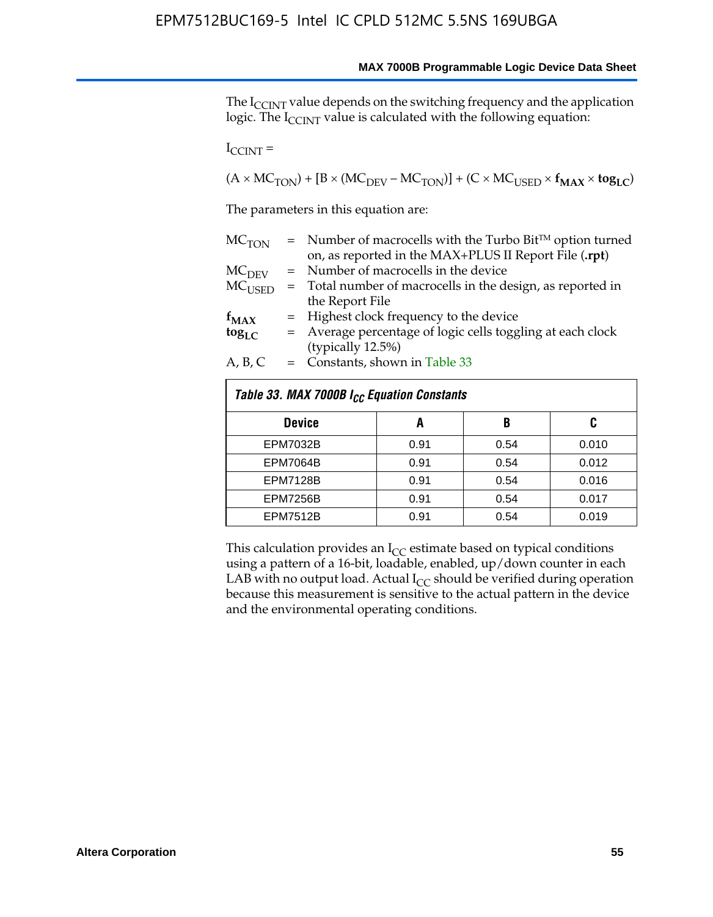The $I_{CCINT}$ value depends on the switching frequency and the application logic. The $I_{CCINT}$ value is calculated with the following equation:

$I_{CCINT}$ =

$$(A \times MC_{TON}) + [B \times (MC_{DEV} - MC_{TON})] + (C \times MC_{USED} \times \mathbf{f_{MAX}} \times \mathbf{tog_{LC}})$$

The parameters in this equation are:

$MC_{TON}$ = Number of macrocells with the Turbo Bit™ option turned on, as reported in the MAX+PLUS II Report File (**.rpt**)
$MC_{DEV}$ = Number of macrocells in the device
$MC_{USED}$ = Total number of macrocells in the design, as reported in the Report File
$\mathbf{f_{MAX}}$ = Highest clock frequency to the device
$\mathbf{tog_{LC}}$ = Average percentage of logic cells toggling at each clock (typically 12.5%)
A, B, C = Constants, shown in Table 33

*Table 33. MAX 7000B $I_{CC}$ Equation Constants*

| Device | A | B | C |
|---|---|---|---|
| EPM7032B | 0.91 | 0.54 | 0.010 |
| EPM7064B | 0.91 | 0.54 | 0.012 |
| EPM7128B | 0.91 | 0.54 | 0.016 |
| EPM7256B | 0.91 | 0.54 | 0.017 |
| EPM7512B | 0.91 | 0.54 | 0.019 |

This calculation provides an $I_{CC}$ estimate based on typical conditions using a pattern of a 16-bit, loadable, enabled, up/down counter in each LAB with no output load. Actual $I_{CC}$ should be verified during operation because this measurement is sensitive to the actual pattern in the device and the environmental operating conditions.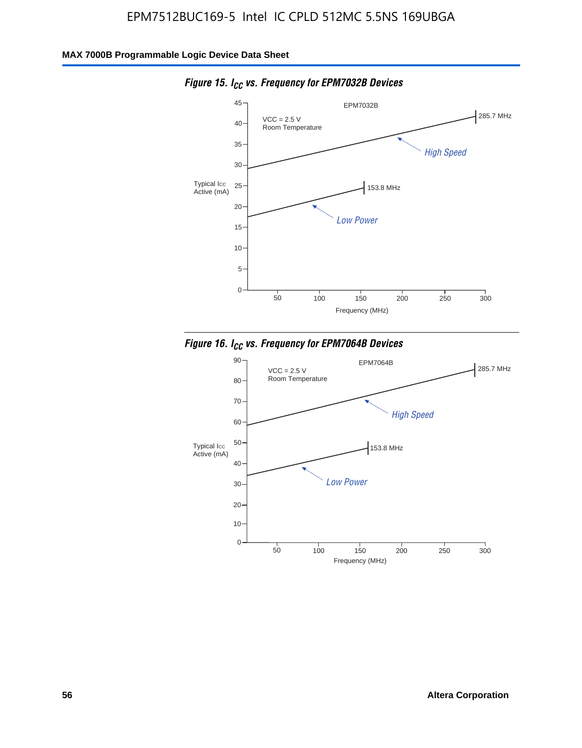*Figure 15. $I_{CC}$ vs. Frequency for EPM7032B Devices*

EPM7032B

VCC = 2.5 V
Room Temperature

285.7 MHz

High Speed

153.8 MHz

Low Power

Typical Icc Active (mA)

Frequency (MHz)

*Figure 16. $I_{CC}$ vs. Frequency for EPM7064B Devices*

EPM7064B

VCC = 2.5 V
Room Temperature

285.7 MHz

High Speed

153.8 MHz

Low Power

Typical Icc Active (mA)

Frequency (MHz)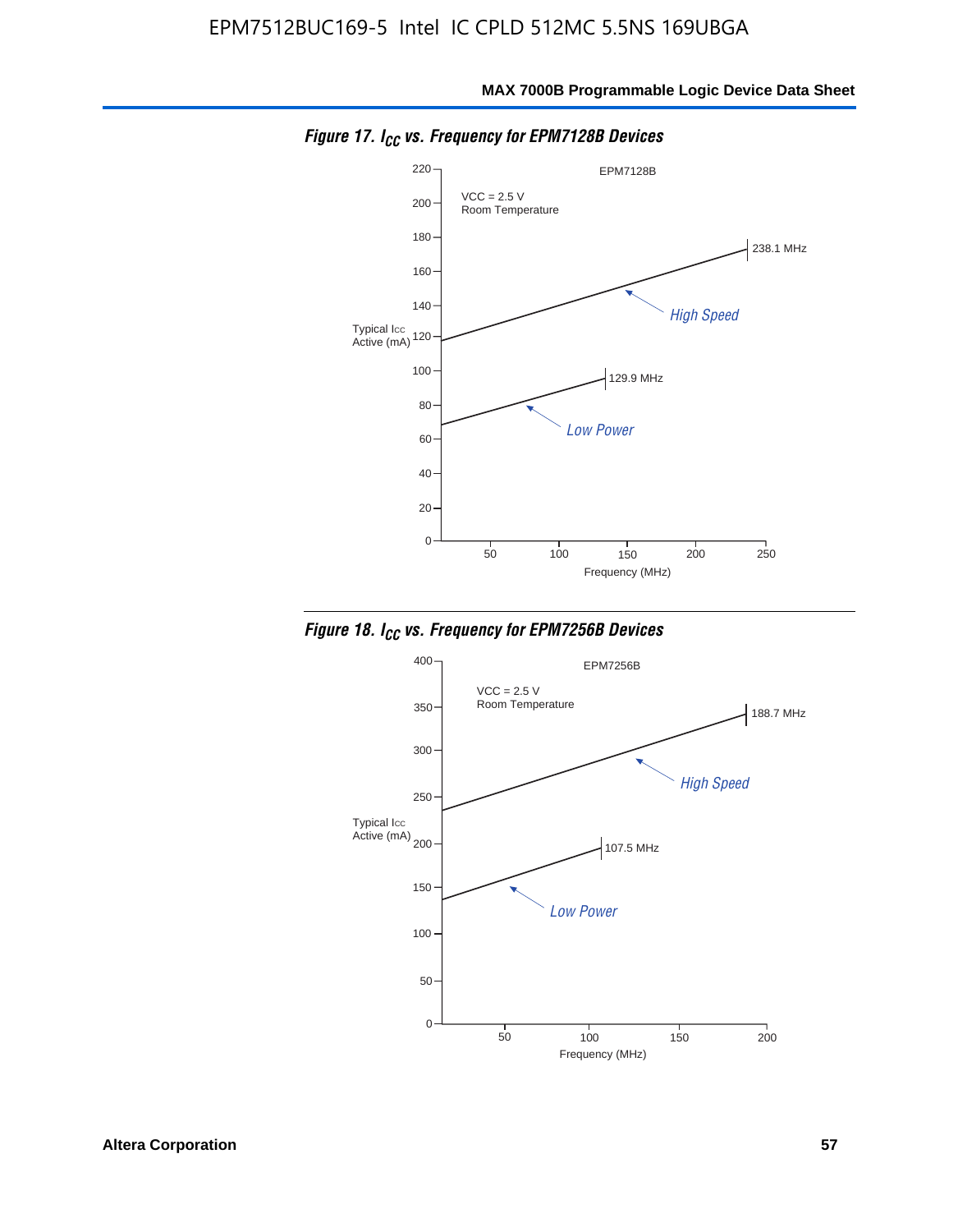**Figure 17.** $I_{CC}$ **vs. Frequency for EPM7128B Devices**

EPM7128B

VCC = 2.5 V
Room Temperature

Typical Icc Active (mA)

Frequency (MHz)

High Speed: 238.1 MHz

Low Power: 129.9 MHz

**Figure 18.** $I_{CC}$ **vs. Frequency for EPM7256B Devices**

EPM7256B

VCC = 2.5 V
Room Temperature

Typical Icc Active (mA)

Frequency (MHz)

High Speed: 188.7 MHz

Low Power: 107.5 MHz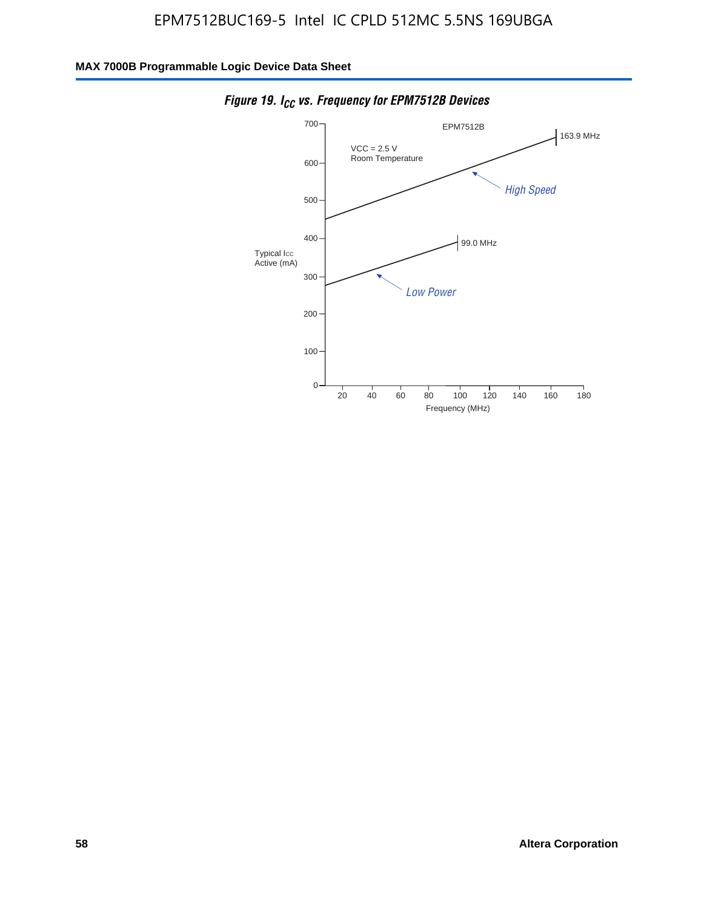*Figure 19. $I_{CC}$ vs. Frequency for EPM7512B Devices*

EPM7512B

VCC = 2.5 V
Room Temperature

Typical Icc Active (mA)

163.9 MHz

High Speed

99.0 MHz

Low Power

Frequency (MHz)

0, 100, 200, 300, 400, 500, 600, 700

20, 40, 60, 80, 100, 120, 140, 160, 180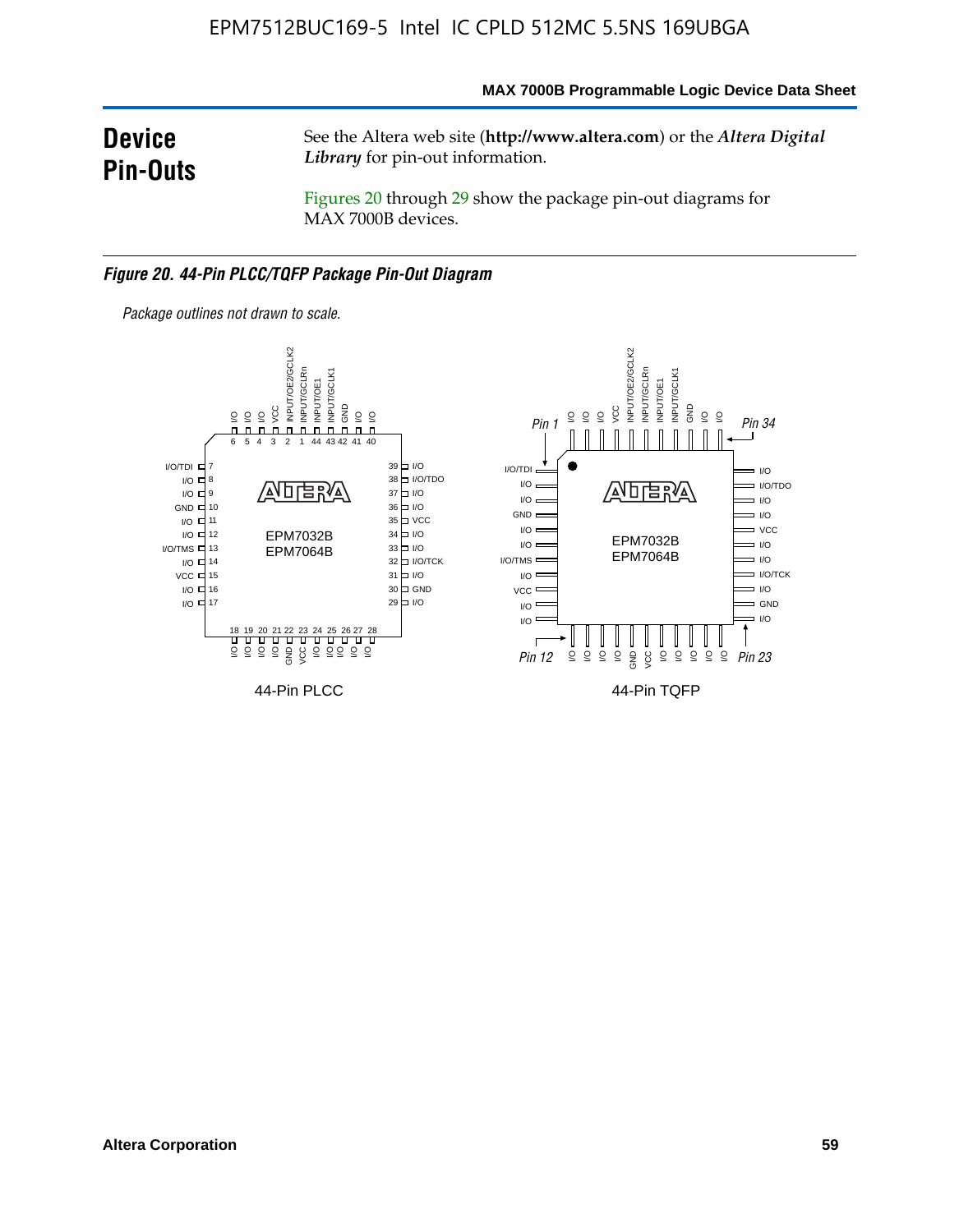# Device Pin-Outs

See the Altera web site (**http://www.altera.com**) or the *Altera Digital Library* for pin-out information.

Figures 20 through 29 show the package pin-out diagrams for MAX 7000B devices.

***Figure 20. 44-Pin PLCC/TQFP Package Pin-Out Diagram***

*Package outlines not drawn to scale.*

44-Pin PLCC

44-Pin TQFP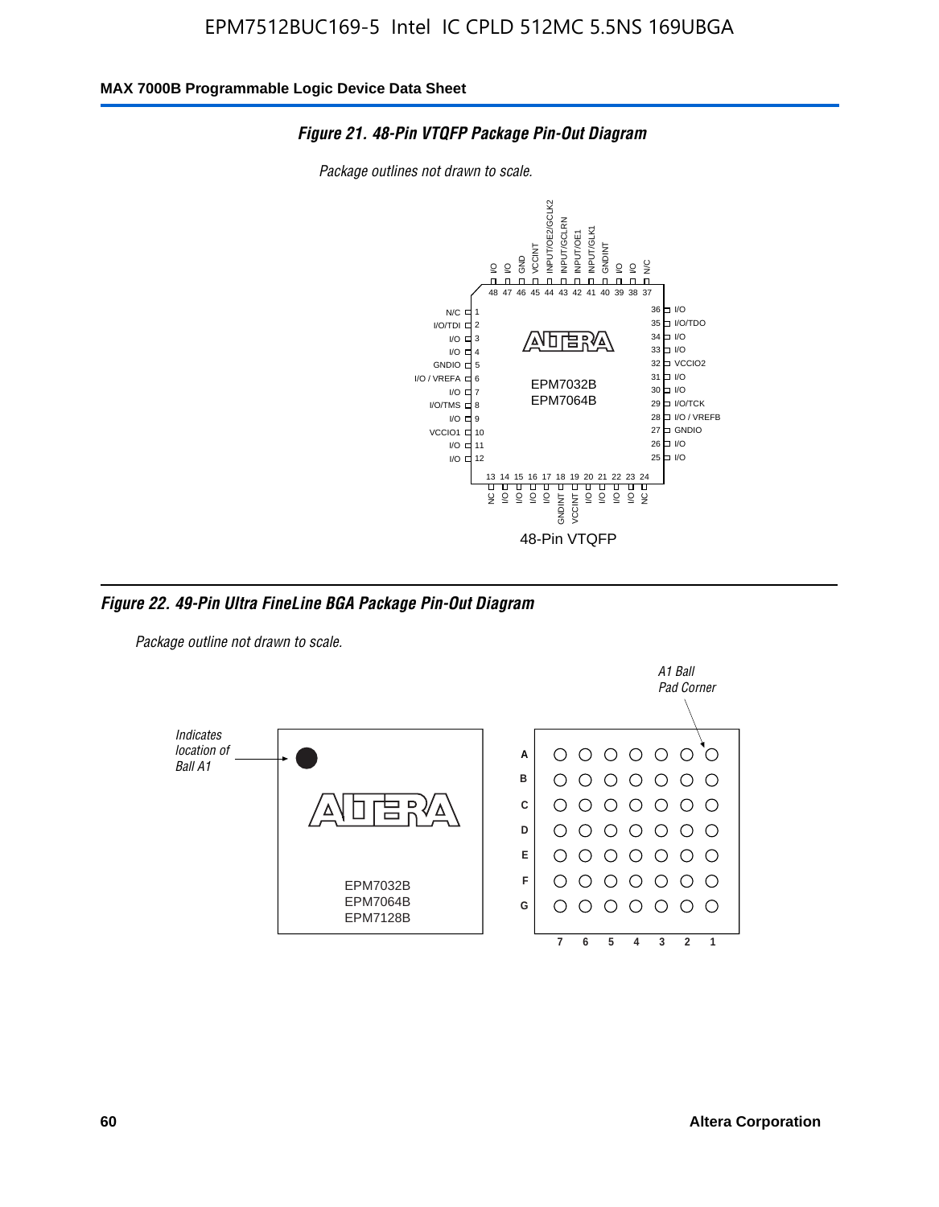**Figure 21. 48-Pin VTQFP Package Pin-Out Diagram**

*Package outlines not drawn to scale.*

| Pin | Name | Pin | Name |
|---|---|---|---|
| 1 | N/C | 25 | I/O |
| 2 | I/O/TDI | 26 | I/O |
| 3 | I/O | 27 | GNDIO |
| 4 | I/O | 28 | I/O / VREFB |
| 5 | GNDIO | 29 | I/O/TCK |
| 6 | I/O / VREFA | 30 | I/O |
| 7 | I/O | 31 | I/O |
| 8 | I/O/TMS | 32 | VCCIO2 |
| 9 | I/O | 33 | I/O |
| 10 | VCCIO1 | 34 | I/O |
| 11 | I/O | 35 | I/O/TDO |
| 12 | I/O | 36 | I/O |
| 13 | NC | 37 | N/C |
| 14 | I/O | 38 | I/O |
| 15 | I/O | 39 | I/O |
| 16 | I/O | 40 | GNDINT |
| 17 | I/O | 41 | INPUT/GLK1 |
| 18 | GNDINT | 42 | INPUT/OE1 |
| 19 | VCCINT | 43 | INPUT/GCLRN |
| 20 | I/O | 44 | INPUT/OE2/GCLK2 |
| 21 | I/O | 45 | VCCINT |
| 22 | I/O | 46 | GND |
| 23 | I/O | 47 | I/O |
| 24 | NC | 48 | I/O |

EPM7032B
EPM7064B

48-Pin VTQFP

**Figure 22. 49-Pin Ultra FineLine BGA Package Pin-Out Diagram**

*Package outline not drawn to scale.*

*Indicates location of Ball A1*

*A1 Ball Pad Corner*

EPM7032B
EPM7064B
EPM7128B

Rows: A, B, C, D, E, F, G
Columns: 7, 6, 5, 4, 3, 2, 1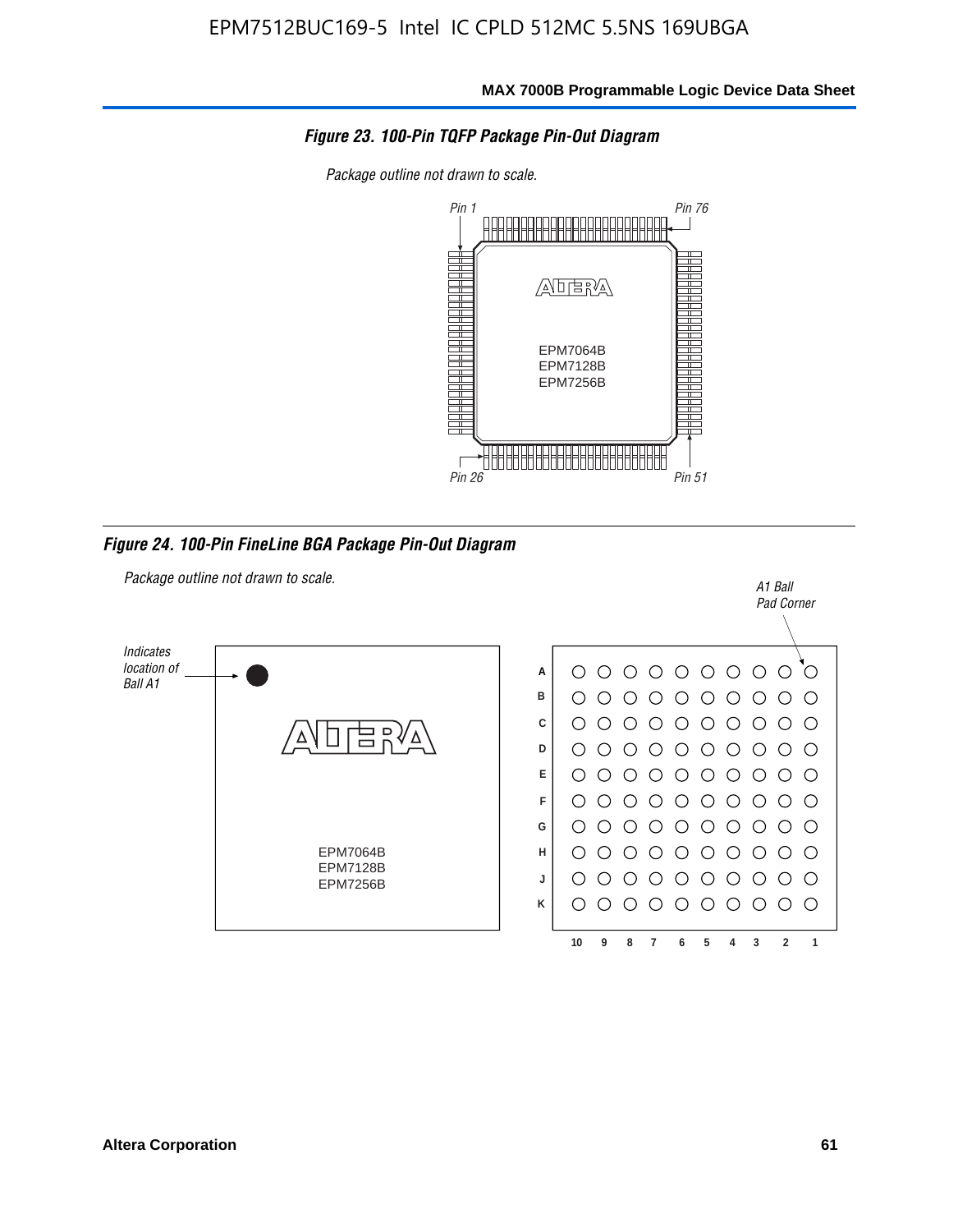**Figure 23. 100-Pin TQFP Package Pin-Out Diagram**

*Package outline not drawn to scale.*

Pin 1 Pin 76

EPM7064B
EPM7128B
EPM7256B

Pin 26 Pin 51

**Figure 24. 100-Pin FineLine BGA Package Pin-Out Diagram**

*Package outline not drawn to scale.*

*Indicates location of Ball A1*

EPM7064B
EPM7128B
EPM7256B

*A1 Ball Pad Corner*

A B C D E F G H J K

10 9 8 7 6 5 4 3 2 1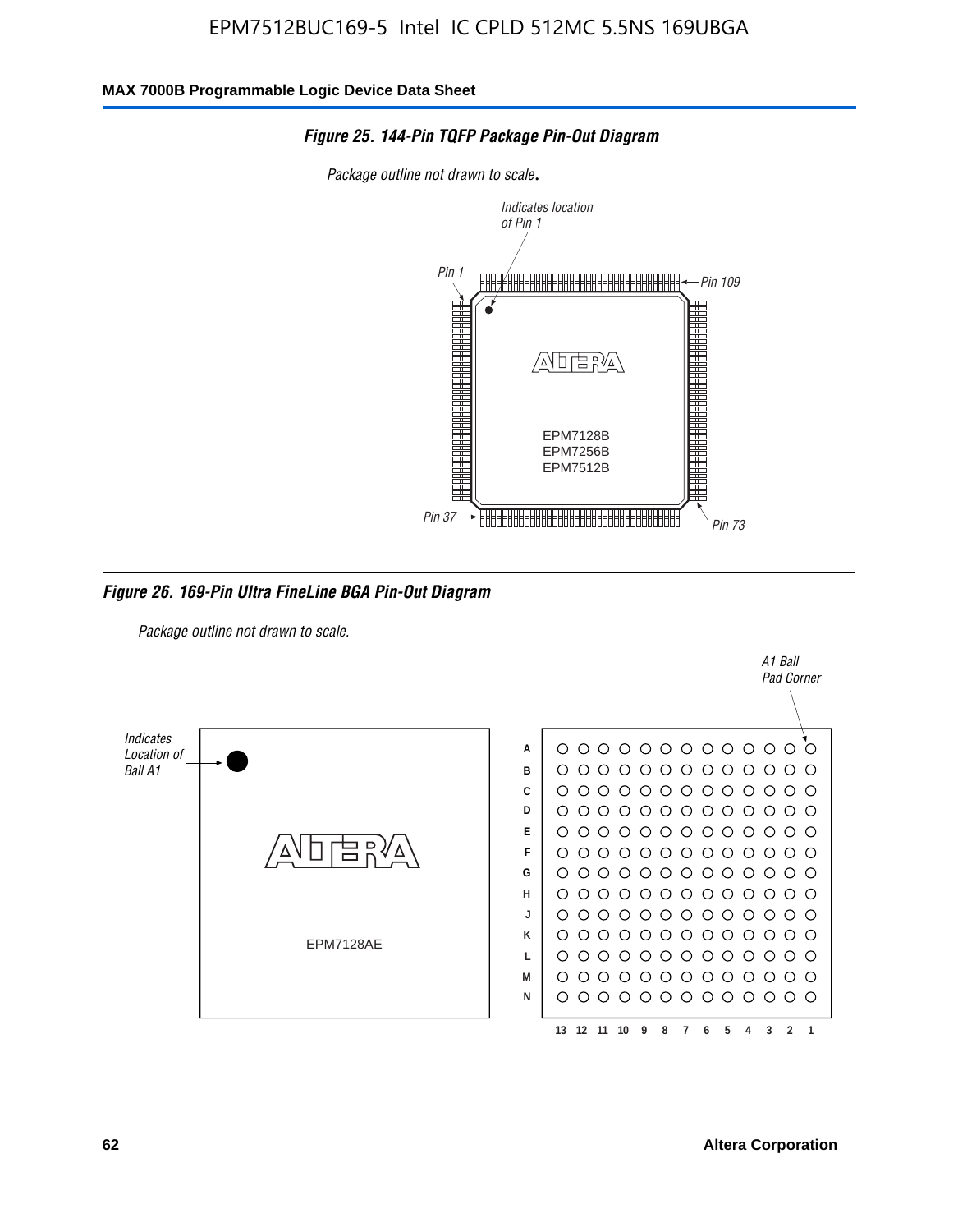### *Figure 25. 144-Pin TQFP Package Pin-Out Diagram*

*Package outline not drawn to scale.*

*Indicates location of Pin 1*

*Pin 1*

*Pin 109*

EPM7128B
EPM7256B
EPM7512B

*Pin 37*

*Pin 73*

### *Figure 26. 169-Pin Ultra FineLine BGA Pin-Out Diagram*

*Package outline not drawn to scale.*

*A1 Ball Pad Corner*

*Indicates Location of Ball A1*

EPM7128AE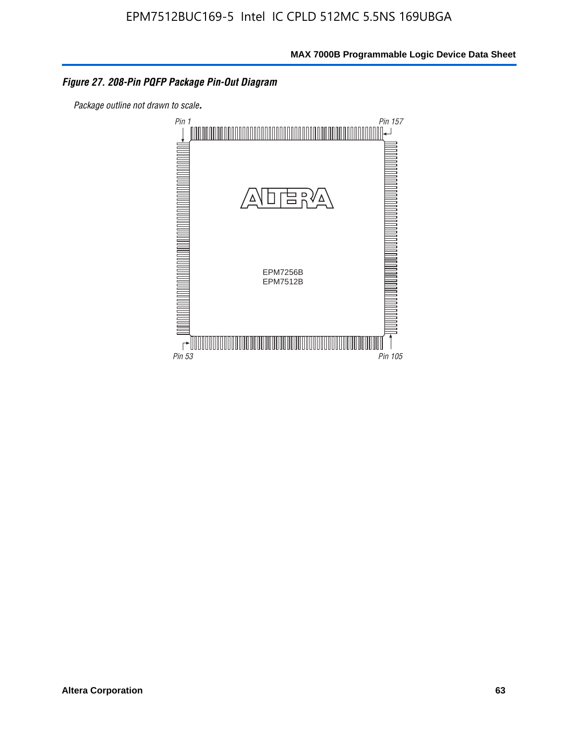*Figure 27. 208-Pin PQFP Package Pin-Out Diagram*

*Package outline not drawn to scale.*

Pin 1

Pin 157

EPM7256B
EPM7512B

Pin 53

Pin 105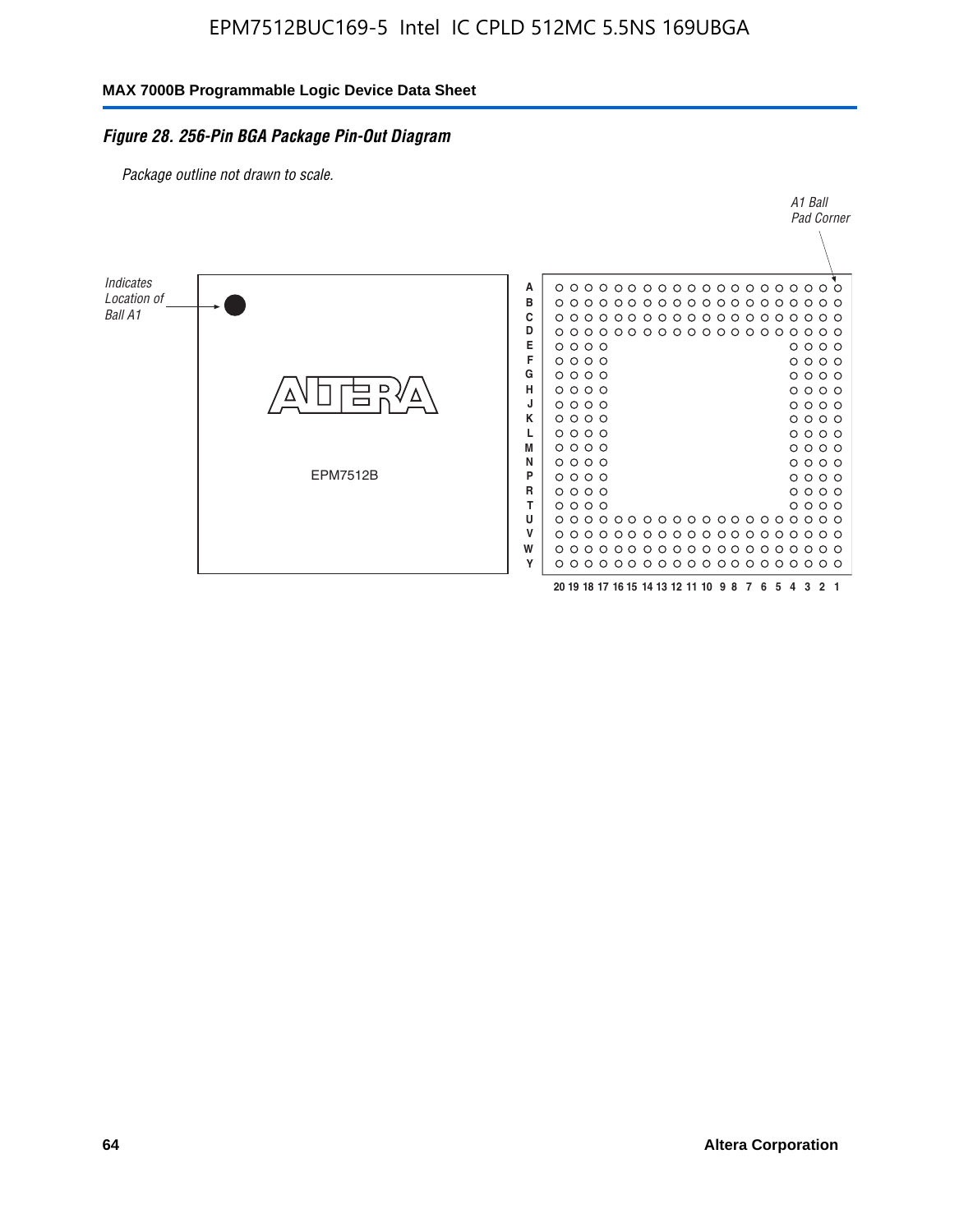*Figure 28. 256-Pin BGA Package Pin-Out Diagram*

*Package outline not drawn to scale.*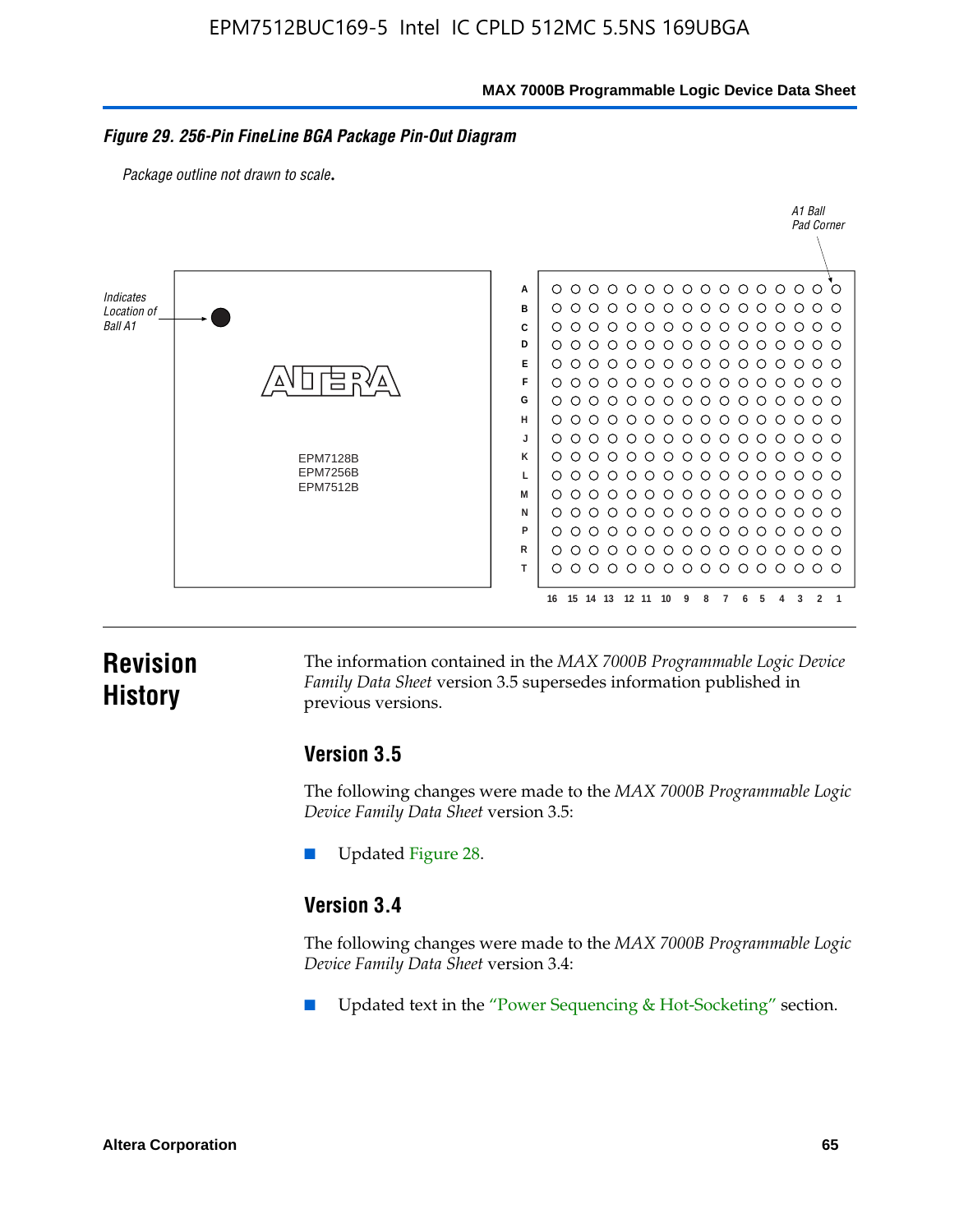*Figure 29. 256-Pin FineLine BGA Package Pin-Out Diagram*

*Package outline not drawn to scale.*

Indicates Location of Ball A1

A1 Ball Pad Corner

EPM7128B
EPM7256B
EPM7512B

## Revision History

The information contained in the *MAX 7000B Programmable Logic Device Family Data Sheet* version 3.5 supersedes information published in previous versions.

### Version 3.5

The following changes were made to the *MAX 7000B Programmable Logic Device Family Data Sheet* version 3.5:

- Updated Figure 28.

### Version 3.4

The following changes were made to the *MAX 7000B Programmable Logic Device Family Data Sheet* version 3.4:

- Updated text in the "Power Sequencing & Hot-Socketing" section.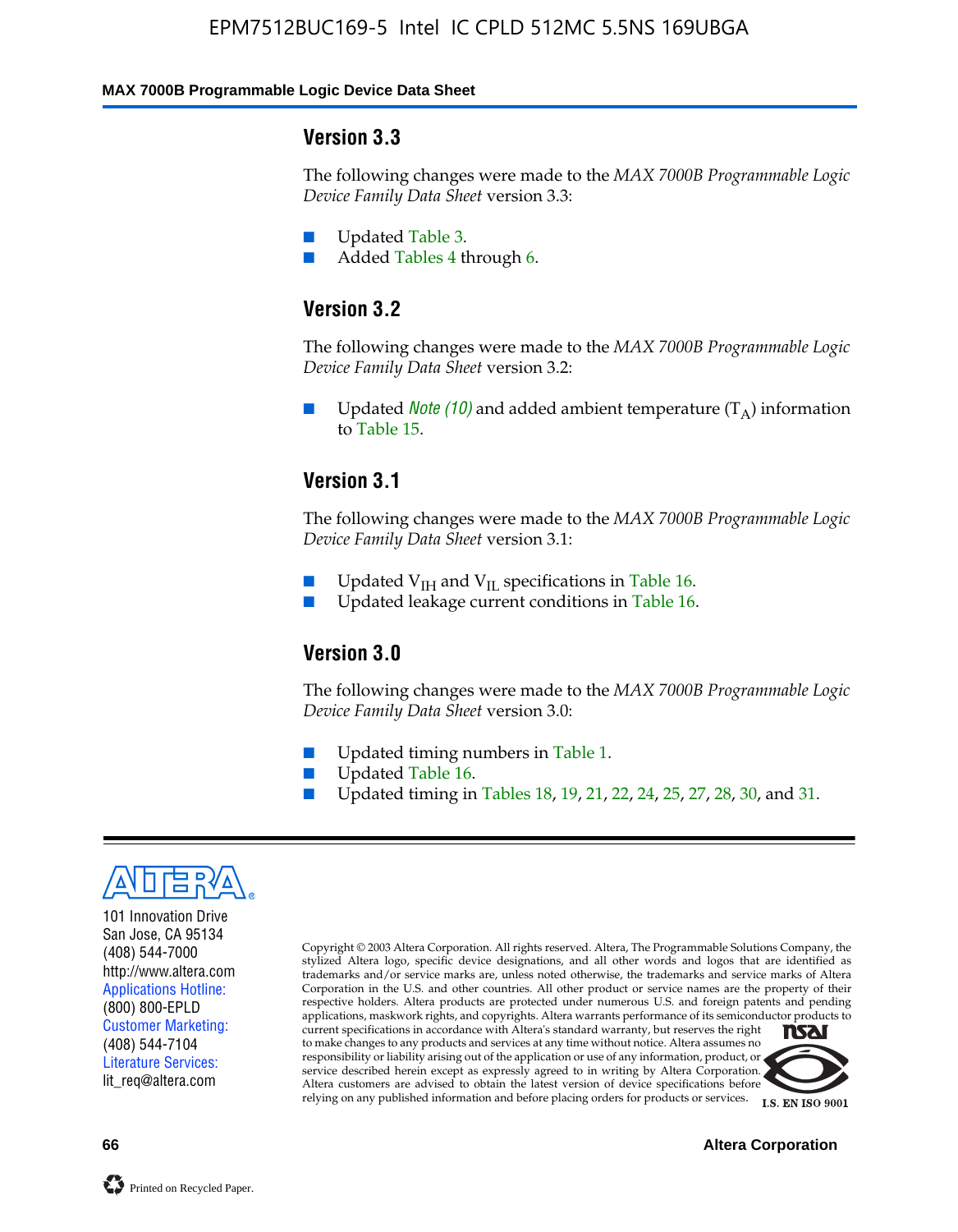### Version 3.3

The following changes were made to the *MAX 7000B Programmable Logic Device Family Data Sheet* version 3.3:

- Updated Table 3.
- Added Tables 4 through 6.

### Version 3.2

The following changes were made to the *MAX 7000B Programmable Logic Device Family Data Sheet* version 3.2:

- Updated *Note (10)* and added ambient temperature ($T_A$) information to Table 15.

### Version 3.1

The following changes were made to the *MAX 7000B Programmable Logic Device Family Data Sheet* version 3.1:

- Updated $V_{IH}$ and $V_{IL}$ specifications in Table 16.
- Updated leakage current conditions in Table 16.

### Version 3.0

The following changes were made to the *MAX 7000B Programmable Logic Device Family Data Sheet* version 3.0:

- Updated timing numbers in Table 1.
- Updated Table 16.
- Updated timing in Tables 18, 19, 21, 22, 24, 25, 27, 28, 30, and 31.

---

101 Innovation Drive
San Jose, CA 95134
(408) 544-7000
http://www.altera.com
Applications Hotline:
(800) 800-EPLD
Customer Marketing:
(408) 544-7104
Literature Services:
lit_req@altera.com

Copyright © 2003 Altera Corporation. All rights reserved. Altera, The Programmable Solutions Company, the stylized Altera logo, specific device designations, and all other words and logos that are identified as trademarks and/or service marks are, unless noted otherwise, the trademarks and service marks of Altera Corporation in the U.S. and other countries. All other product or service names are the property of their respective holders. Altera products are protected under numerous U.S. and foreign patents and pending applications, maskwork rights, and copyrights. Altera warrants performance of its semiconductor products to current specifications in accordance with Altera's standard warranty, but reserves the right to make changes to any products and services at any time without notice. Altera assumes no responsibility or liability arising out of the application or use of any information, product, or service described herein except as expressly agreed to in writing by Altera Corporation. Altera customers are advised to obtain the latest version of device specifications before relying on any published information and before placing orders for products or services.

I.S. EN ISO 9001

Printed on Recycled Paper.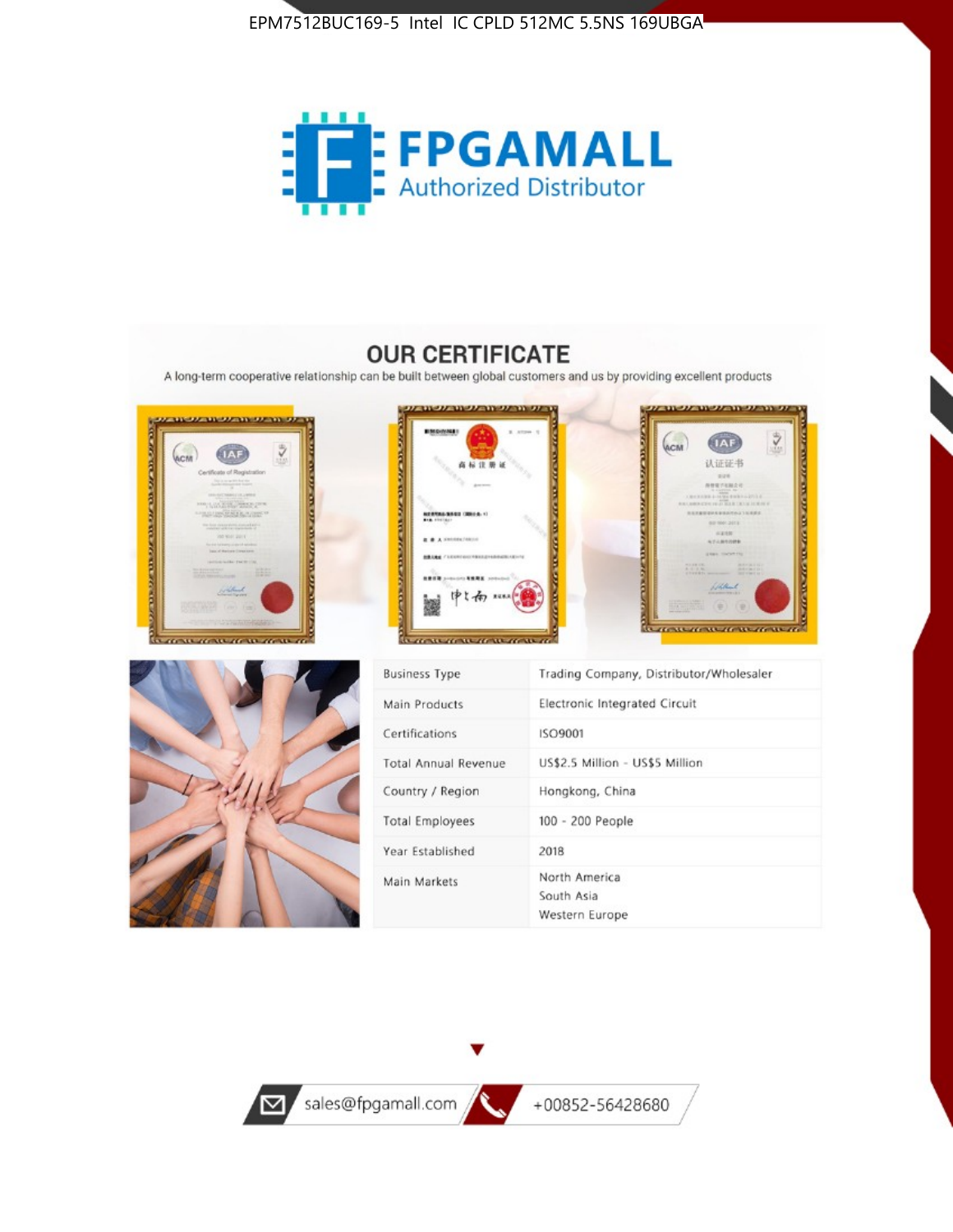FPGAMALL
Authorized Distributor

## OUR CERTIFICATE

A long-term cooperative relationship can be built between global customers and us by providing excellent products

| | |
|---|---|
| Business Type | Trading Company, Distributor/Wholesaler |
| Main Products | Electronic Integrated Circuit |
| Certifications | ISO9001 |
| Total Annual Revenue | US$2.5 Million - US$5 Million |
| Country / Region | Hongkong, China |
| Total Employees | 100 - 200 People |
| Year Established | 2018 |
| Main Markets | North America<br>South Asia<br>Western Europe |

sales@fpgamall.com

+00852-56428680